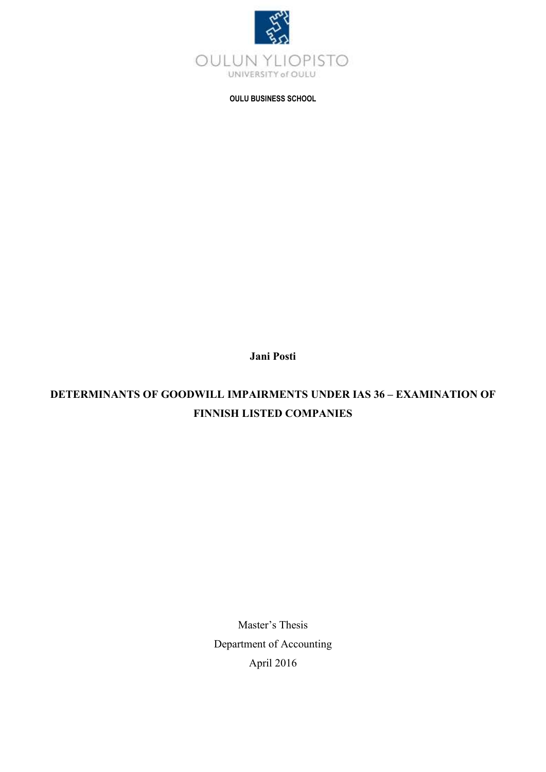OULUN YLIOPISTO

UNIVERSITY of OULU

**OULU BUSINESS SCHOOL**

**Jani Posti**

# DETERMINANTS OF GOODWILL IMPAIRMENTS UNDER IAS 36 – EXAMINATION OF FINNISH LISTED COMPANIES

Master's Thesis

Department of Accounting

April 2016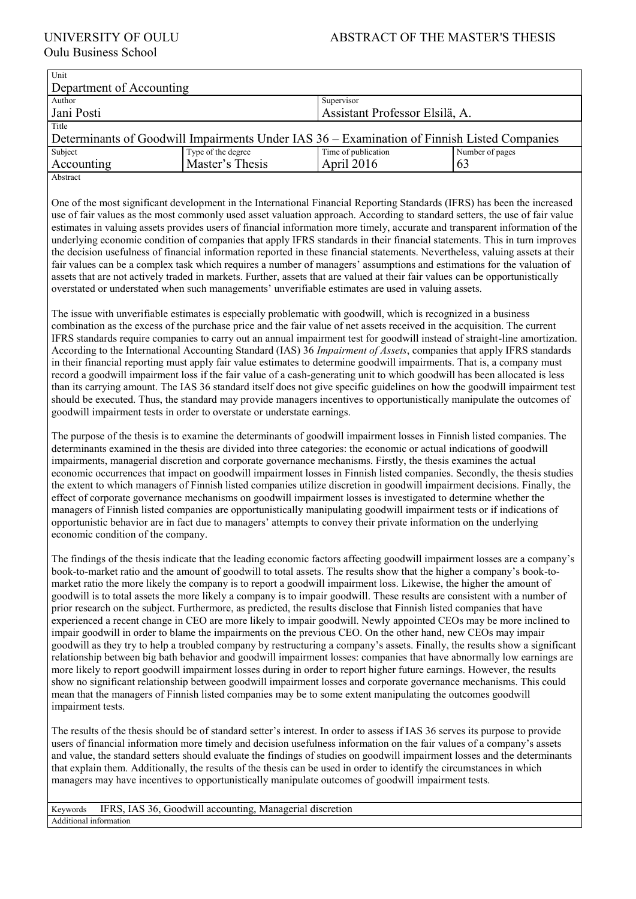UNIVERSITY OF OULU
Oulu Business School

ABSTRACT OF THE MASTER'S THESIS

| | | | |
|---|---|---|---|
| Unit<br>Department of Accounting | | | |
| Author<br>Jani Posti | | Supervisor<br>Assistant Professor Elsilä, A. | |
| Title<br>Determinants of Goodwill Impairments Under IAS 36 – Examination of Finnish Listed Companies | | | |
| Subject<br>Accounting | Type of the degree<br>Master's Thesis | Time of publication<br>April 2016 | Number of pages<br>63 |

Abstract

One of the most significant development in the International Financial Reporting Standards (IFRS) has been the increased use of fair values as the most commonly used asset valuation approach. According to standard setters, the use of fair value estimates in valuing assets provides users of financial information more timely, accurate and transparent information of the underlying economic condition of companies that apply IFRS standards in their financial statements. This in turn improves the decision usefulness of financial information reported in these financial statements. Nevertheless, valuing assets at their fair values can be a complex task which requires a number of managers' assumptions and estimations for the valuation of assets that are not actively traded in markets. Further, assets that are valued at their fair values can be opportunistically overstated or understated when such managements' unverifiable estimates are used in valuing assets.

The issue with unverifiable estimates is especially problematic with goodwill, which is recognized in a business combination as the excess of the purchase price and the fair value of net assets received in the acquisition. The current IFRS standards require companies to carry out an annual impairment test for goodwill instead of straight-line amortization. According to the International Accounting Standard (IAS) 36 *Impairment of Assets*, companies that apply IFRS standards in their financial reporting must apply fair value estimates to determine goodwill impairments. That is, a company must record a goodwill impairment loss if the fair value of a cash-generating unit to which goodwill has been allocated is less than its carrying amount. The IAS 36 standard itself does not give specific guidelines on how the goodwill impairment test should be executed. Thus, the standard may provide managers incentives to opportunistically manipulate the outcomes of goodwill impairment tests in order to overstate or understate earnings.

The purpose of the thesis is to examine the determinants of goodwill impairment losses in Finnish listed companies. The determinants examined in the thesis are divided into three categories: the economic or actual indications of goodwill impairments, managerial discretion and corporate governance mechanisms. Firstly, the thesis examines the actual economic occurrences that impact on goodwill impairment losses in Finnish listed companies. Secondly, the thesis studies the extent to which managers of Finnish listed companies utilize discretion in goodwill impairment decisions. Finally, the effect of corporate governance mechanisms on goodwill impairment losses is investigated to determine whether the managers of Finnish listed companies are opportunistically manipulating goodwill impairment tests or if indications of opportunistic behavior are in fact due to managers' attempts to convey their private information on the underlying economic condition of the company.

The findings of the thesis indicate that the leading economic factors affecting goodwill impairment losses are a company's book-to-market ratio and the amount of goodwill to total assets. The results show that the higher a company's book-to-market ratio the more likely the company is to report a goodwill impairment loss. Likewise, the higher the amount of goodwill is to total assets the more likely a company is to impair goodwill. These results are consistent with a number of prior research on the subject. Furthermore, as predicted, the results disclose that Finnish listed companies that have experienced a recent change in CEO are more likely to impair goodwill. Newly appointed CEOs may be more inclined to impair goodwill in order to blame the impairments on the previous CEO. On the other hand, new CEOs may impair goodwill as they try to help a troubled company by restructuring a company's assets. Finally, the results show a significant relationship between big bath behavior and goodwill impairment losses: companies that have abnormally low earnings are more likely to report goodwill impairment losses during in order to report higher future earnings. However, the results show no significant relationship between goodwill impairment losses and corporate governance mechanisms. This could mean that the managers of Finnish listed companies may be to some extent manipulating the outcomes goodwill impairment tests.

The results of the thesis should be of standard setter's interest. In order to assess if IAS 36 serves its purpose to provide users of financial information more timely and decision usefulness information on the fair values of a company's assets and value, the standard setters should evaluate the findings of studies on goodwill impairment losses and the determinants that explain them. Additionally, the results of the thesis can be used in order to identify the circumstances in which managers may have incentives to opportunistically manipulate outcomes of goodwill impairment tests.

Keywords IFRS, IAS 36, Goodwill accounting, Managerial discretion

Additional information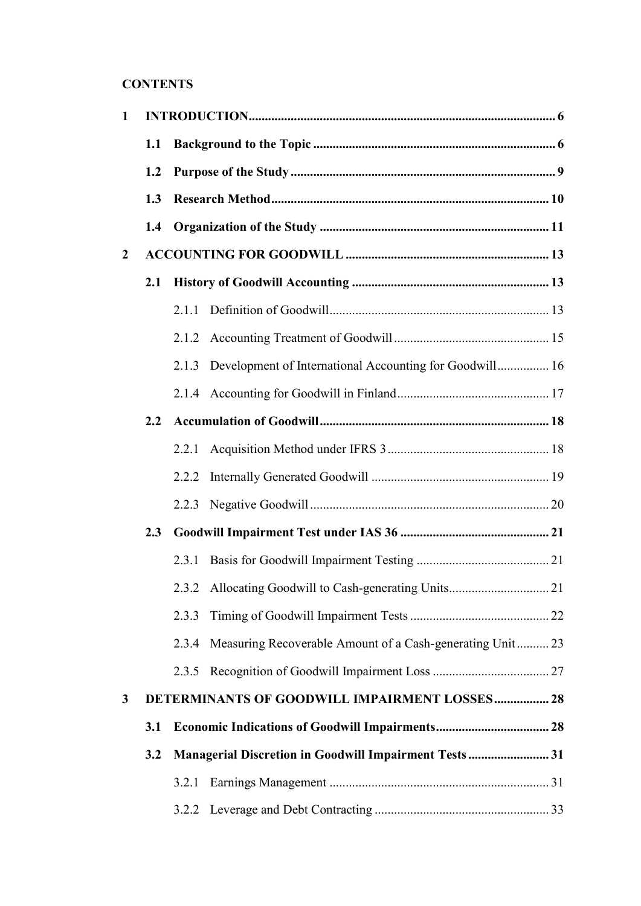**CONTENTS**

1 INTRODUCTION ..... 6
- 1.1 Background to the Topic ..... 6
- 1.2 Purpose of the Study ..... 9
- 1.3 Research Method ..... 10
- 1.4 Organization of the Study ..... 11

2 ACCOUNTING FOR GOODWILL ..... 13
- 2.1 History of Goodwill Accounting ..... 13
  - 2.1.1 Definition of Goodwill ..... 13
  - 2.1.2 Accounting Treatment of Goodwill ..... 15
  - 2.1.3 Development of International Accounting for Goodwill ..... 16
  - 2.1.4 Accounting for Goodwill in Finland ..... 17
- 2.2 Accumulation of Goodwill ..... 18
  - 2.2.1 Acquisition Method under IFRS 3 ..... 18
  - 2.2.2 Internally Generated Goodwill ..... 19
  - 2.2.3 Negative Goodwill ..... 20
- 2.3 Goodwill Impairment Test under IAS 36 ..... 21
  - 2.3.1 Basis for Goodwill Impairment Testing ..... 21
  - 2.3.2 Allocating Goodwill to Cash-generating Units ..... 21
  - 2.3.3 Timing of Goodwill Impairment Tests ..... 22
  - 2.3.4 Measuring Recoverable Amount of a Cash-generating Unit ..... 23
  - 2.3.5 Recognition of Goodwill Impairment Loss ..... 27

3 DETERMINANTS OF GOODWILL IMPAIRMENT LOSSES ..... 28
- 3.1 Economic Indications of Goodwill Impairments ..... 28
- 3.2 Managerial Discretion in Goodwill Impairment Tests ..... 31
  - 3.2.1 Earnings Management ..... 31
  - 3.2.2 Leverage and Debt Contracting ..... 33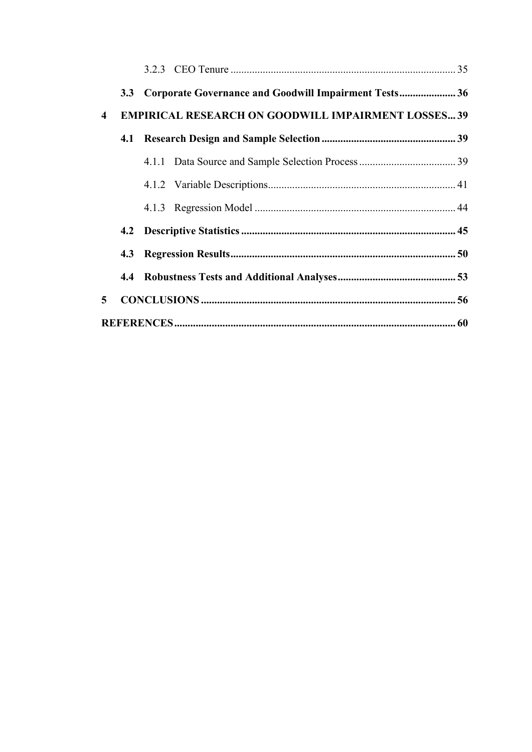3.2.3 CEO Tenure ..................................................................................... 35

**3.3 Corporate Governance and Goodwill Impairment Tests** ..................... **36**

**4 EMPIRICAL RESEARCH ON GOODWILL IMPAIRMENT LOSSES** ... **39**

**4.1 Research Design and Sample Selection** .................................................. **39**

4.1.1 Data Source and Sample Selection Process .................................... 39

4.1.2 Variable Descriptions ...................................................................... 41

4.1.3 Regression Model ........................................................................... 44

**4.2 Descriptive Statistics** ................................................................................ **45**

**4.3 Regression Results** .................................................................................... **50**

**4.4 Robustness Tests and Additional Analyses** ............................................ **53**

**5 CONCLUSIONS** .............................................................................................. **56**

**REFERENCES** ......................................................................................................... **60**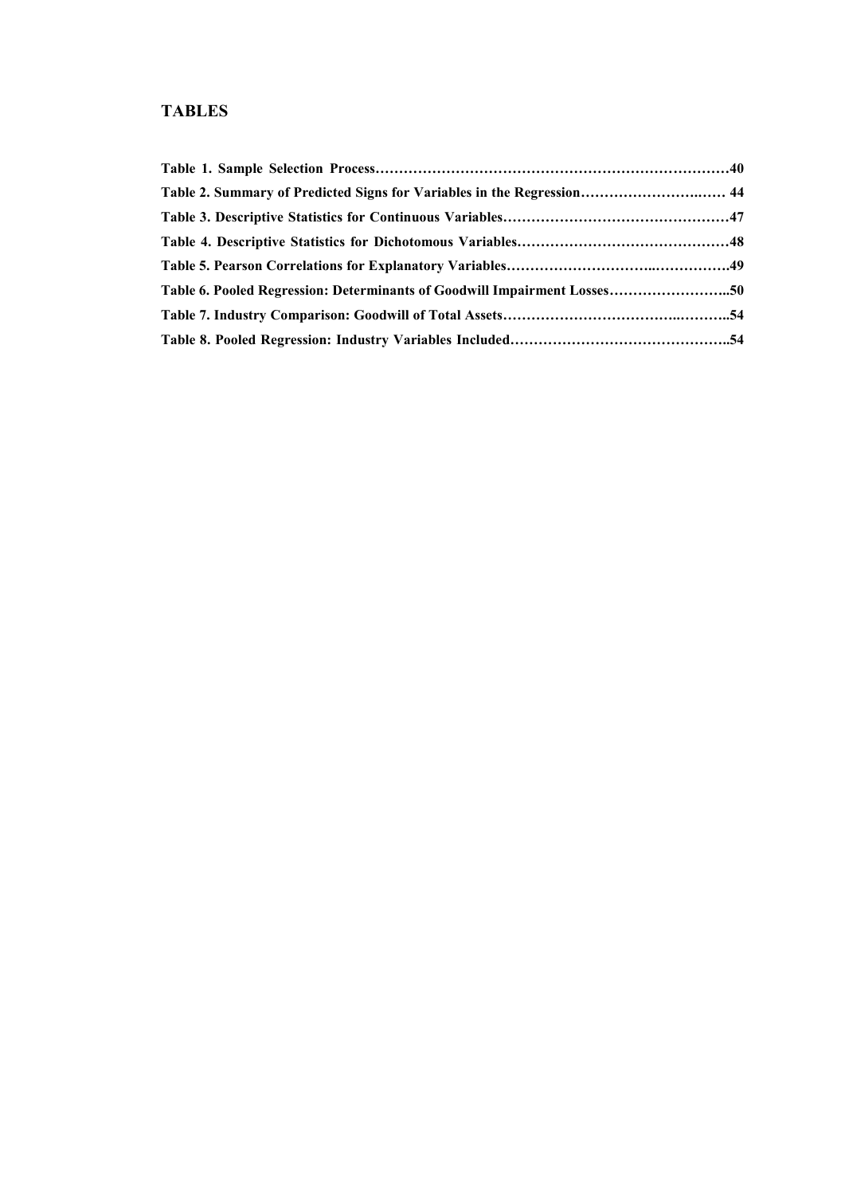## TABLES

**Table 1. Sample Selection Process…………………………………………………………………40**

**Table 2. Summary of Predicted Signs for Variables in the Regression…………………….…… 44**

**Table 3. Descriptive Statistics for Continuous Variables…………………………………………47**

**Table 4. Descriptive Statistics for Dichotomous Variables………………………………………48**

**Table 5. Pearson Correlations for Explanatory Variables…………………………..…………….49**

**Table 6. Pooled Regression: Determinants of Goodwill Impairment Losses……………………..50**

**Table 7. Industry Comparison: Goodwill of Total Assets……………………………..………..54**

**Table 8. Pooled Regression: Industry Variables Included………………………………………..54**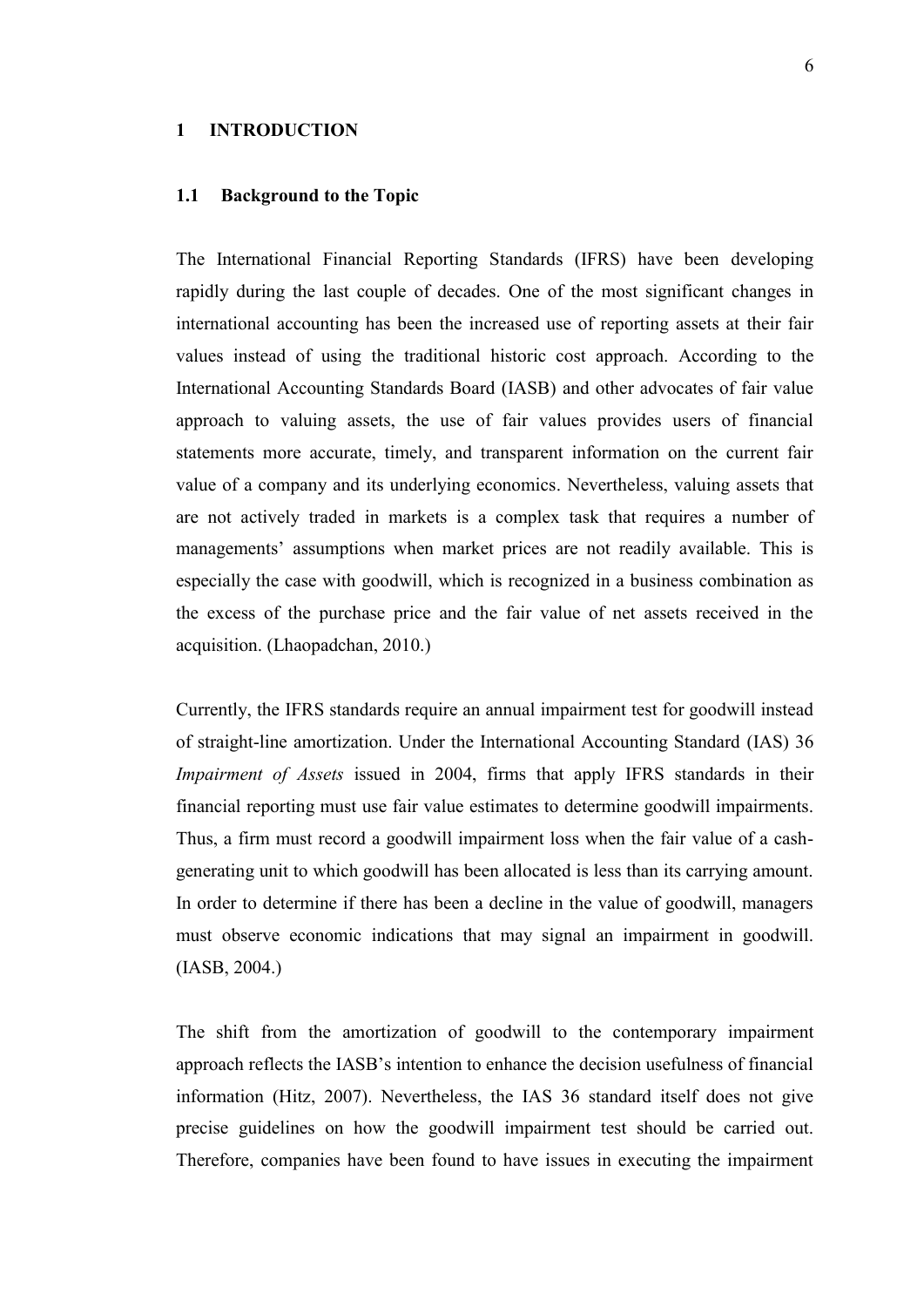# 1 INTRODUCTION

## 1.1 Background to the Topic

The International Financial Reporting Standards (IFRS) have been developing rapidly during the last couple of decades. One of the most significant changes in international accounting has been the increased use of reporting assets at their fair values instead of using the traditional historic cost approach. According to the International Accounting Standards Board (IASB) and other advocates of fair value approach to valuing assets, the use of fair values provides users of financial statements more accurate, timely, and transparent information on the current fair value of a company and its underlying economics. Nevertheless, valuing assets that are not actively traded in markets is a complex task that requires a number of managements' assumptions when market prices are not readily available. This is especially the case with goodwill, which is recognized in a business combination as the excess of the purchase price and the fair value of net assets received in the acquisition. (Lhaopadchan, 2010.)

Currently, the IFRS standards require an annual impairment test for goodwill instead of straight-line amortization. Under the International Accounting Standard (IAS) 36 *Impairment of Assets* issued in 2004, firms that apply IFRS standards in their financial reporting must use fair value estimates to determine goodwill impairments. Thus, a firm must record a goodwill impairment loss when the fair value of a cash-generating unit to which goodwill has been allocated is less than its carrying amount. In order to determine if there has been a decline in the value of goodwill, managers must observe economic indications that may signal an impairment in goodwill. (IASB, 2004.)

The shift from the amortization of goodwill to the contemporary impairment approach reflects the IASB's intention to enhance the decision usefulness of financial information (Hitz, 2007). Nevertheless, the IAS 36 standard itself does not give precise guidelines on how the goodwill impairment test should be carried out. Therefore, companies have been found to have issues in executing the impairment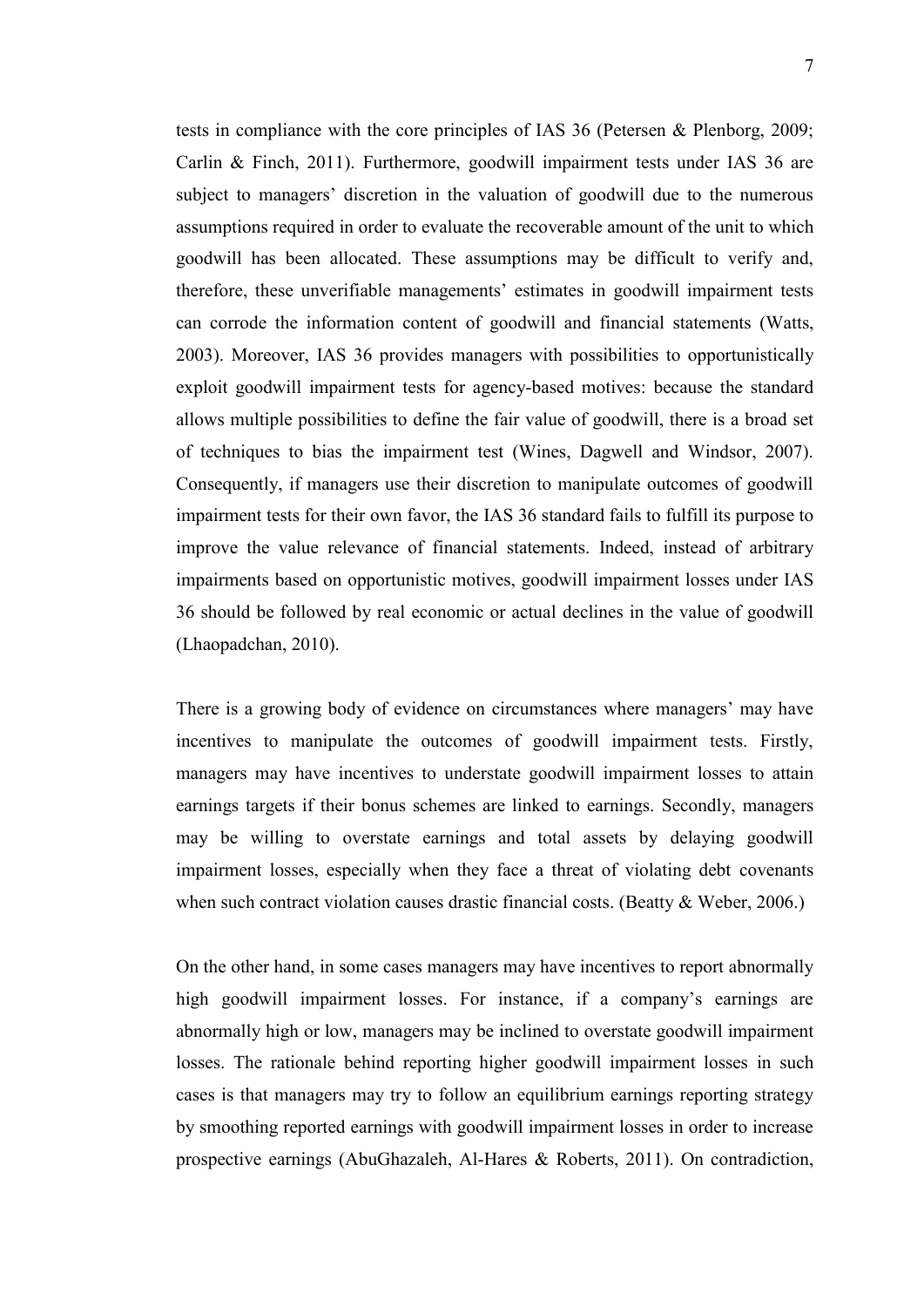tests in compliance with the core principles of IAS 36 (Petersen & Plenborg, 2009; Carlin & Finch, 2011). Furthermore, goodwill impairment tests under IAS 36 are subject to managers' discretion in the valuation of goodwill due to the numerous assumptions required in order to evaluate the recoverable amount of the unit to which goodwill has been allocated. These assumptions may be difficult to verify and, therefore, these unverifiable managements' estimates in goodwill impairment tests can corrode the information content of goodwill and financial statements (Watts, 2003). Moreover, IAS 36 provides managers with possibilities to opportunistically exploit goodwill impairment tests for agency-based motives: because the standard allows multiple possibilities to define the fair value of goodwill, there is a broad set of techniques to bias the impairment test (Wines, Dagwell and Windsor, 2007). Consequently, if managers use their discretion to manipulate outcomes of goodwill impairment tests for their own favor, the IAS 36 standard fails to fulfill its purpose to improve the value relevance of financial statements. Indeed, instead of arbitrary impairments based on opportunistic motives, goodwill impairment losses under IAS 36 should be followed by real economic or actual declines in the value of goodwill (Lhaopadchan, 2010).

There is a growing body of evidence on circumstances where managers' may have incentives to manipulate the outcomes of goodwill impairment tests. Firstly, managers may have incentives to understate goodwill impairment losses to attain earnings targets if their bonus schemes are linked to earnings. Secondly, managers may be willing to overstate earnings and total assets by delaying goodwill impairment losses, especially when they face a threat of violating debt covenants when such contract violation causes drastic financial costs. (Beatty & Weber, 2006.)

On the other hand, in some cases managers may have incentives to report abnormally high goodwill impairment losses. For instance, if a company's earnings are abnormally high or low, managers may be inclined to overstate goodwill impairment losses. The rationale behind reporting higher goodwill impairment losses in such cases is that managers may try to follow an equilibrium earnings reporting strategy by smoothing reported earnings with goodwill impairment losses in order to increase prospective earnings (AbuGhazaleh, Al-Hares & Roberts, 2011). On contradiction,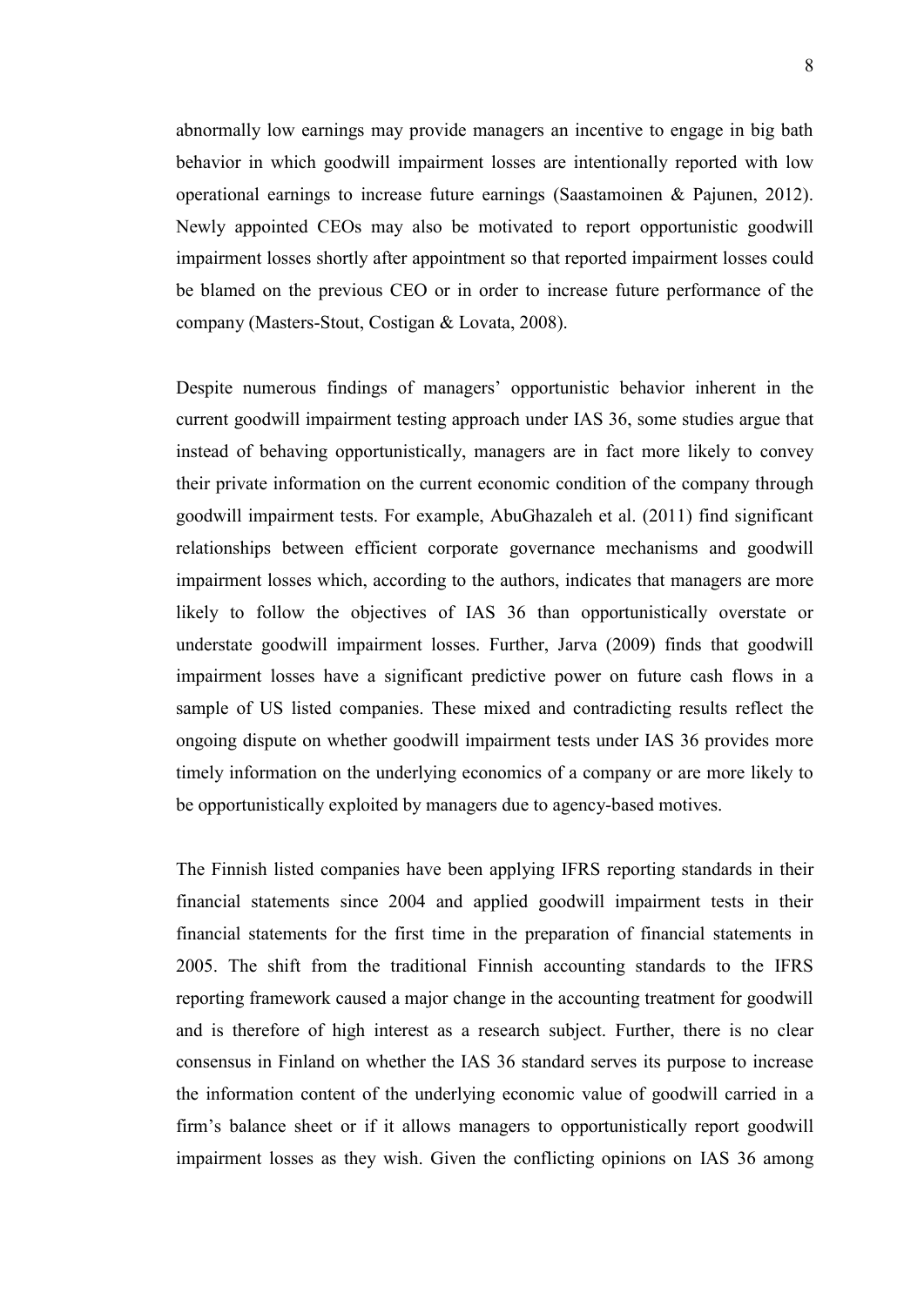abnormally low earnings may provide managers an incentive to engage in big bath behavior in which goodwill impairment losses are intentionally reported with low operational earnings to increase future earnings (Saastamoinen & Pajunen, 2012). Newly appointed CEOs may also be motivated to report opportunistic goodwill impairment losses shortly after appointment so that reported impairment losses could be blamed on the previous CEO or in order to increase future performance of the company (Masters-Stout, Costigan & Lovata, 2008).

Despite numerous findings of managers' opportunistic behavior inherent in the current goodwill impairment testing approach under IAS 36, some studies argue that instead of behaving opportunistically, managers are in fact more likely to convey their private information on the current economic condition of the company through goodwill impairment tests. For example, AbuGhazaleh et al. (2011) find significant relationships between efficient corporate governance mechanisms and goodwill impairment losses which, according to the authors, indicates that managers are more likely to follow the objectives of IAS 36 than opportunistically overstate or understate goodwill impairment losses. Further, Jarva (2009) finds that goodwill impairment losses have a significant predictive power on future cash flows in a sample of US listed companies. These mixed and contradicting results reflect the ongoing dispute on whether goodwill impairment tests under IAS 36 provides more timely information on the underlying economics of a company or are more likely to be opportunistically exploited by managers due to agency-based motives.

The Finnish listed companies have been applying IFRS reporting standards in their financial statements since 2004 and applied goodwill impairment tests in their financial statements for the first time in the preparation of financial statements in 2005. The shift from the traditional Finnish accounting standards to the IFRS reporting framework caused a major change in the accounting treatment for goodwill and is therefore of high interest as a research subject. Further, there is no clear consensus in Finland on whether the IAS 36 standard serves its purpose to increase the information content of the underlying economic value of goodwill carried in a firm's balance sheet or if it allows managers to opportunistically report goodwill impairment losses as they wish. Given the conflicting opinions on IAS 36 among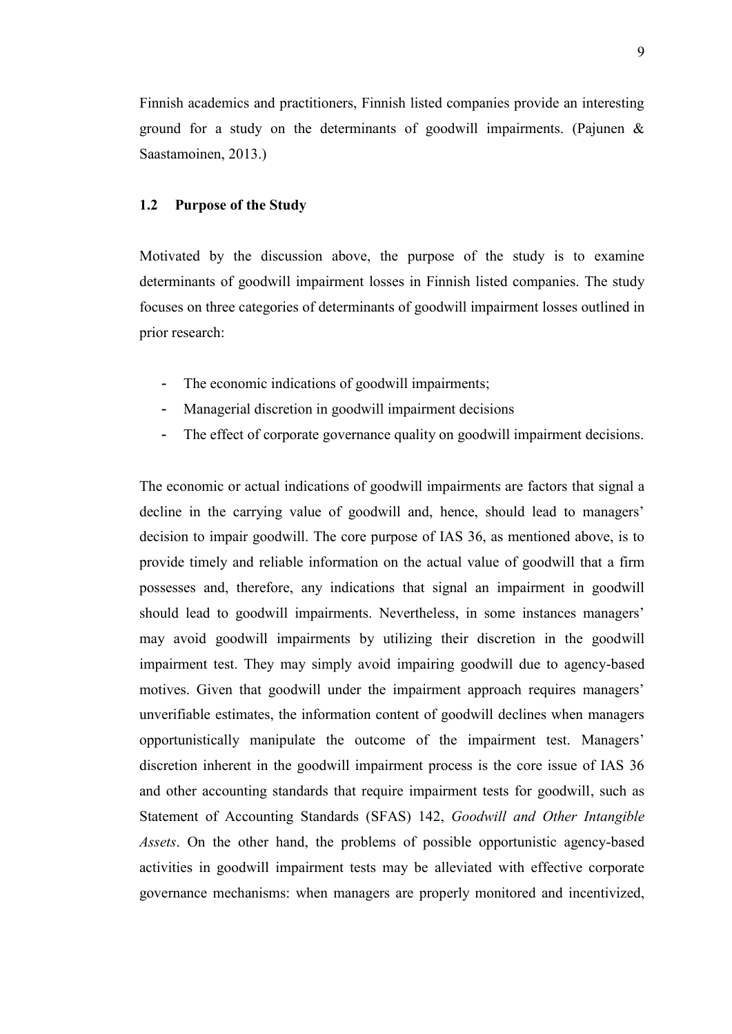Finnish academics and practitioners, Finnish listed companies provide an interesting ground for a study on the determinants of goodwill impairments. (Pajunen & Saastamoinen, 2013.)

## 1.2 Purpose of the Study

Motivated by the discussion above, the purpose of the study is to examine determinants of goodwill impairment losses in Finnish listed companies. The study focuses on three categories of determinants of goodwill impairment losses outlined in prior research:

- The economic indications of goodwill impairments;
- Managerial discretion in goodwill impairment decisions
- The effect of corporate governance quality on goodwill impairment decisions.

The economic or actual indications of goodwill impairments are factors that signal a decline in the carrying value of goodwill and, hence, should lead to managers' decision to impair goodwill. The core purpose of IAS 36, as mentioned above, is to provide timely and reliable information on the actual value of goodwill that a firm possesses and, therefore, any indications that signal an impairment in goodwill should lead to goodwill impairments. Nevertheless, in some instances managers' may avoid goodwill impairments by utilizing their discretion in the goodwill impairment test. They may simply avoid impairing goodwill due to agency-based motives. Given that goodwill under the impairment approach requires managers' unverifiable estimates, the information content of goodwill declines when managers opportunistically manipulate the outcome of the impairment test. Managers' discretion inherent in the goodwill impairment process is the core issue of IAS 36 and other accounting standards that require impairment tests for goodwill, such as Statement of Accounting Standards (SFAS) 142, *Goodwill and Other Intangible Assets*. On the other hand, the problems of possible opportunistic agency-based activities in goodwill impairment tests may be alleviated with effective corporate governance mechanisms: when managers are properly monitored and incentivized,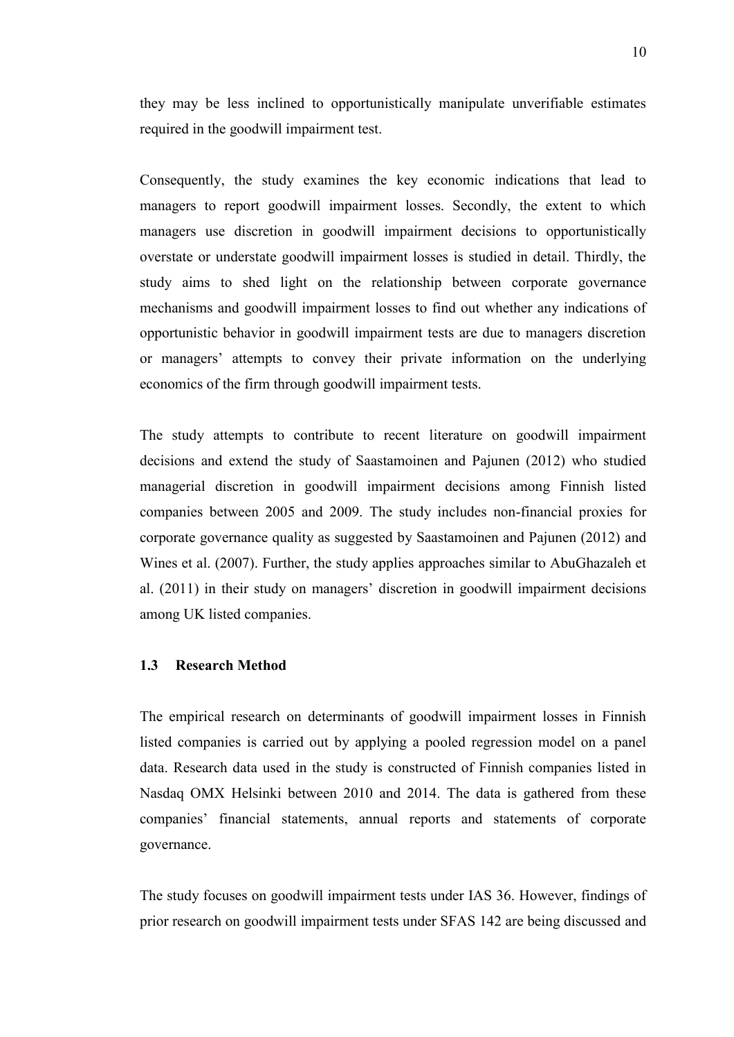they may be less inclined to opportunistically manipulate unverifiable estimates required in the goodwill impairment test.

Consequently, the study examines the key economic indications that lead to managers to report goodwill impairment losses. Secondly, the extent to which managers use discretion in goodwill impairment decisions to opportunistically overstate or understate goodwill impairment losses is studied in detail. Thirdly, the study aims to shed light on the relationship between corporate governance mechanisms and goodwill impairment losses to find out whether any indications of opportunistic behavior in goodwill impairment tests are due to managers discretion or managers' attempts to convey their private information on the underlying economics of the firm through goodwill impairment tests.

The study attempts to contribute to recent literature on goodwill impairment decisions and extend the study of Saastamoinen and Pajunen (2012) who studied managerial discretion in goodwill impairment decisions among Finnish listed companies between 2005 and 2009. The study includes non-financial proxies for corporate governance quality as suggested by Saastamoinen and Pajunen (2012) and Wines et al. (2007). Further, the study applies approaches similar to AbuGhazaleh et al. (2011) in their study on managers' discretion in goodwill impairment decisions among UK listed companies.

### 1.3 Research Method

The empirical research on determinants of goodwill impairment losses in Finnish listed companies is carried out by applying a pooled regression model on a panel data. Research data used in the study is constructed of Finnish companies listed in Nasdaq OMX Helsinki between 2010 and 2014. The data is gathered from these companies' financial statements, annual reports and statements of corporate governance.

The study focuses on goodwill impairment tests under IAS 36. However, findings of prior research on goodwill impairment tests under SFAS 142 are being discussed and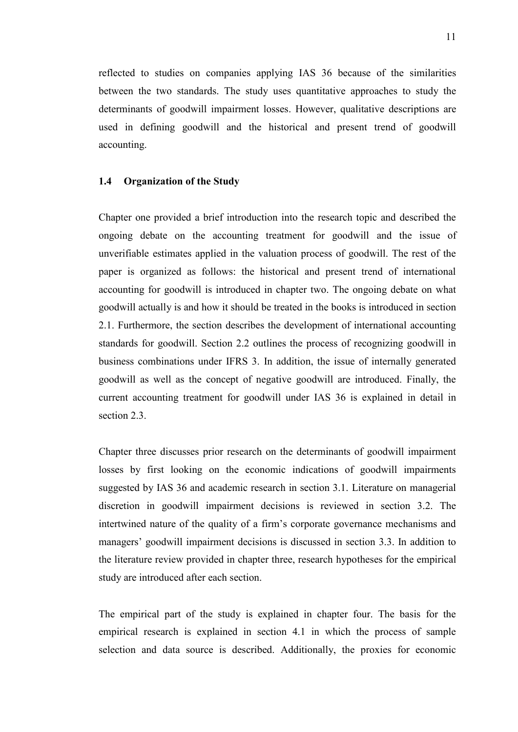reflected to studies on companies applying IAS 36 because of the similarities between the two standards. The study uses quantitative approaches to study the determinants of goodwill impairment losses. However, qualitative descriptions are used in defining goodwill and the historical and present trend of goodwill accounting.

### 1.4 Organization of the Study

Chapter one provided a brief introduction into the research topic and described the ongoing debate on the accounting treatment for goodwill and the issue of unverifiable estimates applied in the valuation process of goodwill. The rest of the paper is organized as follows: the historical and present trend of international accounting for goodwill is introduced in chapter two. The ongoing debate on what goodwill actually is and how it should be treated in the books is introduced in section 2.1. Furthermore, the section describes the development of international accounting standards for goodwill. Section 2.2 outlines the process of recognizing goodwill in business combinations under IFRS 3. In addition, the issue of internally generated goodwill as well as the concept of negative goodwill are introduced. Finally, the current accounting treatment for goodwill under IAS 36 is explained in detail in section 2.3.

Chapter three discusses prior research on the determinants of goodwill impairment losses by first looking on the economic indications of goodwill impairments suggested by IAS 36 and academic research in section 3.1. Literature on managerial discretion in goodwill impairment decisions is reviewed in section 3.2. The intertwined nature of the quality of a firm's corporate governance mechanisms and managers' goodwill impairment decisions is discussed in section 3.3. In addition to the literature review provided in chapter three, research hypotheses for the empirical study are introduced after each section.

The empirical part of the study is explained in chapter four. The basis for the empirical research is explained in section 4.1 in which the process of sample selection and data source is described. Additionally, the proxies for economic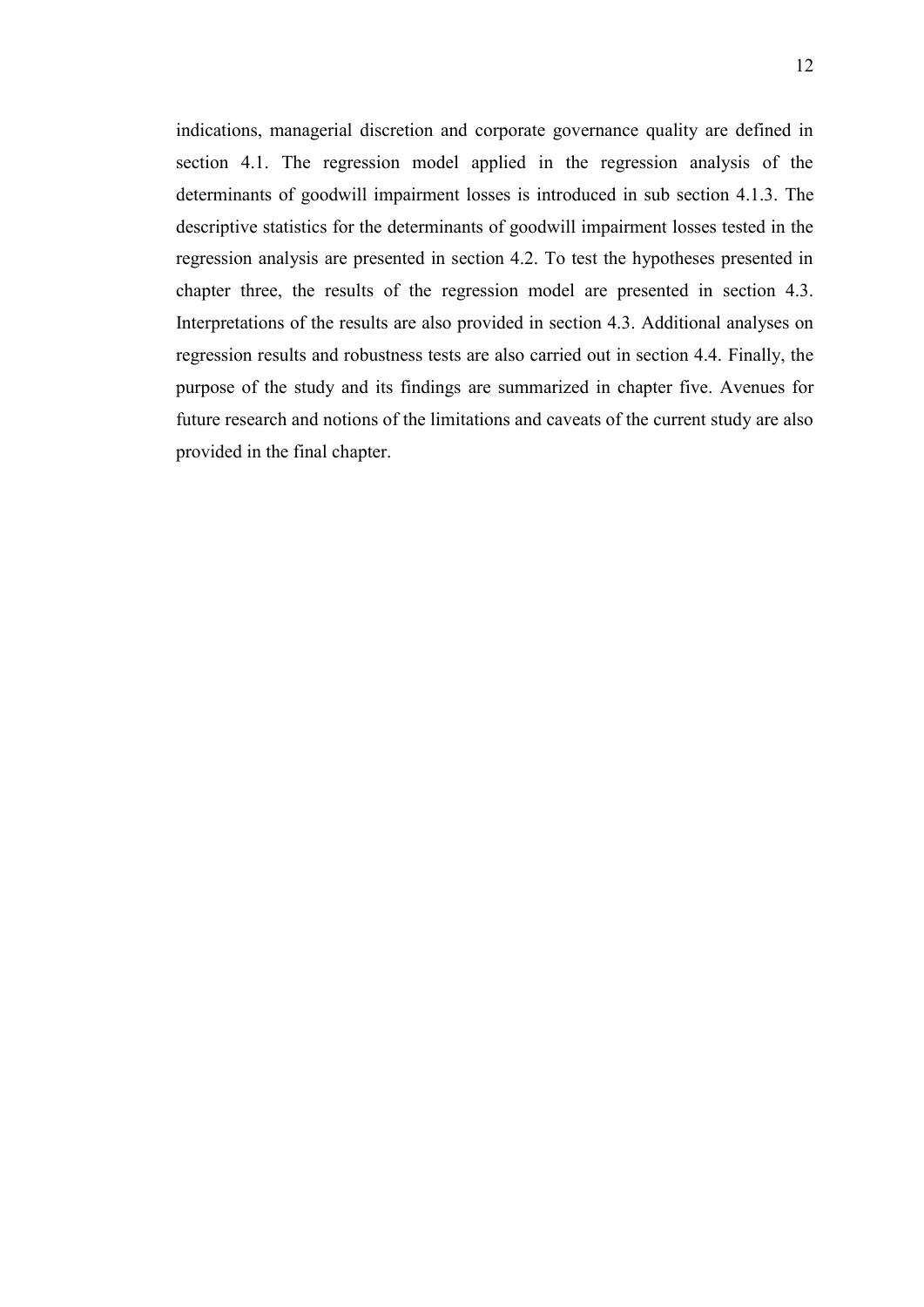indications, managerial discretion and corporate governance quality are defined in section 4.1. The regression model applied in the regression analysis of the determinants of goodwill impairment losses is introduced in sub section 4.1.3. The descriptive statistics for the determinants of goodwill impairment losses tested in the regression analysis are presented in section 4.2. To test the hypotheses presented in chapter three, the results of the regression model are presented in section 4.3. Interpretations of the results are also provided in section 4.3. Additional analyses on regression results and robustness tests are also carried out in section 4.4. Finally, the purpose of the study and its findings are summarized in chapter five. Avenues for future research and notions of the limitations and caveats of the current study are also provided in the final chapter.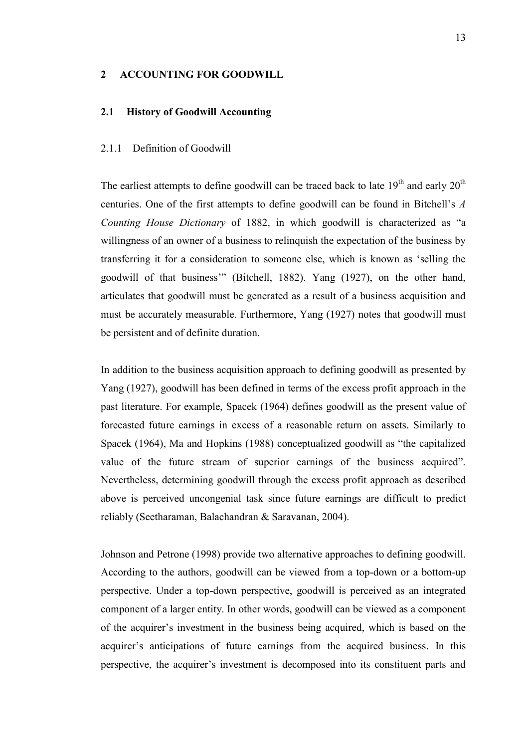## 2 ACCOUNTING FOR GOODWILL

### 2.1 History of Goodwill Accounting

#### 2.1.1 Definition of Goodwill

The earliest attempts to define goodwill can be traced back to late 19th and early 20th centuries. One of the first attempts to define goodwill can be found in Bitchell's *A Counting House Dictionary* of 1882, in which goodwill is characterized as "a willingness of an owner of a business to relinquish the expectation of the business by transferring it for a consideration to someone else, which is known as 'selling the goodwill of that business'" (Bitchell, 1882). Yang (1927), on the other hand, articulates that goodwill must be generated as a result of a business acquisition and must be accurately measurable. Furthermore, Yang (1927) notes that goodwill must be persistent and of definite duration.

In addition to the business acquisition approach to defining goodwill as presented by Yang (1927), goodwill has been defined in terms of the excess profit approach in the past literature. For example, Spacek (1964) defines goodwill as the present value of forecasted future earnings in excess of a reasonable return on assets. Similarly to Spacek (1964), Ma and Hopkins (1988) conceptualized goodwill as "the capitalized value of the future stream of superior earnings of the business acquired". Nevertheless, determining goodwill through the excess profit approach as described above is perceived uncongenial task since future earnings are difficult to predict reliably (Seetharaman, Balachandran & Saravanan, 2004).

Johnson and Petrone (1998) provide two alternative approaches to defining goodwill. According to the authors, goodwill can be viewed from a top-down or a bottom-up perspective. Under a top-down perspective, goodwill is perceived as an integrated component of a larger entity. In other words, goodwill can be viewed as a component of the acquirer's investment in the business being acquired, which is based on the acquirer's anticipations of future earnings from the acquired business. In this perspective, the acquirer's investment is decomposed into its constituent parts and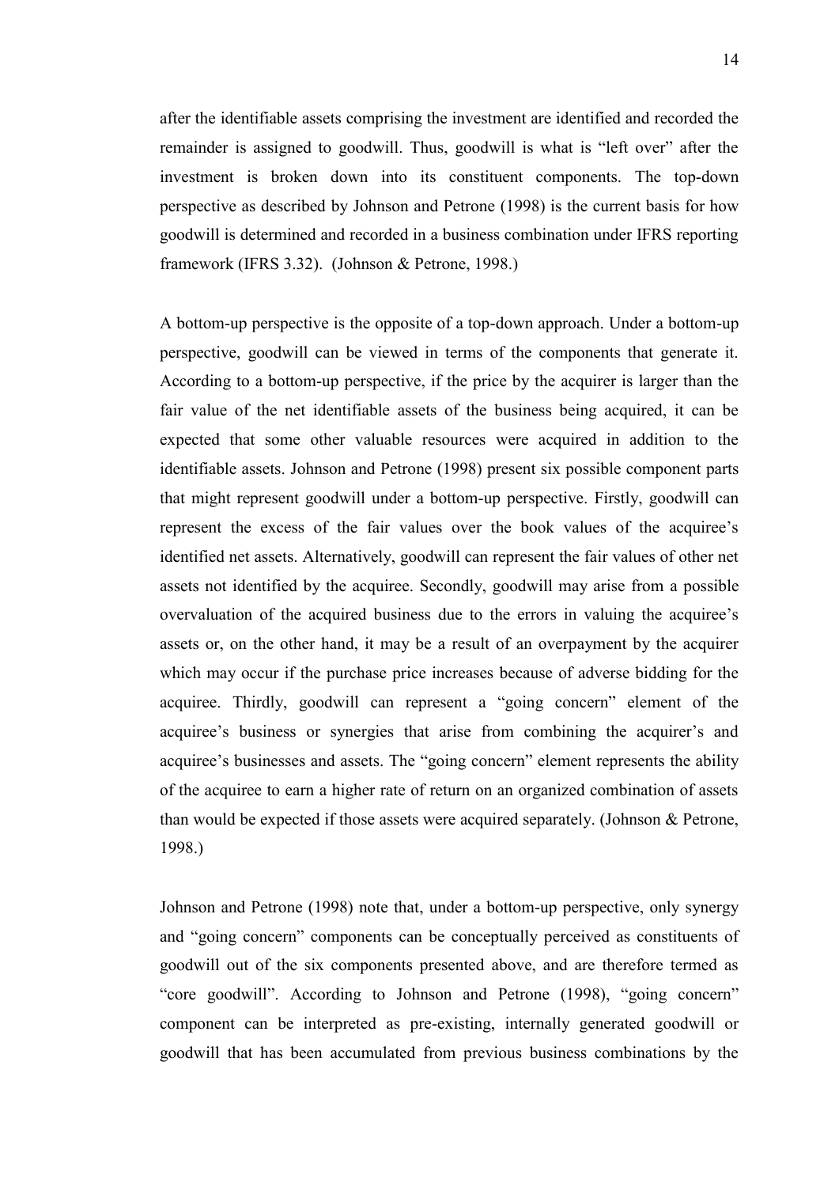after the identifiable assets comprising the investment are identified and recorded the remainder is assigned to goodwill. Thus, goodwill is what is "left over" after the investment is broken down into its constituent components. The top-down perspective as described by Johnson and Petrone (1998) is the current basis for how goodwill is determined and recorded in a business combination under IFRS reporting framework (IFRS 3.32). (Johnson & Petrone, 1998.)

A bottom-up perspective is the opposite of a top-down approach. Under a bottom-up perspective, goodwill can be viewed in terms of the components that generate it. According to a bottom-up perspective, if the price by the acquirer is larger than the fair value of the net identifiable assets of the business being acquired, it can be expected that some other valuable resources were acquired in addition to the identifiable assets. Johnson and Petrone (1998) present six possible component parts that might represent goodwill under a bottom-up perspective. Firstly, goodwill can represent the excess of the fair values over the book values of the acquiree's identified net assets. Alternatively, goodwill can represent the fair values of other net assets not identified by the acquiree. Secondly, goodwill may arise from a possible overvaluation of the acquired business due to the errors in valuing the acquiree's assets or, on the other hand, it may be a result of an overpayment by the acquirer which may occur if the purchase price increases because of adverse bidding for the acquiree. Thirdly, goodwill can represent a "going concern" element of the acquiree's business or synergies that arise from combining the acquirer's and acquiree's businesses and assets. The "going concern" element represents the ability of the acquiree to earn a higher rate of return on an organized combination of assets than would be expected if those assets were acquired separately. (Johnson & Petrone, 1998.)

Johnson and Petrone (1998) note that, under a bottom-up perspective, only synergy and "going concern" components can be conceptually perceived as constituents of goodwill out of the six components presented above, and are therefore termed as "core goodwill". According to Johnson and Petrone (1998), "going concern" component can be interpreted as pre-existing, internally generated goodwill or goodwill that has been accumulated from previous business combinations by the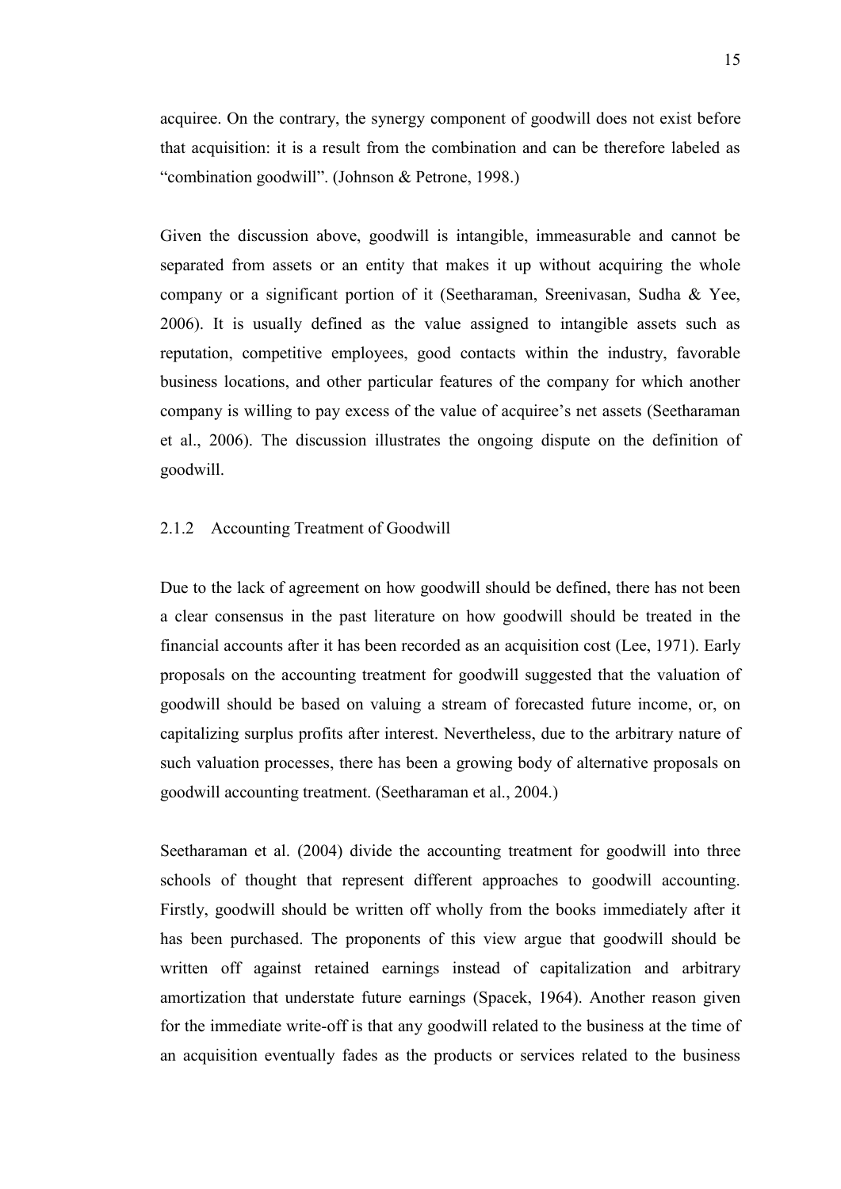acquiree. On the contrary, the synergy component of goodwill does not exist before that acquisition: it is a result from the combination and can be therefore labeled as "combination goodwill". (Johnson & Petrone, 1998.)

Given the discussion above, goodwill is intangible, immeasurable and cannot be separated from assets or an entity that makes it up without acquiring the whole company or a significant portion of it (Seetharaman, Sreenivasan, Sudha & Yee, 2006). It is usually defined as the value assigned to intangible assets such as reputation, competitive employees, good contacts within the industry, favorable business locations, and other particular features of the company for which another company is willing to pay excess of the value of acquiree's net assets (Seetharaman et al., 2006). The discussion illustrates the ongoing dispute on the definition of goodwill.

### 2.1.2 Accounting Treatment of Goodwill

Due to the lack of agreement on how goodwill should be defined, there has not been a clear consensus in the past literature on how goodwill should be treated in the financial accounts after it has been recorded as an acquisition cost (Lee, 1971). Early proposals on the accounting treatment for goodwill suggested that the valuation of goodwill should be based on valuing a stream of forecasted future income, or, on capitalizing surplus profits after interest. Nevertheless, due to the arbitrary nature of such valuation processes, there has been a growing body of alternative proposals on goodwill accounting treatment. (Seetharaman et al., 2004.)

Seetharaman et al. (2004) divide the accounting treatment for goodwill into three schools of thought that represent different approaches to goodwill accounting. Firstly, goodwill should be written off wholly from the books immediately after it has been purchased. The proponents of this view argue that goodwill should be written off against retained earnings instead of capitalization and arbitrary amortization that understate future earnings (Spacek, 1964). Another reason given for the immediate write-off is that any goodwill related to the business at the time of an acquisition eventually fades as the products or services related to the business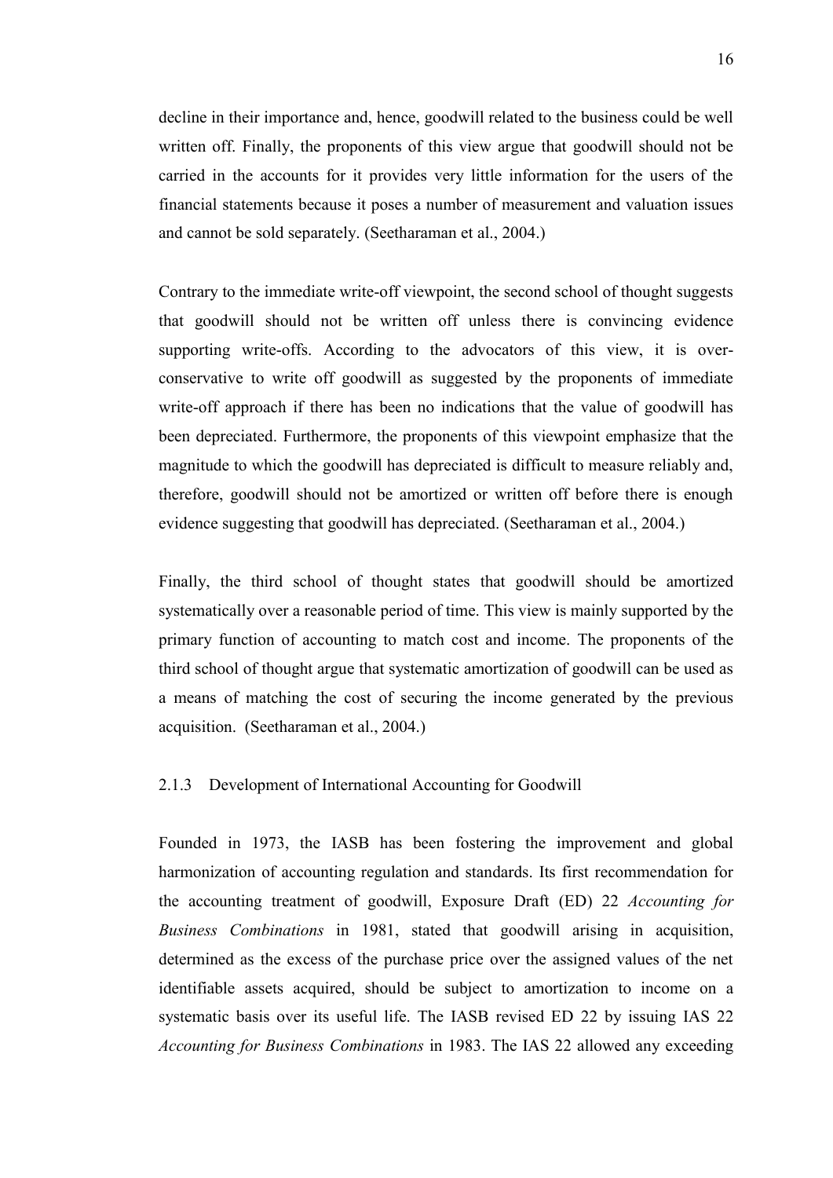decline in their importance and, hence, goodwill related to the business could be well written off. Finally, the proponents of this view argue that goodwill should not be carried in the accounts for it provides very little information for the users of the financial statements because it poses a number of measurement and valuation issues and cannot be sold separately. (Seetharaman et al., 2004.)

Contrary to the immediate write-off viewpoint, the second school of thought suggests that goodwill should not be written off unless there is convincing evidence supporting write-offs. According to the advocators of this view, it is over-conservative to write off goodwill as suggested by the proponents of immediate write-off approach if there has been no indications that the value of goodwill has been depreciated. Furthermore, the proponents of this viewpoint emphasize that the magnitude to which the goodwill has depreciated is difficult to measure reliably and, therefore, goodwill should not be amortized or written off before there is enough evidence suggesting that goodwill has depreciated. (Seetharaman et al., 2004.)

Finally, the third school of thought states that goodwill should be amortized systematically over a reasonable period of time. This view is mainly supported by the primary function of accounting to match cost and income. The proponents of the third school of thought argue that systematic amortization of goodwill can be used as a means of matching the cost of securing the income generated by the previous acquisition. (Seetharaman et al., 2004.)

### 2.1.3 Development of International Accounting for Goodwill

Founded in 1973, the IASB has been fostering the improvement and global harmonization of accounting regulation and standards. Its first recommendation for the accounting treatment of goodwill, Exposure Draft (ED) 22 *Accounting for Business Combinations* in 1981, stated that goodwill arising in acquisition, determined as the excess of the purchase price over the assigned values of the net identifiable assets acquired, should be subject to amortization to income on a systematic basis over its useful life. The IASB revised ED 22 by issuing IAS 22 *Accounting for Business Combinations* in 1983. The IAS 22 allowed any exceeding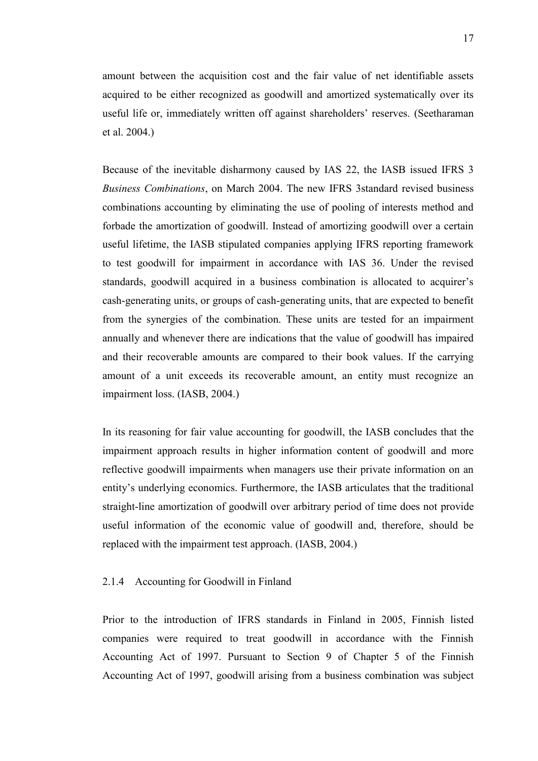amount between the acquisition cost and the fair value of net identifiable assets acquired to be either recognized as goodwill and amortized systematically over its useful life or, immediately written off against shareholders' reserves. (Seetharaman et al. 2004.)

Because of the inevitable disharmony caused by IAS 22, the IASB issued IFRS 3 *Business Combinations*, on March 2004. The new IFRS 3standard revised business combinations accounting by eliminating the use of pooling of interests method and forbade the amortization of goodwill. Instead of amortizing goodwill over a certain useful lifetime, the IASB stipulated companies applying IFRS reporting framework to test goodwill for impairment in accordance with IAS 36. Under the revised standards, goodwill acquired in a business combination is allocated to acquirer's cash-generating units, or groups of cash-generating units, that are expected to benefit from the synergies of the combination. These units are tested for an impairment annually and whenever there are indications that the value of goodwill has impaired and their recoverable amounts are compared to their book values. If the carrying amount of a unit exceeds its recoverable amount, an entity must recognize an impairment loss. (IASB, 2004.)

In its reasoning for fair value accounting for goodwill, the IASB concludes that the impairment approach results in higher information content of goodwill and more reflective goodwill impairments when managers use their private information on an entity's underlying economics. Furthermore, the IASB articulates that the traditional straight-line amortization of goodwill over arbitrary period of time does not provide useful information of the economic value of goodwill and, therefore, should be replaced with the impairment test approach. (IASB, 2004.)

### 2.1.4 Accounting for Goodwill in Finland

Prior to the introduction of IFRS standards in Finland in 2005, Finnish listed companies were required to treat goodwill in accordance with the Finnish Accounting Act of 1997. Pursuant to Section 9 of Chapter 5 of the Finnish Accounting Act of 1997, goodwill arising from a business combination was subject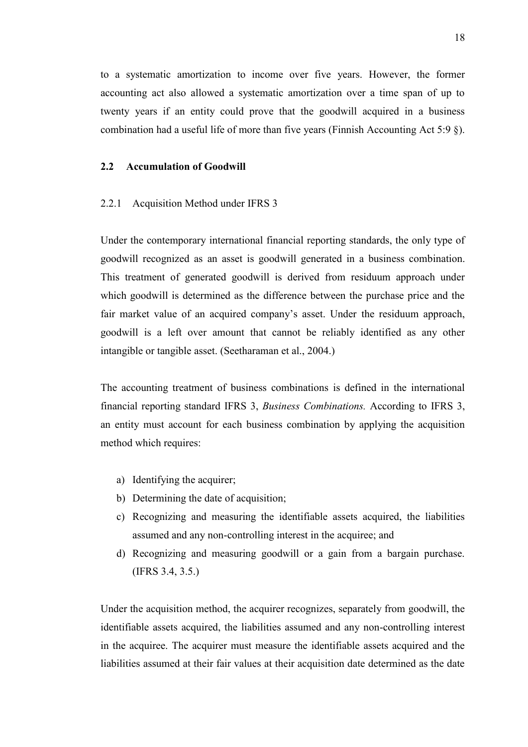to a systematic amortization to income over five years. However, the former accounting act also allowed a systematic amortization over a time span of up to twenty years if an entity could prove that the goodwill acquired in a business combination had a useful life of more than five years (Finnish Accounting Act 5:9 §).

## 2.2 Accumulation of Goodwill

### 2.2.1 Acquisition Method under IFRS 3

Under the contemporary international financial reporting standards, the only type of goodwill recognized as an asset is goodwill generated in a business combination. This treatment of generated goodwill is derived from residuum approach under which goodwill is determined as the difference between the purchase price and the fair market value of an acquired company's asset. Under the residuum approach, goodwill is a left over amount that cannot be reliably identified as any other intangible or tangible asset. (Seetharaman et al., 2004.)

The accounting treatment of business combinations is defined in the international financial reporting standard IFRS 3, *Business Combinations.* According to IFRS 3, an entity must account for each business combination by applying the acquisition method which requires:

a) Identifying the acquirer;
b) Determining the date of acquisition;
c) Recognizing and measuring the identifiable assets acquired, the liabilities assumed and any non-controlling interest in the acquiree; and
d) Recognizing and measuring goodwill or a gain from a bargain purchase. (IFRS 3.4, 3.5.)

Under the acquisition method, the acquirer recognizes, separately from goodwill, the identifiable assets acquired, the liabilities assumed and any non-controlling interest in the acquiree. The acquirer must measure the identifiable assets acquired and the liabilities assumed at their fair values at their acquisition date determined as the date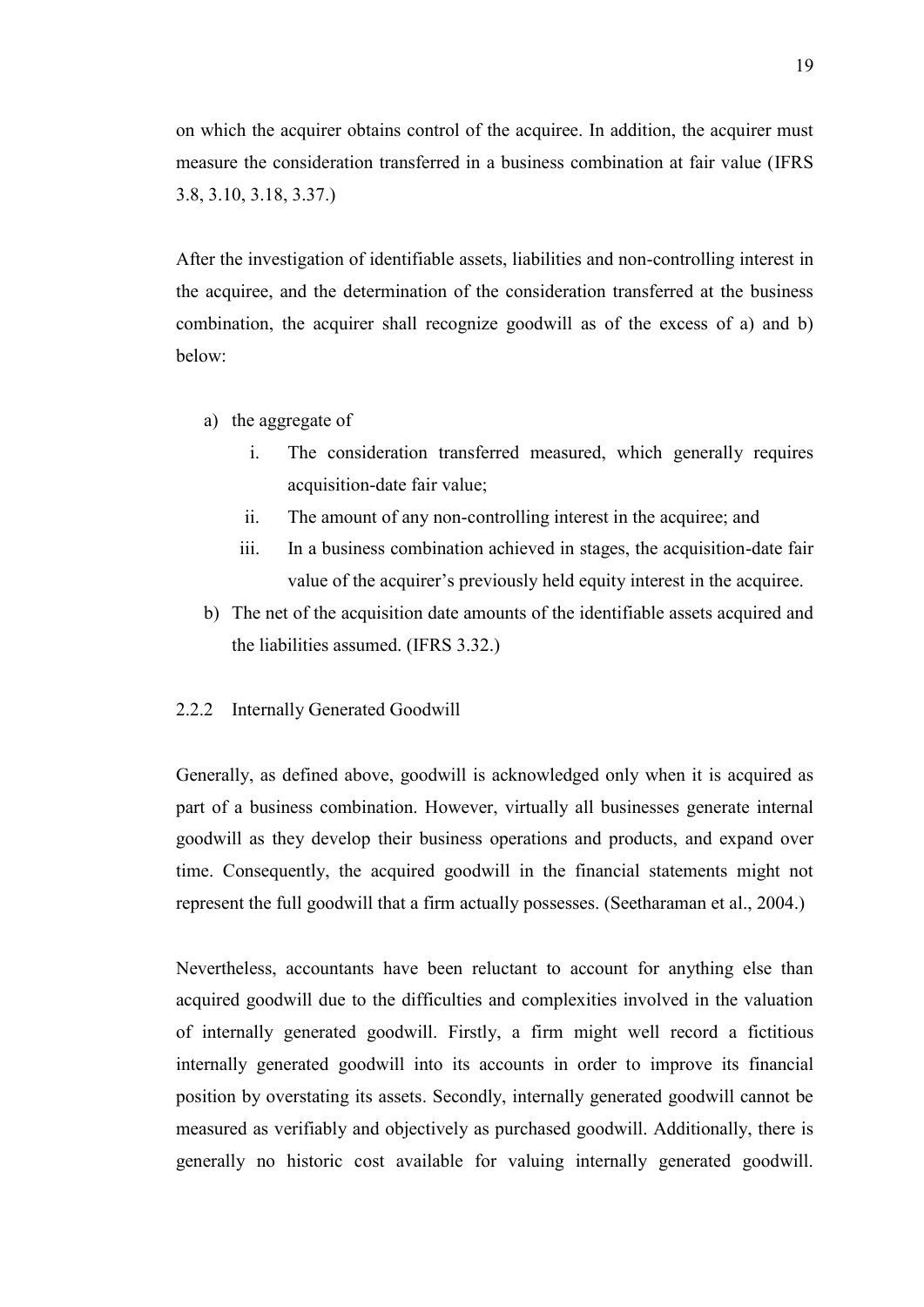on which the acquirer obtains control of the acquiree. In addition, the acquirer must measure the consideration transferred in a business combination at fair value (IFRS 3.8, 3.10, 3.18, 3.37.)

After the investigation of identifiable assets, liabilities and non-controlling interest in the acquiree, and the determination of the consideration transferred at the business combination, the acquirer shall recognize goodwill as of the excess of a) and b) below:

a) the aggregate of
   i. The consideration transferred measured, which generally requires acquisition-date fair value;
   ii. The amount of any non-controlling interest in the acquiree; and
   iii. In a business combination achieved in stages, the acquisition-date fair value of the acquirer's previously held equity interest in the acquiree.
b) The net of the acquisition date amounts of the identifiable assets acquired and the liabilities assumed. (IFRS 3.32.)

### 2.2.2 Internally Generated Goodwill

Generally, as defined above, goodwill is acknowledged only when it is acquired as part of a business combination. However, virtually all businesses generate internal goodwill as they develop their business operations and products, and expand over time. Consequently, the acquired goodwill in the financial statements might not represent the full goodwill that a firm actually possesses. (Seetharaman et al., 2004.)

Nevertheless, accountants have been reluctant to account for anything else than acquired goodwill due to the difficulties and complexities involved in the valuation of internally generated goodwill. Firstly, a firm might well record a fictitious internally generated goodwill into its accounts in order to improve its financial position by overstating its assets. Secondly, internally generated goodwill cannot be measured as verifiably and objectively as purchased goodwill. Additionally, there is generally no historic cost available for valuing internally generated goodwill.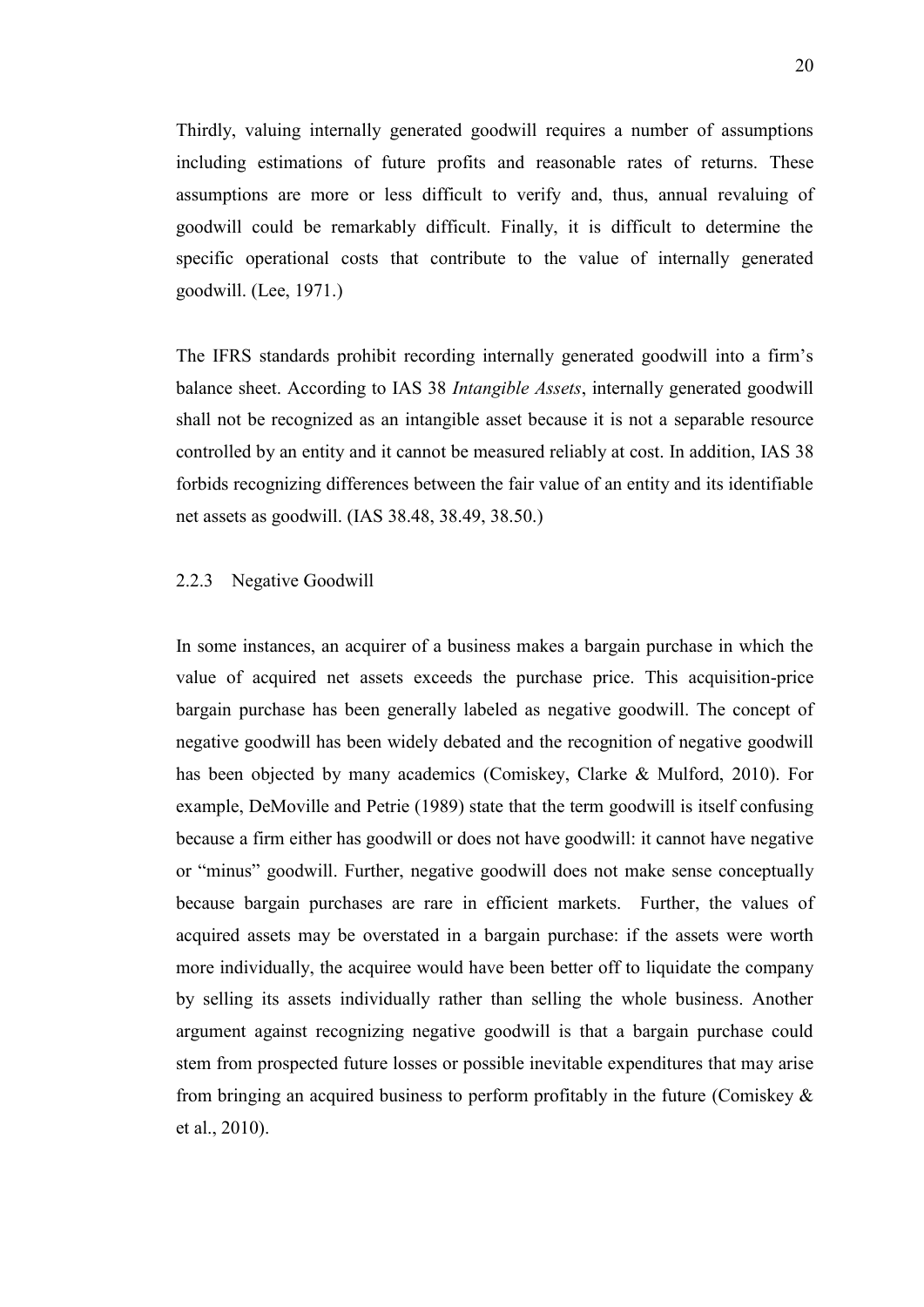Thirdly, valuing internally generated goodwill requires a number of assumptions including estimations of future profits and reasonable rates of returns. These assumptions are more or less difficult to verify and, thus, annual revaluing of goodwill could be remarkably difficult. Finally, it is difficult to determine the specific operational costs that contribute to the value of internally generated goodwill. (Lee, 1971.)

The IFRS standards prohibit recording internally generated goodwill into a firm's balance sheet. According to IAS 38 *Intangible Assets*, internally generated goodwill shall not be recognized as an intangible asset because it is not a separable resource controlled by an entity and it cannot be measured reliably at cost. In addition, IAS 38 forbids recognizing differences between the fair value of an entity and its identifiable net assets as goodwill. (IAS 38.48, 38.49, 38.50.)

### 2.2.3 Negative Goodwill

In some instances, an acquirer of a business makes a bargain purchase in which the value of acquired net assets exceeds the purchase price. This acquisition-price bargain purchase has been generally labeled as negative goodwill. The concept of negative goodwill has been widely debated and the recognition of negative goodwill has been objected by many academics (Comiskey, Clarke & Mulford, 2010). For example, DeMoville and Petrie (1989) state that the term goodwill is itself confusing because a firm either has goodwill or does not have goodwill: it cannot have negative or "minus" goodwill. Further, negative goodwill does not make sense conceptually because bargain purchases are rare in efficient markets. Further, the values of acquired assets may be overstated in a bargain purchase: if the assets were worth more individually, the acquiree would have been better off to liquidate the company by selling its assets individually rather than selling the whole business. Another argument against recognizing negative goodwill is that a bargain purchase could stem from prospected future losses or possible inevitable expenditures that may arise from bringing an acquired business to perform profitably in the future (Comiskey & et al., 2010).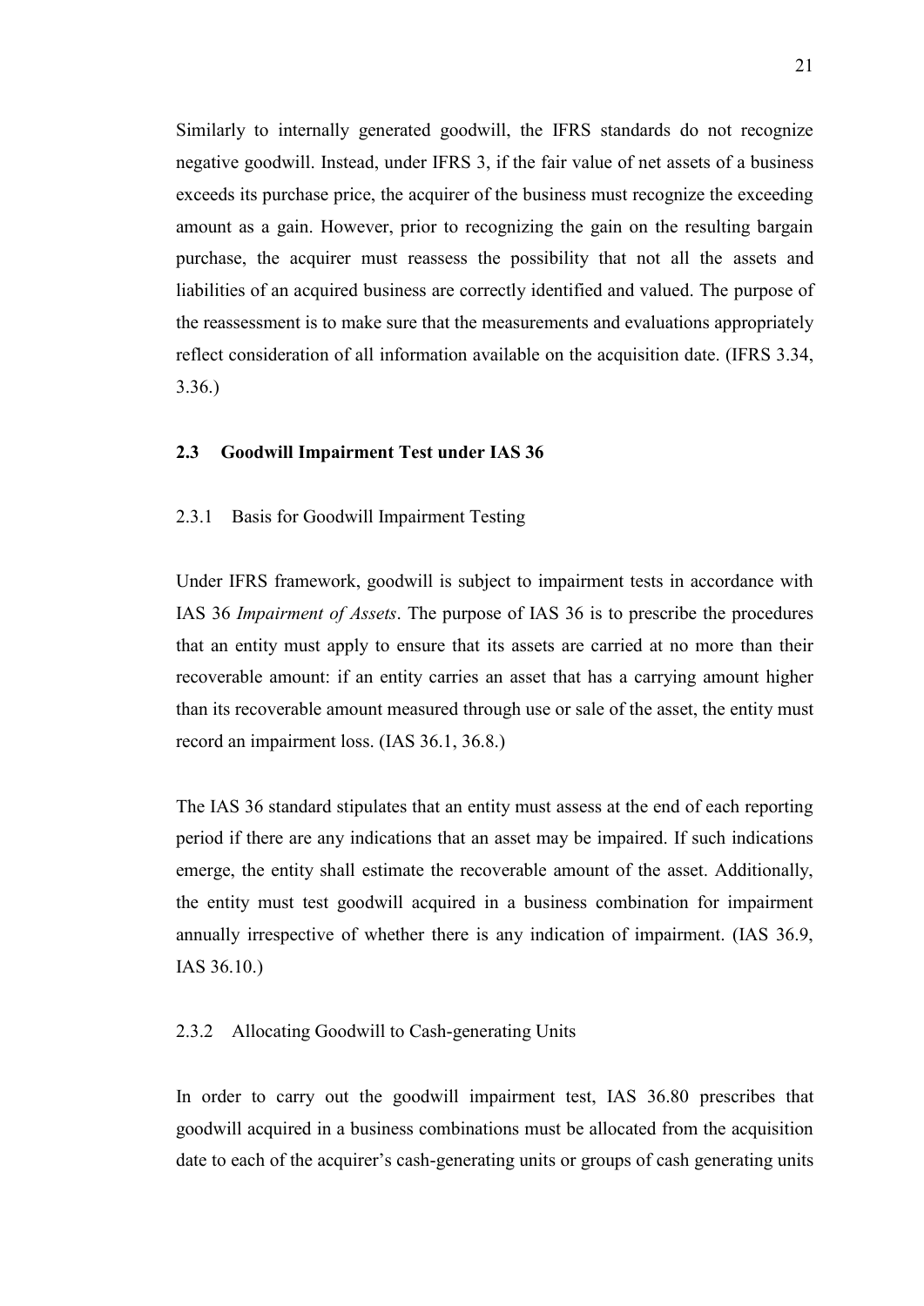Similarly to internally generated goodwill, the IFRS standards do not recognize negative goodwill. Instead, under IFRS 3, if the fair value of net assets of a business exceeds its purchase price, the acquirer of the business must recognize the exceeding amount as a gain. However, prior to recognizing the gain on the resulting bargain purchase, the acquirer must reassess the possibility that not all the assets and liabilities of an acquired business are correctly identified and valued. The purpose of the reassessment is to make sure that the measurements and evaluations appropriately reflect consideration of all information available on the acquisition date. (IFRS 3.34, 3.36.)

## 2.3 Goodwill Impairment Test under IAS 36

### 2.3.1 Basis for Goodwill Impairment Testing

Under IFRS framework, goodwill is subject to impairment tests in accordance with IAS 36 *Impairment of Assets*. The purpose of IAS 36 is to prescribe the procedures that an entity must apply to ensure that its assets are carried at no more than their recoverable amount: if an entity carries an asset that has a carrying amount higher than its recoverable amount measured through use or sale of the asset, the entity must record an impairment loss. (IAS 36.1, 36.8.)

The IAS 36 standard stipulates that an entity must assess at the end of each reporting period if there are any indications that an asset may be impaired. If such indications emerge, the entity shall estimate the recoverable amount of the asset. Additionally, the entity must test goodwill acquired in a business combination for impairment annually irrespective of whether there is any indication of impairment. (IAS 36.9, IAS 36.10.)

### 2.3.2 Allocating Goodwill to Cash-generating Units

In order to carry out the goodwill impairment test, IAS 36.80 prescribes that goodwill acquired in a business combinations must be allocated from the acquisition date to each of the acquirer's cash-generating units or groups of cash generating units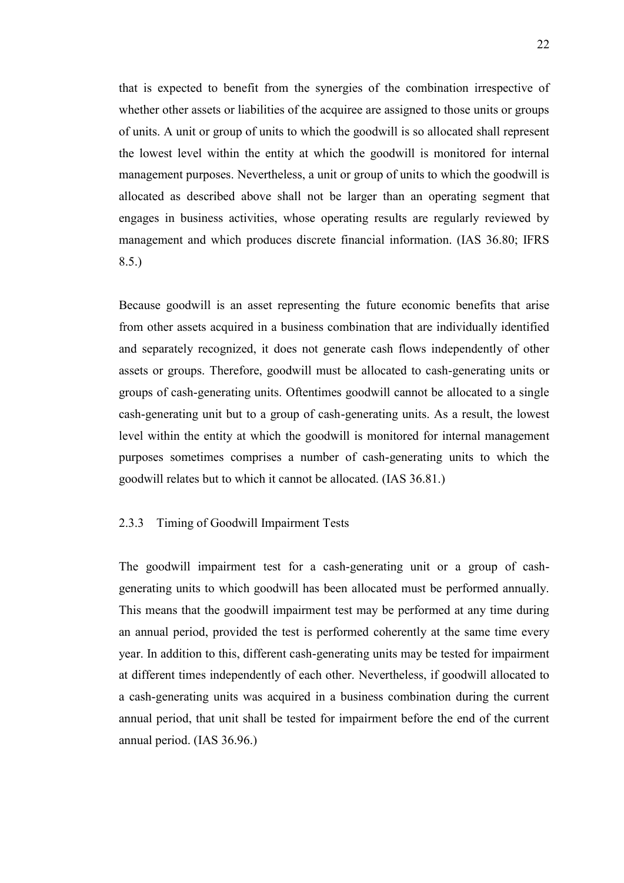that is expected to benefit from the synergies of the combination irrespective of whether other assets or liabilities of the acquiree are assigned to those units or groups of units. A unit or group of units to which the goodwill is so allocated shall represent the lowest level within the entity at which the goodwill is monitored for internal management purposes. Nevertheless, a unit or group of units to which the goodwill is allocated as described above shall not be larger than an operating segment that engages in business activities, whose operating results are regularly reviewed by management and which produces discrete financial information. (IAS 36.80; IFRS 8.5.)

Because goodwill is an asset representing the future economic benefits that arise from other assets acquired in a business combination that are individually identified and separately recognized, it does not generate cash flows independently of other assets or groups. Therefore, goodwill must be allocated to cash-generating units or groups of cash-generating units. Oftentimes goodwill cannot be allocated to a single cash-generating unit but to a group of cash-generating units. As a result, the lowest level within the entity at which the goodwill is monitored for internal management purposes sometimes comprises a number of cash-generating units to which the goodwill relates but to which it cannot be allocated. (IAS 36.81.)

### 2.3.3 Timing of Goodwill Impairment Tests

The goodwill impairment test for a cash-generating unit or a group of cash-generating units to which goodwill has been allocated must be performed annually. This means that the goodwill impairment test may be performed at any time during an annual period, provided the test is performed coherently at the same time every year. In addition to this, different cash-generating units may be tested for impairment at different times independently of each other. Nevertheless, if goodwill allocated to a cash-generating units was acquired in a business combination during the current annual period, that unit shall be tested for impairment before the end of the current annual period. (IAS 36.96.)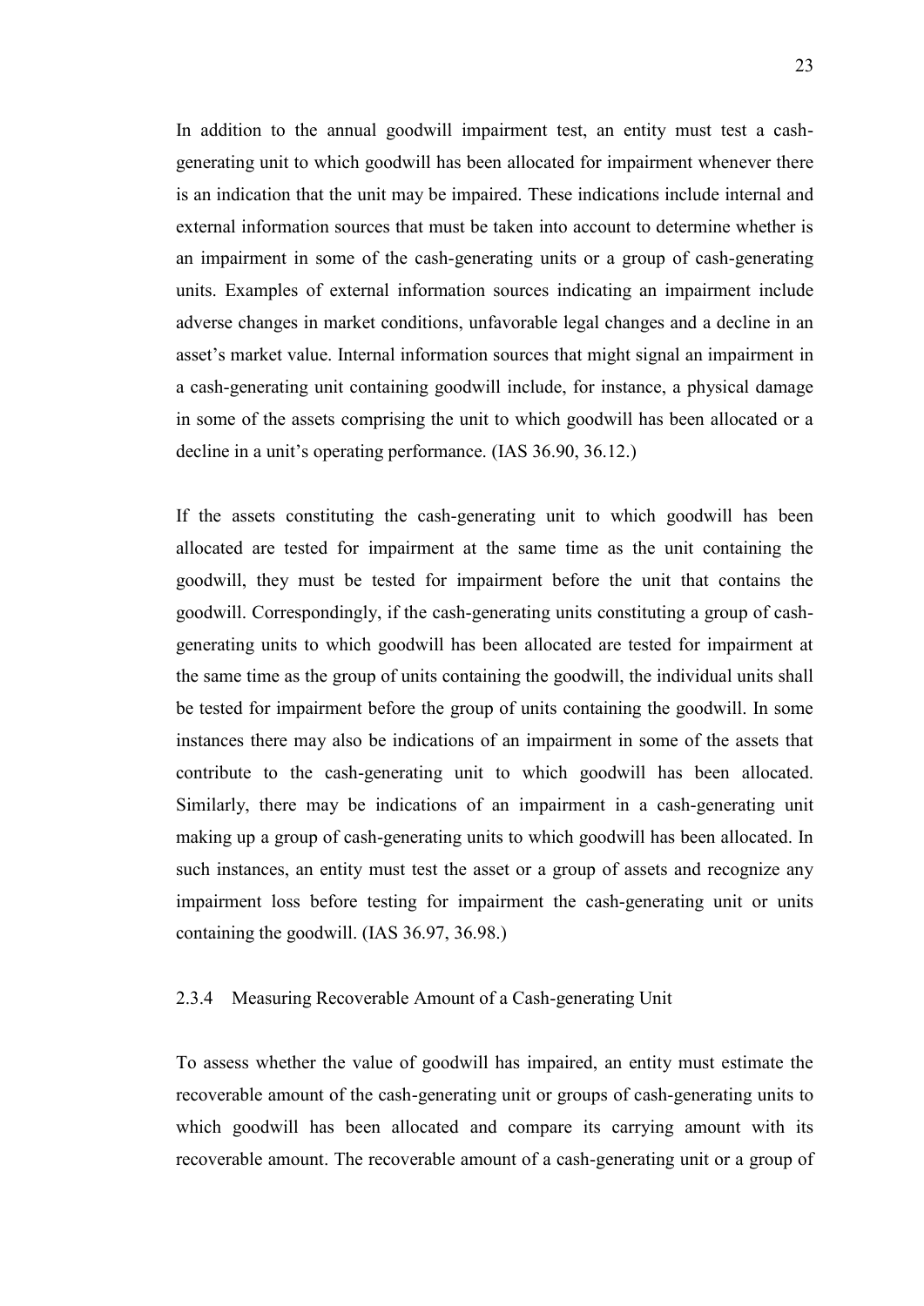In addition to the annual goodwill impairment test, an entity must test a cash-generating unit to which goodwill has been allocated for impairment whenever there is an indication that the unit may be impaired. These indications include internal and external information sources that must be taken into account to determine whether is an impairment in some of the cash-generating units or a group of cash-generating units. Examples of external information sources indicating an impairment include adverse changes in market conditions, unfavorable legal changes and a decline in an asset's market value. Internal information sources that might signal an impairment in a cash-generating unit containing goodwill include, for instance, a physical damage in some of the assets comprising the unit to which goodwill has been allocated or a decline in a unit's operating performance. (IAS 36.90, 36.12.)

If the assets constituting the cash-generating unit to which goodwill has been allocated are tested for impairment at the same time as the unit containing the goodwill, they must be tested for impairment before the unit that contains the goodwill. Correspondingly, if the cash-generating units constituting a group of cash-generating units to which goodwill has been allocated are tested for impairment at the same time as the group of units containing the goodwill, the individual units shall be tested for impairment before the group of units containing the goodwill. In some instances there may also be indications of an impairment in some of the assets that contribute to the cash-generating unit to which goodwill has been allocated. Similarly, there may be indications of an impairment in a cash-generating unit making up a group of cash-generating units to which goodwill has been allocated. In such instances, an entity must test the asset or a group of assets and recognize any impairment loss before testing for impairment the cash-generating unit or units containing the goodwill. (IAS 36.97, 36.98.)

### 2.3.4 Measuring Recoverable Amount of a Cash-generating Unit

To assess whether the value of goodwill has impaired, an entity must estimate the recoverable amount of the cash-generating unit or groups of cash-generating units to which goodwill has been allocated and compare its carrying amount with its recoverable amount. The recoverable amount of a cash-generating unit or a group of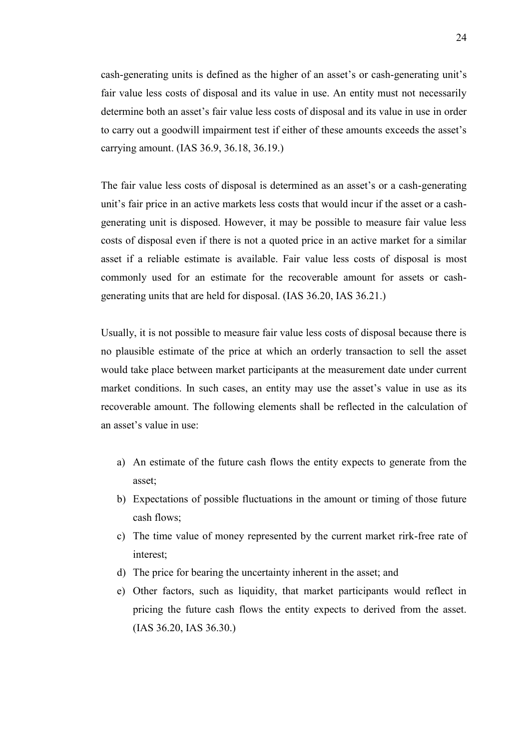cash-generating units is defined as the higher of an asset's or cash-generating unit's fair value less costs of disposal and its value in use. An entity must not necessarily determine both an asset's fair value less costs of disposal and its value in use in order to carry out a goodwill impairment test if either of these amounts exceeds the asset's carrying amount. (IAS 36.9, 36.18, 36.19.)

The fair value less costs of disposal is determined as an asset's or a cash-generating unit's fair price in an active markets less costs that would incur if the asset or a cash-generating unit is disposed. However, it may be possible to measure fair value less costs of disposal even if there is not a quoted price in an active market for a similar asset if a reliable estimate is available. Fair value less costs of disposal is most commonly used for an estimate for the recoverable amount for assets or cash-generating units that are held for disposal. (IAS 36.20, IAS 36.21.)

Usually, it is not possible to measure fair value less costs of disposal because there is no plausible estimate of the price at which an orderly transaction to sell the asset would take place between market participants at the measurement date under current market conditions. In such cases, an entity may use the asset's value in use as its recoverable amount. The following elements shall be reflected in the calculation of an asset's value in use:

a) An estimate of the future cash flows the entity expects to generate from the asset;
b) Expectations of possible fluctuations in the amount or timing of those future cash flows;
c) The time value of money represented by the current market rirk-free rate of interest;
d) The price for bearing the uncertainty inherent in the asset; and
e) Other factors, such as liquidity, that market participants would reflect in pricing the future cash flows the entity expects to derived from the asset. (IAS 36.20, IAS 36.30.)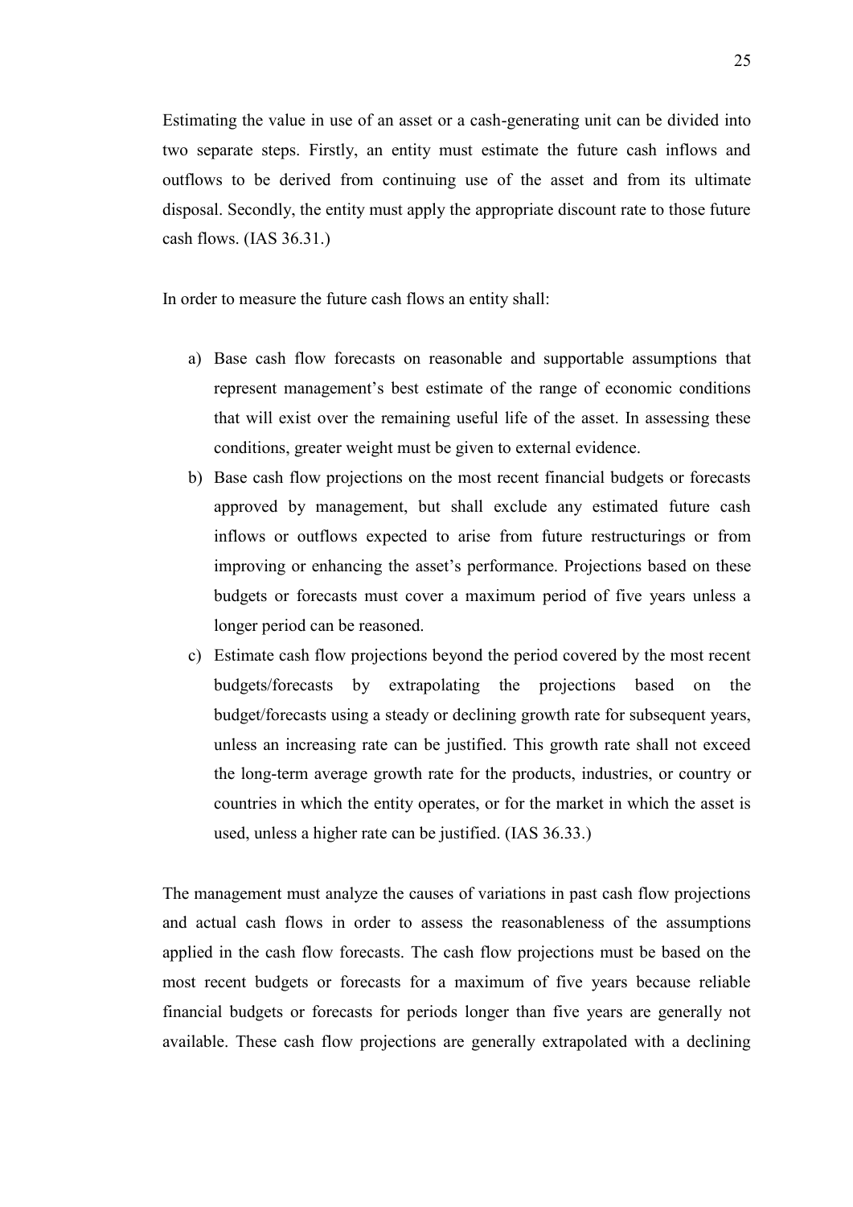Estimating the value in use of an asset or a cash-generating unit can be divided into two separate steps. Firstly, an entity must estimate the future cash inflows and outflows to be derived from continuing use of the asset and from its ultimate disposal. Secondly, the entity must apply the appropriate discount rate to those future cash flows. (IAS 36.31.)

In order to measure the future cash flows an entity shall:

a) Base cash flow forecasts on reasonable and supportable assumptions that represent management's best estimate of the range of economic conditions that will exist over the remaining useful life of the asset. In assessing these conditions, greater weight must be given to external evidence.
b) Base cash flow projections on the most recent financial budgets or forecasts approved by management, but shall exclude any estimated future cash inflows or outflows expected to arise from future restructurings or from improving or enhancing the asset's performance. Projections based on these budgets or forecasts must cover a maximum period of five years unless a longer period can be reasoned.
c) Estimate cash flow projections beyond the period covered by the most recent budgets/forecasts by extrapolating the projections based on the budget/forecasts using a steady or declining growth rate for subsequent years, unless an increasing rate can be justified. This growth rate shall not exceed the long-term average growth rate for the products, industries, or country or countries in which the entity operates, or for the market in which the asset is used, unless a higher rate can be justified. (IAS 36.33.)

The management must analyze the causes of variations in past cash flow projections and actual cash flows in order to assess the reasonableness of the assumptions applied in the cash flow forecasts. The cash flow projections must be based on the most recent budgets or forecasts for a maximum of five years because reliable financial budgets or forecasts for periods longer than five years are generally not available. These cash flow projections are generally extrapolated with a declining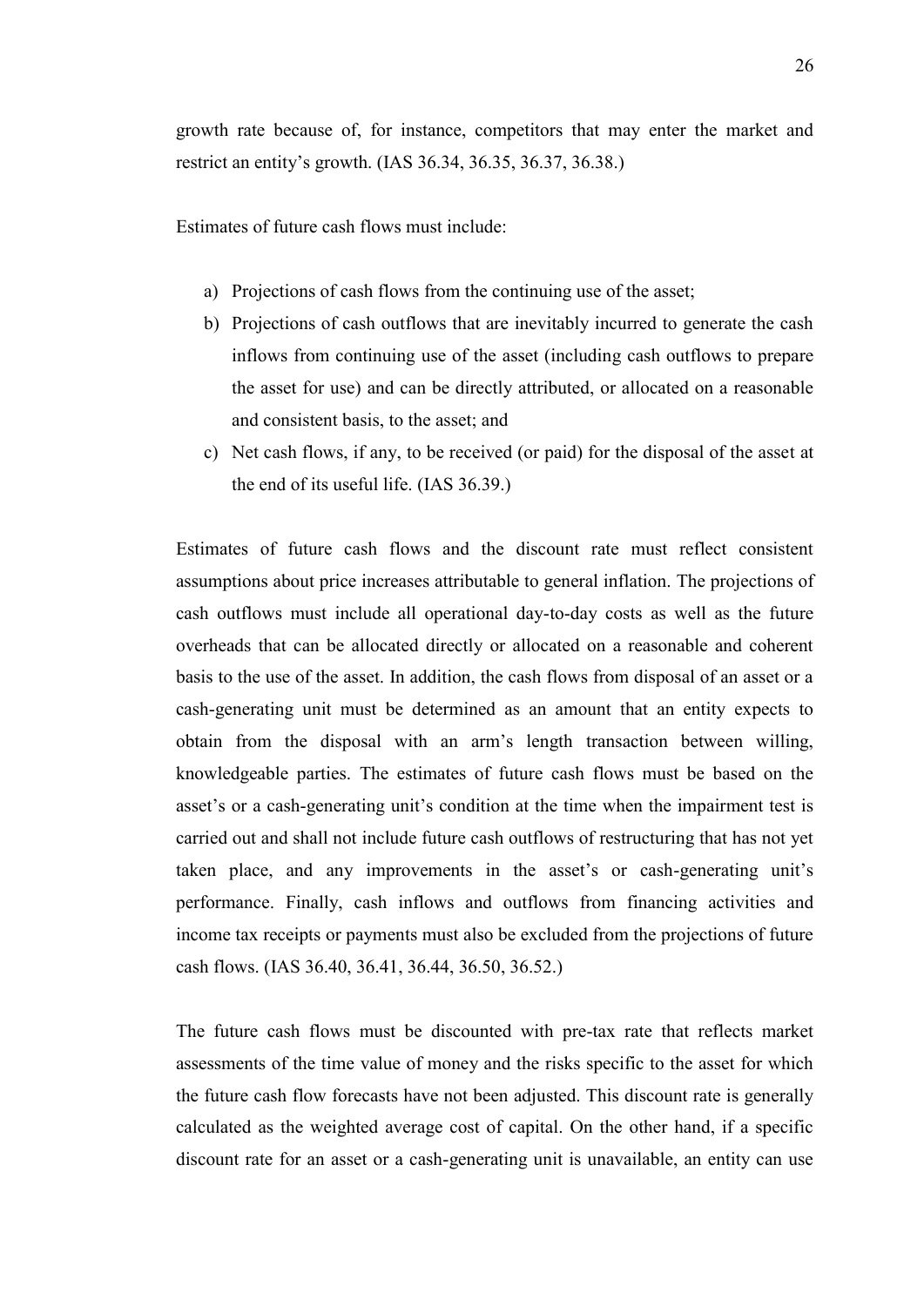growth rate because of, for instance, competitors that may enter the market and restrict an entity's growth. (IAS 36.34, 36.35, 36.37, 36.38.)

Estimates of future cash flows must include:

a) Projections of cash flows from the continuing use of the asset;
b) Projections of cash outflows that are inevitably incurred to generate the cash inflows from continuing use of the asset (including cash outflows to prepare the asset for use) and can be directly attributed, or allocated on a reasonable and consistent basis, to the asset; and
c) Net cash flows, if any, to be received (or paid) for the disposal of the asset at the end of its useful life. (IAS 36.39.)

Estimates of future cash flows and the discount rate must reflect consistent assumptions about price increases attributable to general inflation. The projections of cash outflows must include all operational day-to-day costs as well as the future overheads that can be allocated directly or allocated on a reasonable and coherent basis to the use of the asset. In addition, the cash flows from disposal of an asset or a cash-generating unit must be determined as an amount that an entity expects to obtain from the disposal with an arm's length transaction between willing, knowledgeable parties. The estimates of future cash flows must be based on the asset's or a cash-generating unit's condition at the time when the impairment test is carried out and shall not include future cash outflows of restructuring that has not yet taken place, and any improvements in the asset's or cash-generating unit's performance. Finally, cash inflows and outflows from financing activities and income tax receipts or payments must also be excluded from the projections of future cash flows. (IAS 36.40, 36.41, 36.44, 36.50, 36.52.)

The future cash flows must be discounted with pre-tax rate that reflects market assessments of the time value of money and the risks specific to the asset for which the future cash flow forecasts have not been adjusted. This discount rate is generally calculated as the weighted average cost of capital. On the other hand, if a specific discount rate for an asset or a cash-generating unit is unavailable, an entity can use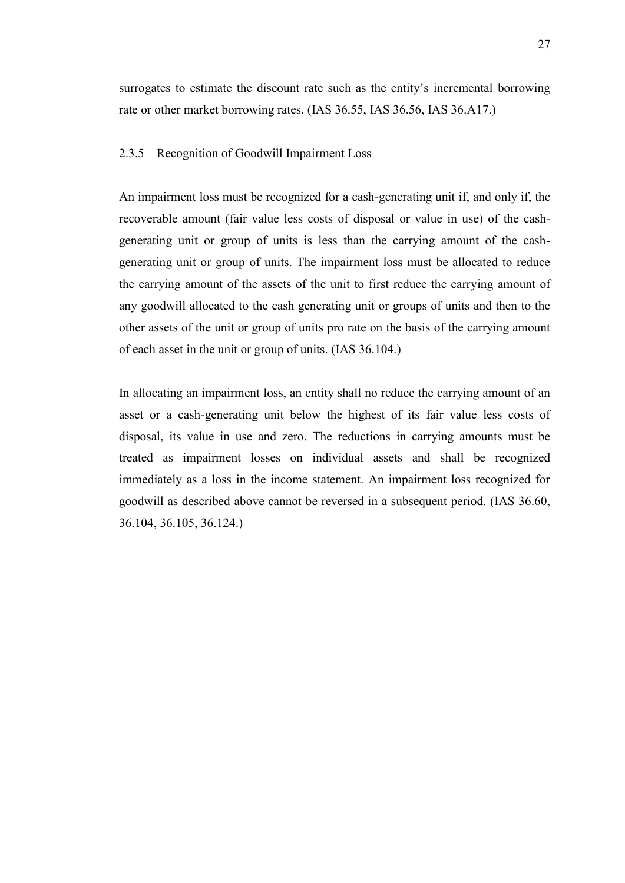surrogates to estimate the discount rate such as the entity's incremental borrowing rate or other market borrowing rates. (IAS 36.55, IAS 36.56, IAS 36.A17.)

### 2.3.5 Recognition of Goodwill Impairment Loss

An impairment loss must be recognized for a cash-generating unit if, and only if, the recoverable amount (fair value less costs of disposal or value in use) of the cash-generating unit or group of units is less than the carrying amount of the cash-generating unit or group of units. The impairment loss must be allocated to reduce the carrying amount of the assets of the unit to first reduce the carrying amount of any goodwill allocated to the cash generating unit or groups of units and then to the other assets of the unit or group of units pro rate on the basis of the carrying amount of each asset in the unit or group of units. (IAS 36.104.)

In allocating an impairment loss, an entity shall no reduce the carrying amount of an asset or a cash-generating unit below the highest of its fair value less costs of disposal, its value in use and zero. The reductions in carrying amounts must be treated as impairment losses on individual assets and shall be recognized immediately as a loss in the income statement. An impairment loss recognized for goodwill as described above cannot be reversed in a subsequent period. (IAS 36.60, 36.104, 36.105, 36.124.)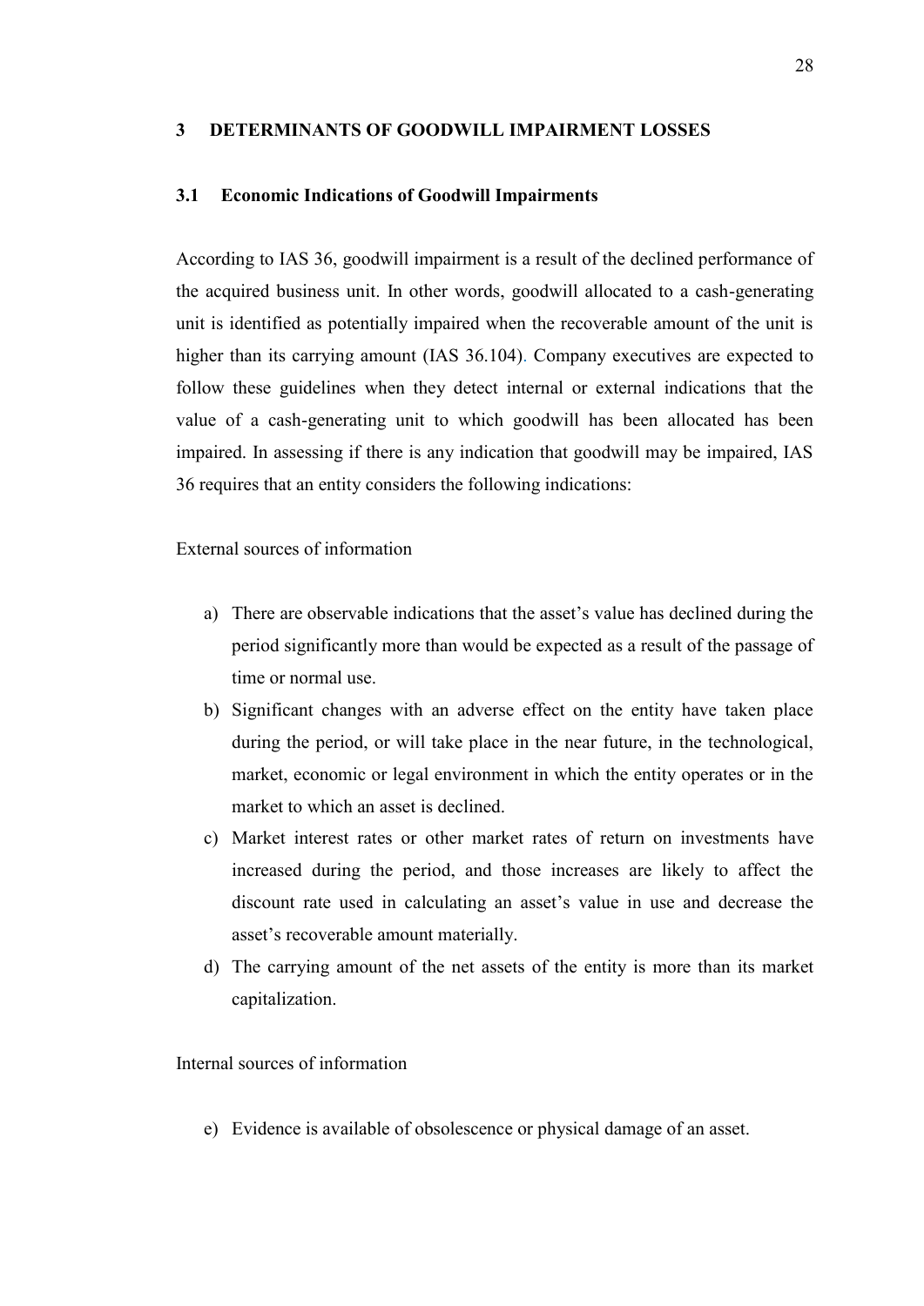# 3 DETERMINANTS OF GOODWILL IMPAIRMENT LOSSES

## 3.1 Economic Indications of Goodwill Impairments

According to IAS 36, goodwill impairment is a result of the declined performance of the acquired business unit. In other words, goodwill allocated to a cash-generating unit is identified as potentially impaired when the recoverable amount of the unit is higher than its carrying amount (IAS 36.104). Company executives are expected to follow these guidelines when they detect internal or external indications that the value of a cash-generating unit to which goodwill has been allocated has been impaired. In assessing if there is any indication that goodwill may be impaired, IAS 36 requires that an entity considers the following indications:

External sources of information

a) There are observable indications that the asset's value has declined during the period significantly more than would be expected as a result of the passage of time or normal use.
b) Significant changes with an adverse effect on the entity have taken place during the period, or will take place in the near future, in the technological, market, economic or legal environment in which the entity operates or in the market to which an asset is declined.
c) Market interest rates or other market rates of return on investments have increased during the period, and those increases are likely to affect the discount rate used in calculating an asset's value in use and decrease the asset's recoverable amount materially.
d) The carrying amount of the net assets of the entity is more than its market capitalization.

Internal sources of information

e) Evidence is available of obsolescence or physical damage of an asset.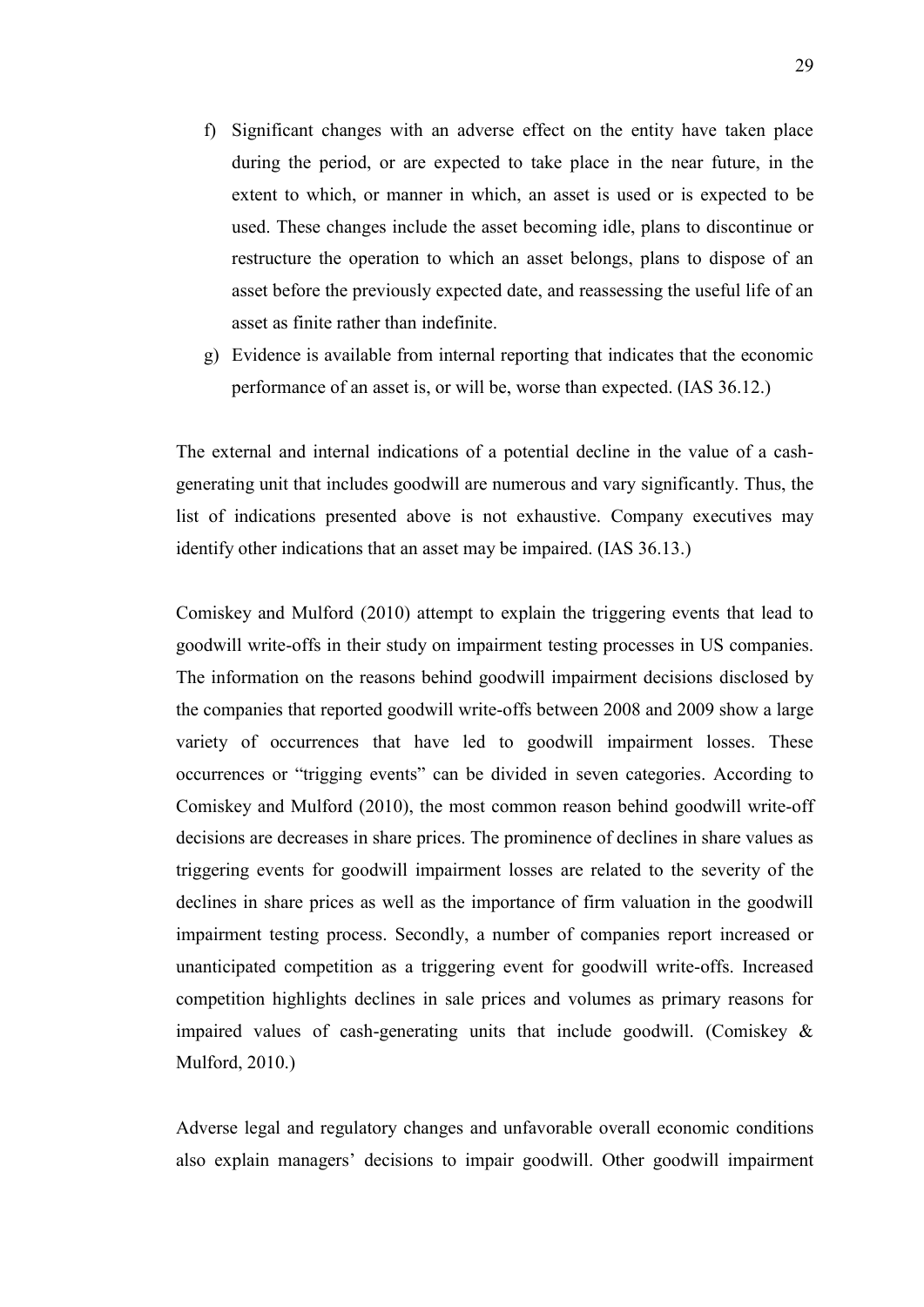f) Significant changes with an adverse effect on the entity have taken place during the period, or are expected to take place in the near future, in the extent to which, or manner in which, an asset is used or is expected to be used. These changes include the asset becoming idle, plans to discontinue or restructure the operation to which an asset belongs, plans to dispose of an asset before the previously expected date, and reassessing the useful life of an asset as finite rather than indefinite.
g) Evidence is available from internal reporting that indicates that the economic performance of an asset is, or will be, worse than expected. (IAS 36.12.)

The external and internal indications of a potential decline in the value of a cash-generating unit that includes goodwill are numerous and vary significantly. Thus, the list of indications presented above is not exhaustive. Company executives may identify other indications that an asset may be impaired. (IAS 36.13.)

Comiskey and Mulford (2010) attempt to explain the triggering events that lead to goodwill write-offs in their study on impairment testing processes in US companies. The information on the reasons behind goodwill impairment decisions disclosed by the companies that reported goodwill write-offs between 2008 and 2009 show a large variety of occurrences that have led to goodwill impairment losses. These occurrences or "trigging events" can be divided in seven categories. According to Comiskey and Mulford (2010), the most common reason behind goodwill write-off decisions are decreases in share prices. The prominence of declines in share values as triggering events for goodwill impairment losses are related to the severity of the declines in share prices as well as the importance of firm valuation in the goodwill impairment testing process. Secondly, a number of companies report increased or unanticipated competition as a triggering event for goodwill write-offs. Increased competition highlights declines in sale prices and volumes as primary reasons for impaired values of cash-generating units that include goodwill. (Comiskey & Mulford, 2010.)

Adverse legal and regulatory changes and unfavorable overall economic conditions also explain managers' decisions to impair goodwill. Other goodwill impairment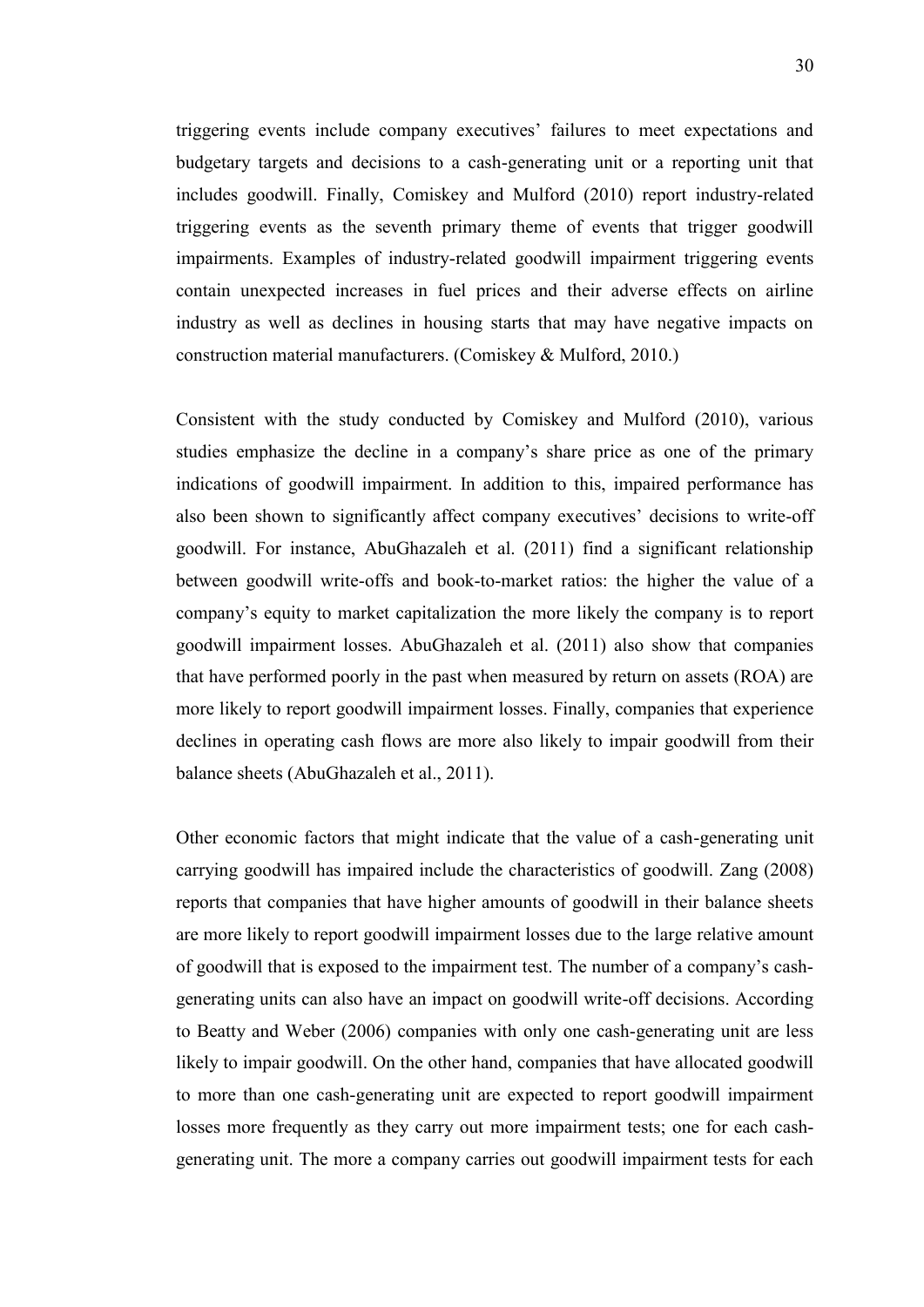triggering events include company executives' failures to meet expectations and budgetary targets and decisions to a cash-generating unit or a reporting unit that includes goodwill. Finally, Comiskey and Mulford (2010) report industry-related triggering events as the seventh primary theme of events that trigger goodwill impairments. Examples of industry-related goodwill impairment triggering events contain unexpected increases in fuel prices and their adverse effects on airline industry as well as declines in housing starts that may have negative impacts on construction material manufacturers. (Comiskey & Mulford, 2010.)

Consistent with the study conducted by Comiskey and Mulford (2010), various studies emphasize the decline in a company's share price as one of the primary indications of goodwill impairment. In addition to this, impaired performance has also been shown to significantly affect company executives' decisions to write-off goodwill. For instance, AbuGhazaleh et al. (2011) find a significant relationship between goodwill write-offs and book-to-market ratios: the higher the value of a company's equity to market capitalization the more likely the company is to report goodwill impairment losses. AbuGhazaleh et al. (2011) also show that companies that have performed poorly in the past when measured by return on assets (ROA) are more likely to report goodwill impairment losses. Finally, companies that experience declines in operating cash flows are more also likely to impair goodwill from their balance sheets (AbuGhazaleh et al., 2011).

Other economic factors that might indicate that the value of a cash-generating unit carrying goodwill has impaired include the characteristics of goodwill. Zang (2008) reports that companies that have higher amounts of goodwill in their balance sheets are more likely to report goodwill impairment losses due to the large relative amount of goodwill that is exposed to the impairment test. The number of a company's cash-generating units can also have an impact on goodwill write-off decisions. According to Beatty and Weber (2006) companies with only one cash-generating unit are less likely to impair goodwill. On the other hand, companies that have allocated goodwill to more than one cash-generating unit are expected to report goodwill impairment losses more frequently as they carry out more impairment tests; one for each cash-generating unit. The more a company carries out goodwill impairment tests for each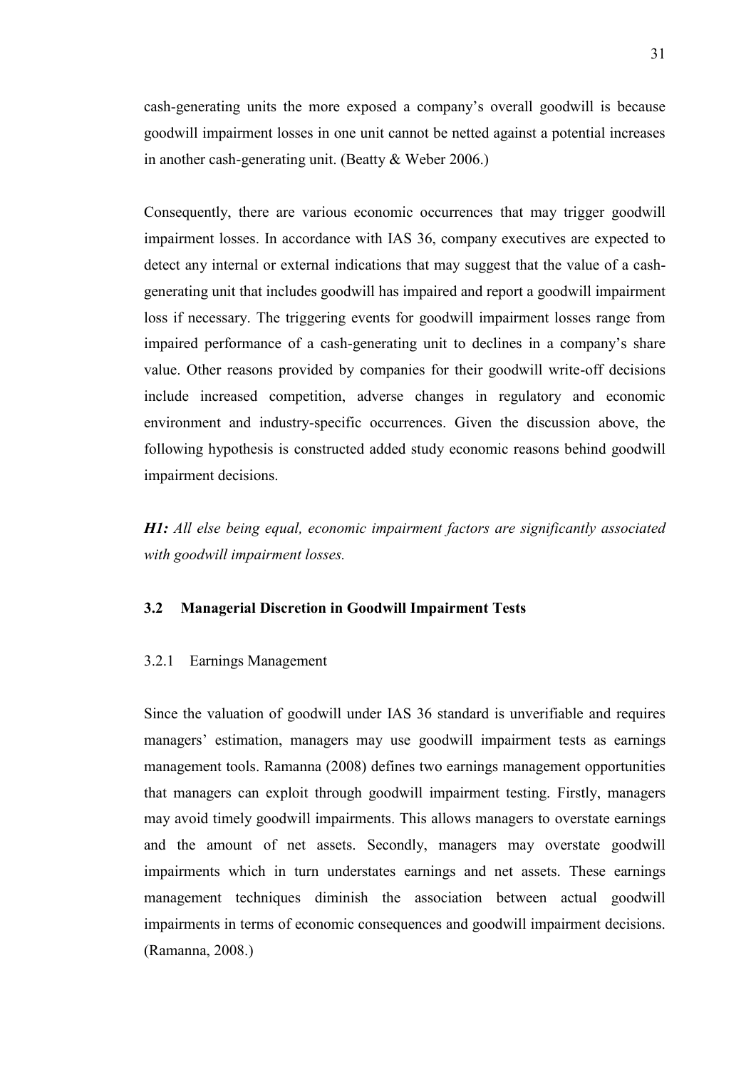cash-generating units the more exposed a company's overall goodwill is because goodwill impairment losses in one unit cannot be netted against a potential increases in another cash-generating unit. (Beatty & Weber 2006.)

Consequently, there are various economic occurrences that may trigger goodwill impairment losses. In accordance with IAS 36, company executives are expected to detect any internal or external indications that may suggest that the value of a cash-generating unit that includes goodwill has impaired and report a goodwill impairment loss if necessary. The triggering events for goodwill impairment losses range from impaired performance of a cash-generating unit to declines in a company's share value. Other reasons provided by companies for their goodwill write-off decisions include increased competition, adverse changes in regulatory and economic environment and industry-specific occurrences. Given the discussion above, the following hypothesis is constructed added study economic reasons behind goodwill impairment decisions.

***H1:*** *All else being equal, economic impairment factors are significantly associated with goodwill impairment losses.*

## 3.2 Managerial Discretion in Goodwill Impairment Tests

### 3.2.1 Earnings Management

Since the valuation of goodwill under IAS 36 standard is unverifiable and requires managers' estimation, managers may use goodwill impairment tests as earnings management tools. Ramanna (2008) defines two earnings management opportunities that managers can exploit through goodwill impairment testing. Firstly, managers may avoid timely goodwill impairments. This allows managers to overstate earnings and the amount of net assets. Secondly, managers may overstate goodwill impairments which in turn understates earnings and net assets. These earnings management techniques diminish the association between actual goodwill impairments in terms of economic consequences and goodwill impairment decisions. (Ramanna, 2008.)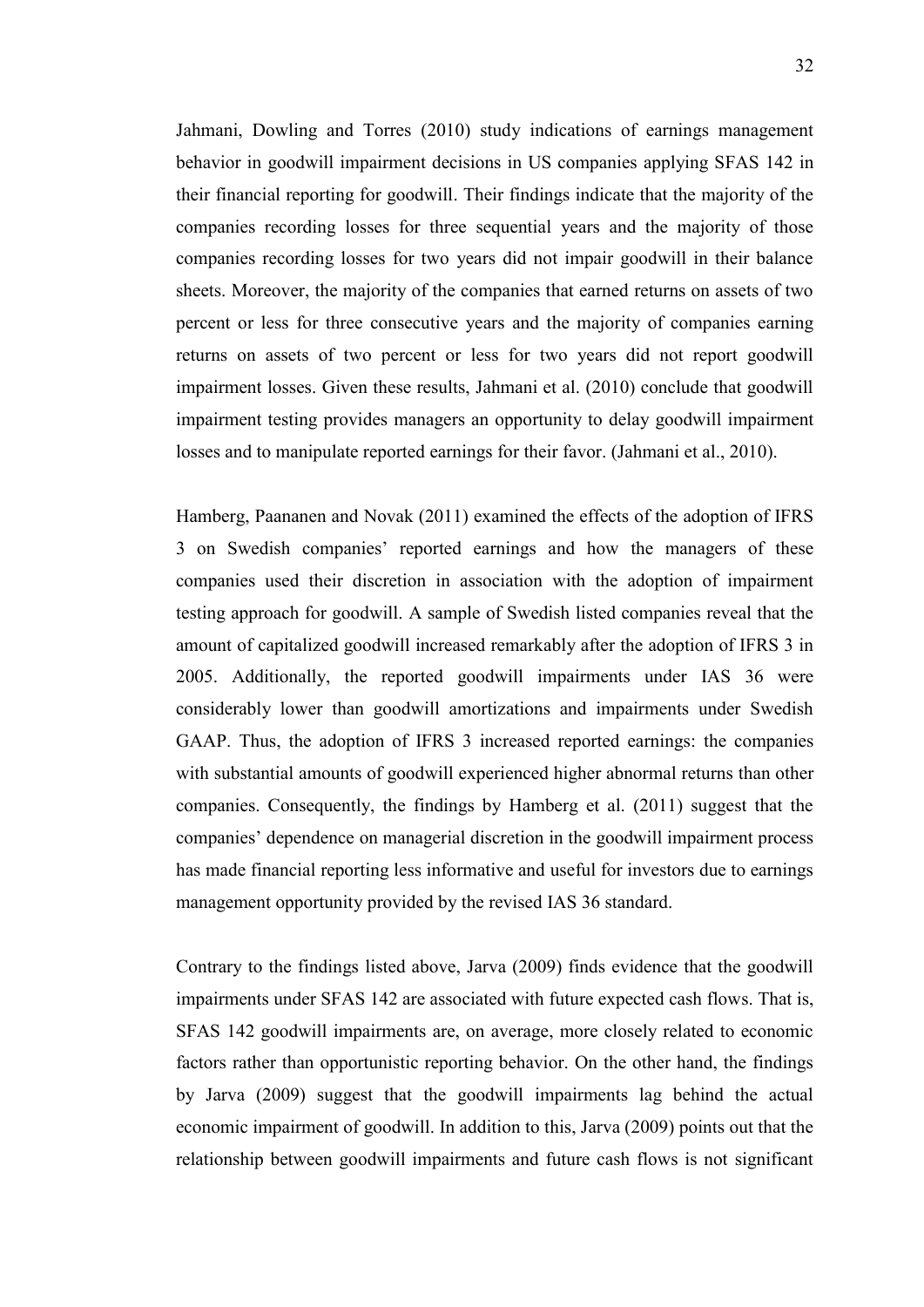Jahmani, Dowling and Torres (2010) study indications of earnings management behavior in goodwill impairment decisions in US companies applying SFAS 142 in their financial reporting for goodwill. Their findings indicate that the majority of the companies recording losses for three sequential years and the majority of those companies recording losses for two years did not impair goodwill in their balance sheets. Moreover, the majority of the companies that earned returns on assets of two percent or less for three consecutive years and the majority of companies earning returns on assets of two percent or less for two years did not report goodwill impairment losses. Given these results, Jahmani et al. (2010) conclude that goodwill impairment testing provides managers an opportunity to delay goodwill impairment losses and to manipulate reported earnings for their favor. (Jahmani et al., 2010).

Hamberg, Paananen and Novak (2011) examined the effects of the adoption of IFRS 3 on Swedish companies' reported earnings and how the managers of these companies used their discretion in association with the adoption of impairment testing approach for goodwill. A sample of Swedish listed companies reveal that the amount of capitalized goodwill increased remarkably after the adoption of IFRS 3 in 2005. Additionally, the reported goodwill impairments under IAS 36 were considerably lower than goodwill amortizations and impairments under Swedish GAAP. Thus, the adoption of IFRS 3 increased reported earnings: the companies with substantial amounts of goodwill experienced higher abnormal returns than other companies. Consequently, the findings by Hamberg et al. (2011) suggest that the companies' dependence on managerial discretion in the goodwill impairment process has made financial reporting less informative and useful for investors due to earnings management opportunity provided by the revised IAS 36 standard.

Contrary to the findings listed above, Jarva (2009) finds evidence that the goodwill impairments under SFAS 142 are associated with future expected cash flows. That is, SFAS 142 goodwill impairments are, on average, more closely related to economic factors rather than opportunistic reporting behavior. On the other hand, the findings by Jarva (2009) suggest that the goodwill impairments lag behind the actual economic impairment of goodwill. In addition to this, Jarva (2009) points out that the relationship between goodwill impairments and future cash flows is not significant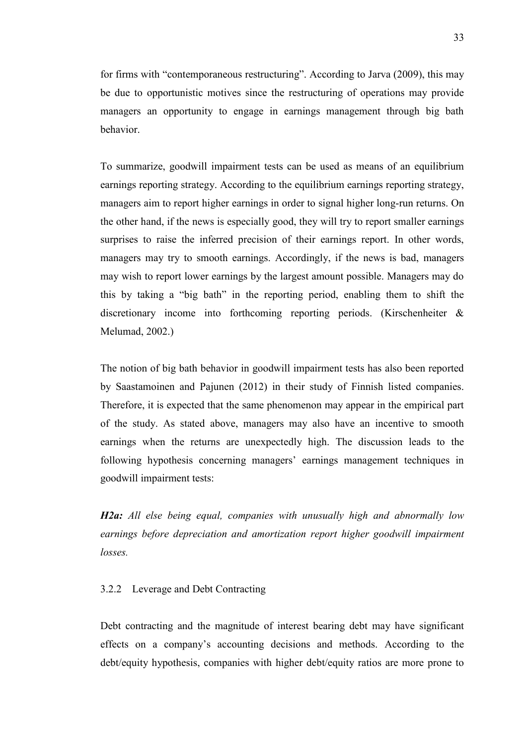for firms with "contemporaneous restructuring". According to Jarva (2009), this may be due to opportunistic motives since the restructuring of operations may provide managers an opportunity to engage in earnings management through big bath behavior.

To summarize, goodwill impairment tests can be used as means of an equilibrium earnings reporting strategy. According to the equilibrium earnings reporting strategy, managers aim to report higher earnings in order to signal higher long-run returns. On the other hand, if the news is especially good, they will try to report smaller earnings surprises to raise the inferred precision of their earnings report. In other words, managers may try to smooth earnings. Accordingly, if the news is bad, managers may wish to report lower earnings by the largest amount possible. Managers may do this by taking a "big bath" in the reporting period, enabling them to shift the discretionary income into forthcoming reporting periods. (Kirschenheiter & Melumad, 2002.)

The notion of big bath behavior in goodwill impairment tests has also been reported by Saastamoinen and Pajunen (2012) in their study of Finnish listed companies. Therefore, it is expected that the same phenomenon may appear in the empirical part of the study. As stated above, managers may also have an incentive to smooth earnings when the returns are unexpectedly high. The discussion leads to the following hypothesis concerning managers' earnings management techniques in goodwill impairment tests:

***H2a:*** *All else being equal, companies with unusually high and abnormally low earnings before depreciation and amortization report higher goodwill impairment losses.*

### 3.2.2 Leverage and Debt Contracting

Debt contracting and the magnitude of interest bearing debt may have significant effects on a company's accounting decisions and methods. According to the debt/equity hypothesis, companies with higher debt/equity ratios are more prone to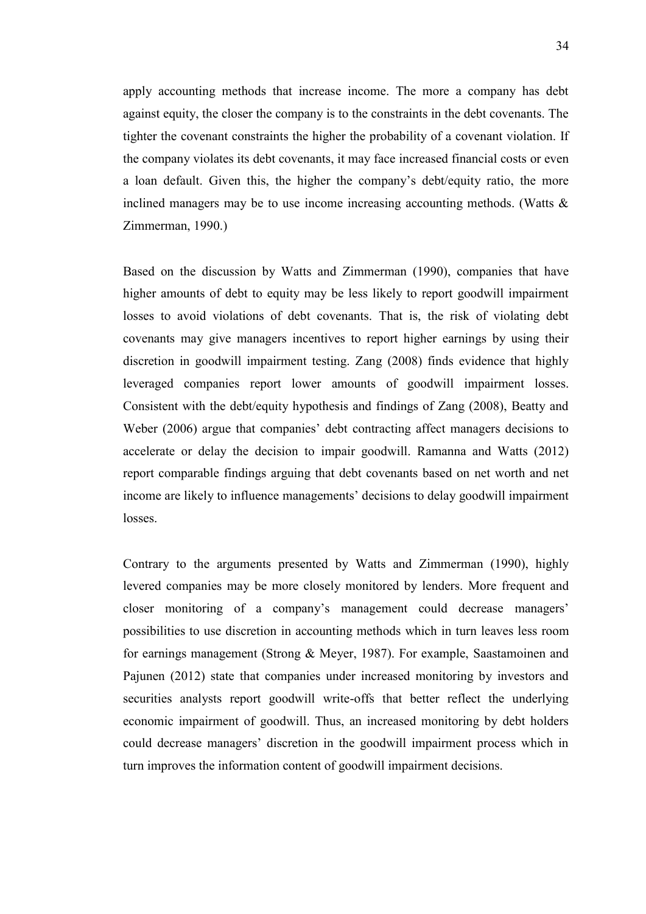apply accounting methods that increase income. The more a company has debt against equity, the closer the company is to the constraints in the debt covenants. The tighter the covenant constraints the higher the probability of a covenant violation. If the company violates its debt covenants, it may face increased financial costs or even a loan default. Given this, the higher the company's debt/equity ratio, the more inclined managers may be to use income increasing accounting methods. (Watts & Zimmerman, 1990.)

Based on the discussion by Watts and Zimmerman (1990), companies that have higher amounts of debt to equity may be less likely to report goodwill impairment losses to avoid violations of debt covenants. That is, the risk of violating debt covenants may give managers incentives to report higher earnings by using their discretion in goodwill impairment testing. Zang (2008) finds evidence that highly leveraged companies report lower amounts of goodwill impairment losses. Consistent with the debt/equity hypothesis and findings of Zang (2008), Beatty and Weber (2006) argue that companies' debt contracting affect managers decisions to accelerate or delay the decision to impair goodwill. Ramanna and Watts (2012) report comparable findings arguing that debt covenants based on net worth and net income are likely to influence managements' decisions to delay goodwill impairment losses.

Contrary to the arguments presented by Watts and Zimmerman (1990), highly levered companies may be more closely monitored by lenders. More frequent and closer monitoring of a company's management could decrease managers' possibilities to use discretion in accounting methods which in turn leaves less room for earnings management (Strong & Meyer, 1987). For example, Saastamoinen and Pajunen (2012) state that companies under increased monitoring by investors and securities analysts report goodwill write-offs that better reflect the underlying economic impairment of goodwill. Thus, an increased monitoring by debt holders could decrease managers' discretion in the goodwill impairment process which in turn improves the information content of goodwill impairment decisions.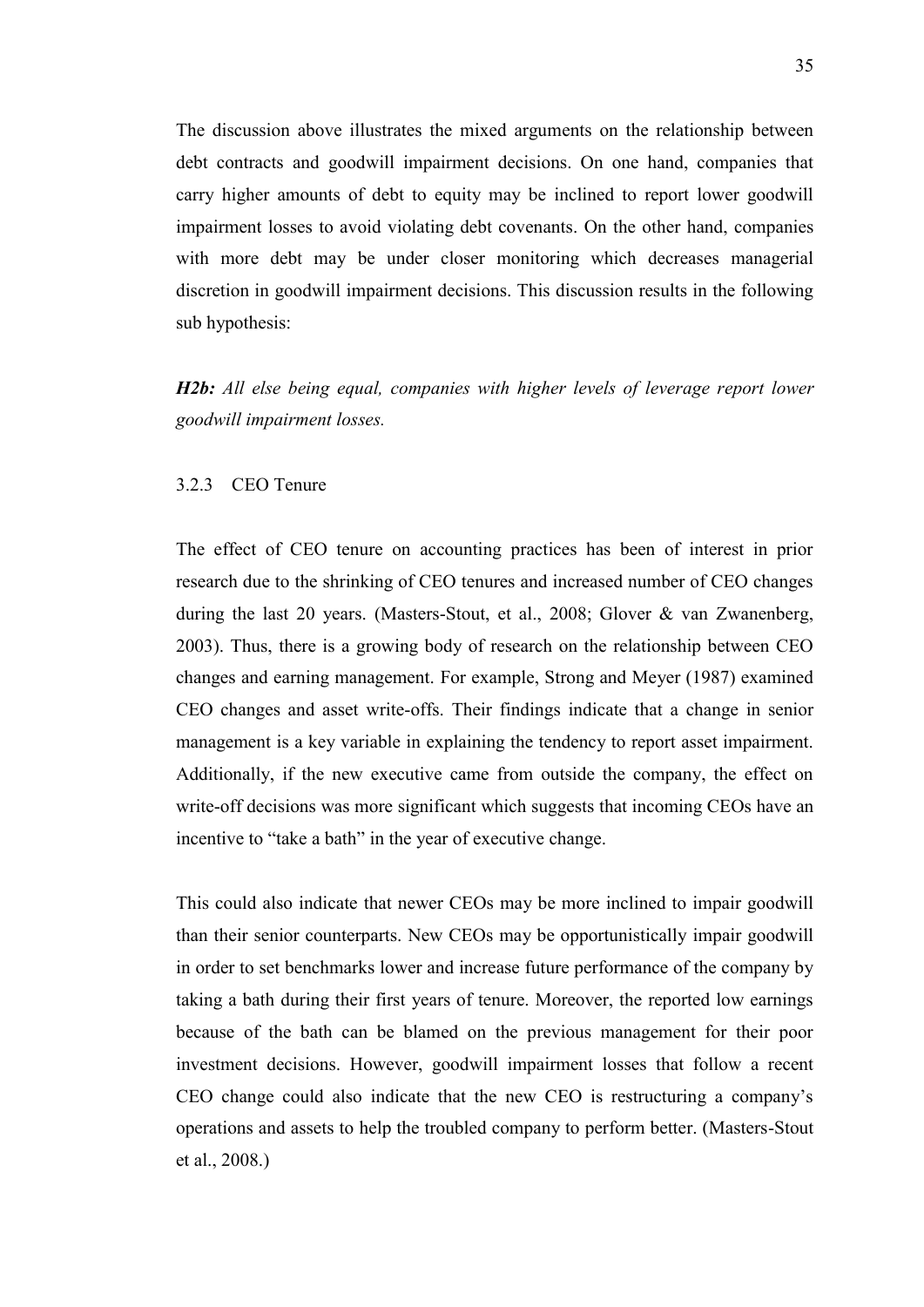The discussion above illustrates the mixed arguments on the relationship between debt contracts and goodwill impairment decisions. On one hand, companies that carry higher amounts of debt to equity may be inclined to report lower goodwill impairment losses to avoid violating debt covenants. On the other hand, companies with more debt may be under closer monitoring which decreases managerial discretion in goodwill impairment decisions. This discussion results in the following sub hypothesis:

***H2b:*** *All else being equal, companies with higher levels of leverage report lower goodwill impairment losses.*

### 3.2.3 CEO Tenure

The effect of CEO tenure on accounting practices has been of interest in prior research due to the shrinking of CEO tenures and increased number of CEO changes during the last 20 years. (Masters-Stout, et al., 2008; Glover & van Zwanenberg, 2003). Thus, there is a growing body of research on the relationship between CEO changes and earning management. For example, Strong and Meyer (1987) examined CEO changes and asset write-offs. Their findings indicate that a change in senior management is a key variable in explaining the tendency to report asset impairment. Additionally, if the new executive came from outside the company, the effect on write-off decisions was more significant which suggests that incoming CEOs have an incentive to "take a bath" in the year of executive change.

This could also indicate that newer CEOs may be more inclined to impair goodwill than their senior counterparts. New CEOs may be opportunistically impair goodwill in order to set benchmarks lower and increase future performance of the company by taking a bath during their first years of tenure. Moreover, the reported low earnings because of the bath can be blamed on the previous management for their poor investment decisions. However, goodwill impairment losses that follow a recent CEO change could also indicate that the new CEO is restructuring a company's operations and assets to help the troubled company to perform better. (Masters-Stout et al., 2008.)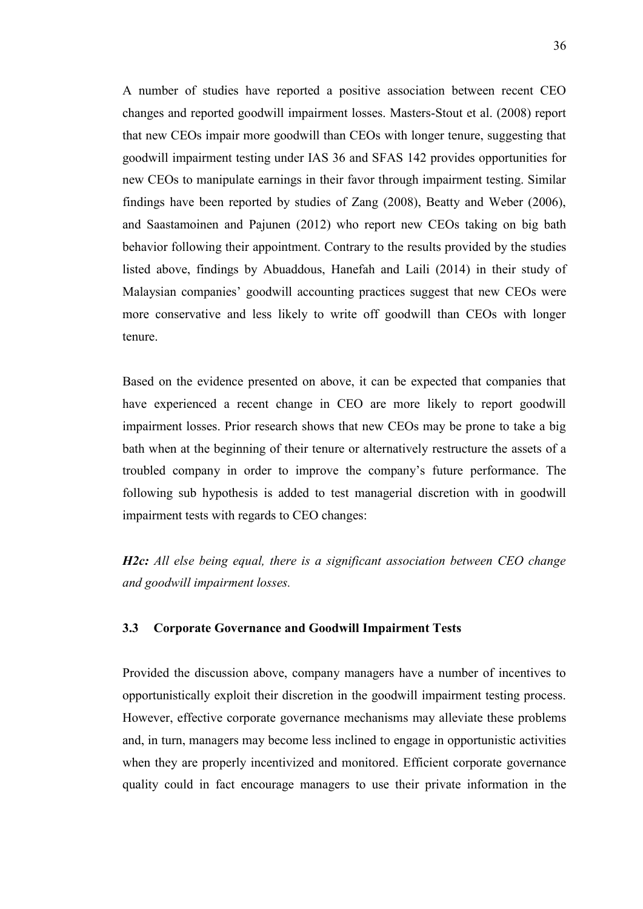A number of studies have reported a positive association between recent CEO changes and reported goodwill impairment losses. Masters-Stout et al. (2008) report that new CEOs impair more goodwill than CEOs with longer tenure, suggesting that goodwill impairment testing under IAS 36 and SFAS 142 provides opportunities for new CEOs to manipulate earnings in their favor through impairment testing. Similar findings have been reported by studies of Zang (2008), Beatty and Weber (2006), and Saastamoinen and Pajunen (2012) who report new CEOs taking on big bath behavior following their appointment. Contrary to the results provided by the studies listed above, findings by Abuaddous, Hanefah and Laili (2014) in their study of Malaysian companies' goodwill accounting practices suggest that new CEOs were more conservative and less likely to write off goodwill than CEOs with longer tenure.

Based on the evidence presented on above, it can be expected that companies that have experienced a recent change in CEO are more likely to report goodwill impairment losses. Prior research shows that new CEOs may be prone to take a big bath when at the beginning of their tenure or alternatively restructure the assets of a troubled company in order to improve the company's future performance. The following sub hypothesis is added to test managerial discretion with in goodwill impairment tests with regards to CEO changes:

***H2c:*** *All else being equal, there is a significant association between CEO change and goodwill impairment losses.*

### 3.3 Corporate Governance and Goodwill Impairment Tests

Provided the discussion above, company managers have a number of incentives to opportunistically exploit their discretion in the goodwill impairment testing process. However, effective corporate governance mechanisms may alleviate these problems and, in turn, managers may become less inclined to engage in opportunistic activities when they are properly incentivized and monitored. Efficient corporate governance quality could in fact encourage managers to use their private information in the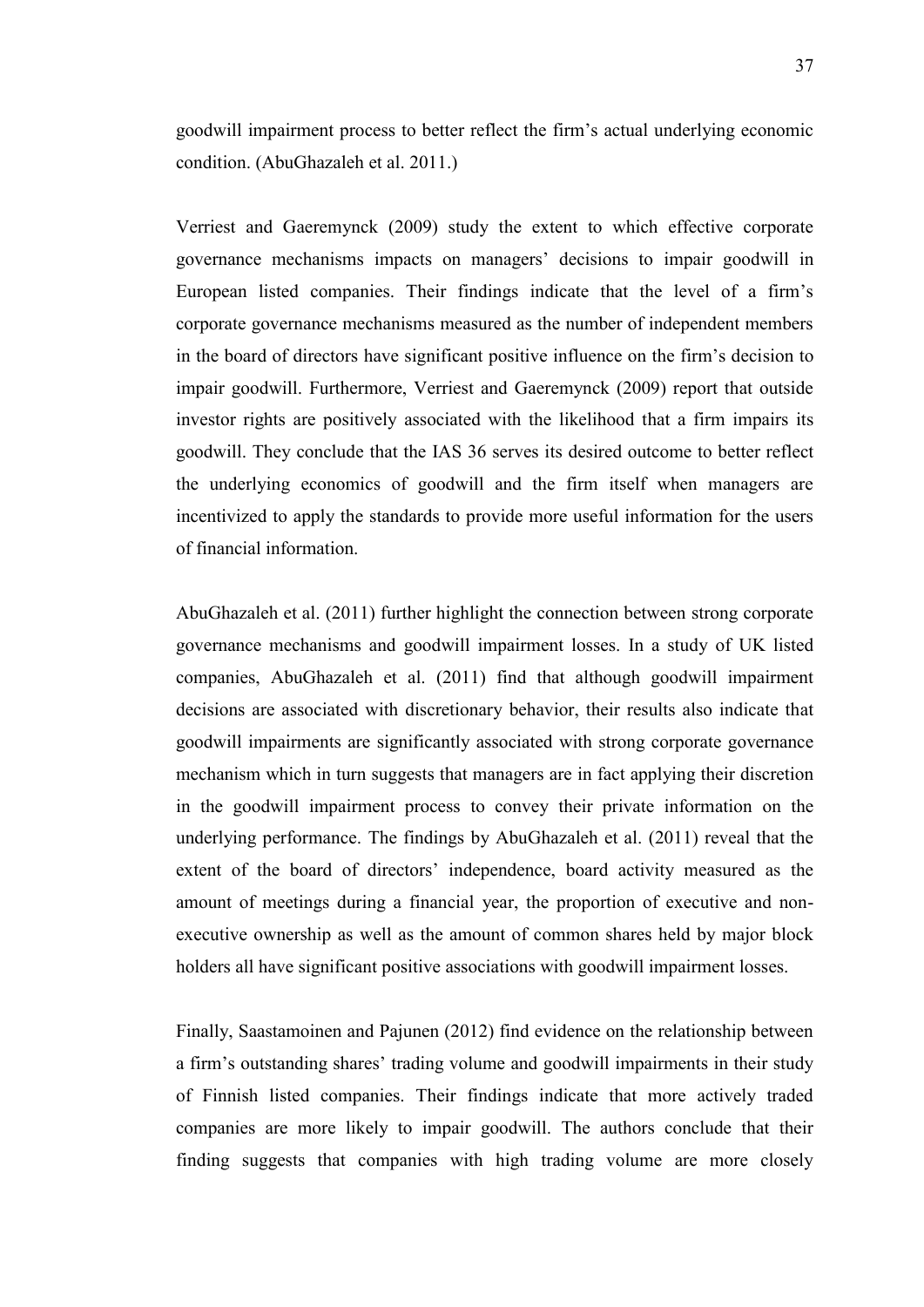goodwill impairment process to better reflect the firm's actual underlying economic condition. (AbuGhazaleh et al. 2011.)

Verriest and Gaeremynck (2009) study the extent to which effective corporate governance mechanisms impacts on managers' decisions to impair goodwill in European listed companies. Their findings indicate that the level of a firm's corporate governance mechanisms measured as the number of independent members in the board of directors have significant positive influence on the firm's decision to impair goodwill. Furthermore, Verriest and Gaeremynck (2009) report that outside investor rights are positively associated with the likelihood that a firm impairs its goodwill. They conclude that the IAS 36 serves its desired outcome to better reflect the underlying economics of goodwill and the firm itself when managers are incentivized to apply the standards to provide more useful information for the users of financial information.

AbuGhazaleh et al. (2011) further highlight the connection between strong corporate governance mechanisms and goodwill impairment losses. In a study of UK listed companies, AbuGhazaleh et al. (2011) find that although goodwill impairment decisions are associated with discretionary behavior, their results also indicate that goodwill impairments are significantly associated with strong corporate governance mechanism which in turn suggests that managers are in fact applying their discretion in the goodwill impairment process to convey their private information on the underlying performance. The findings by AbuGhazaleh et al. (2011) reveal that the extent of the board of directors' independence, board activity measured as the amount of meetings during a financial year, the proportion of executive and non-executive ownership as well as the amount of common shares held by major block holders all have significant positive associations with goodwill impairment losses.

Finally, Saastamoinen and Pajunen (2012) find evidence on the relationship between a firm's outstanding shares' trading volume and goodwill impairments in their study of Finnish listed companies. Their findings indicate that more actively traded companies are more likely to impair goodwill. The authors conclude that their finding suggests that companies with high trading volume are more closely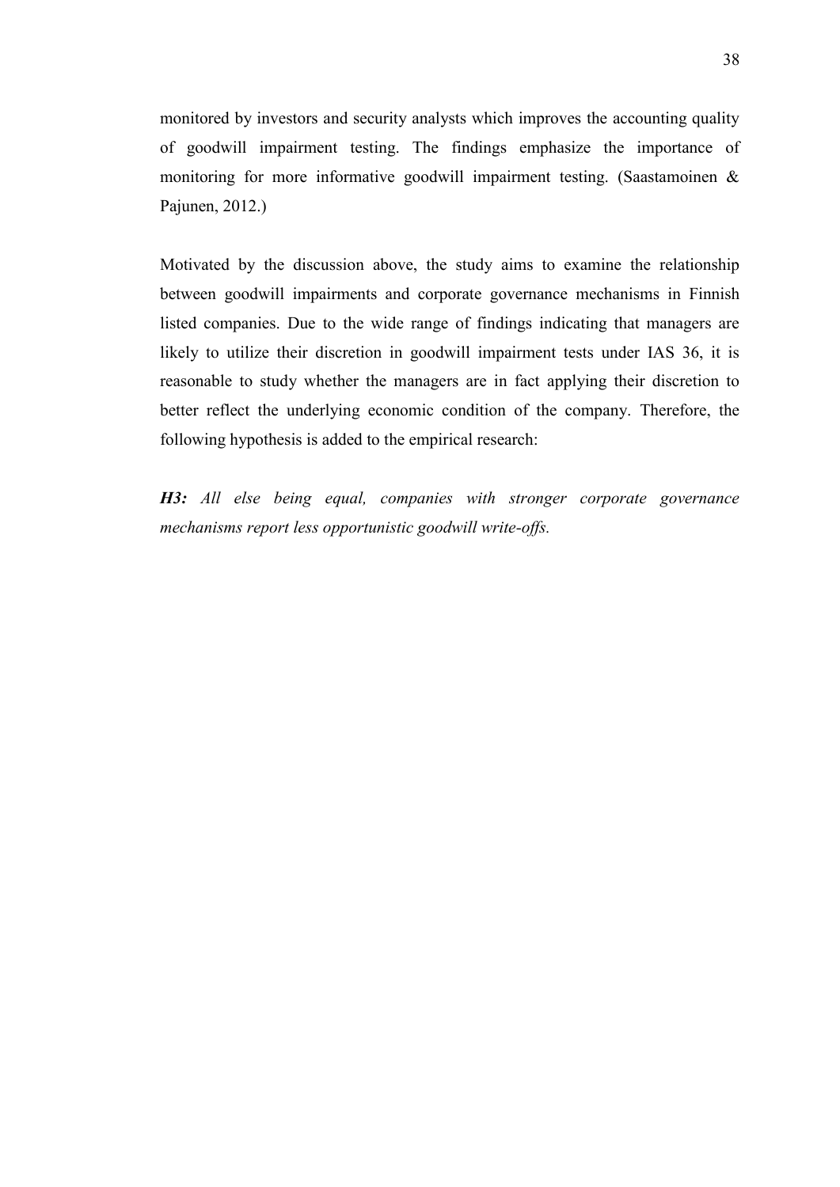monitored by investors and security analysts which improves the accounting quality of goodwill impairment testing. The findings emphasize the importance of monitoring for more informative goodwill impairment testing. (Saastamoinen & Pajunen, 2012.)

Motivated by the discussion above, the study aims to examine the relationship between goodwill impairments and corporate governance mechanisms in Finnish listed companies. Due to the wide range of findings indicating that managers are likely to utilize their discretion in goodwill impairment tests under IAS 36, it is reasonable to study whether the managers are in fact applying their discretion to better reflect the underlying economic condition of the company. Therefore, the following hypothesis is added to the empirical research:

***H3:*** *All else being equal, companies with stronger corporate governance mechanisms report less opportunistic goodwill write-offs.*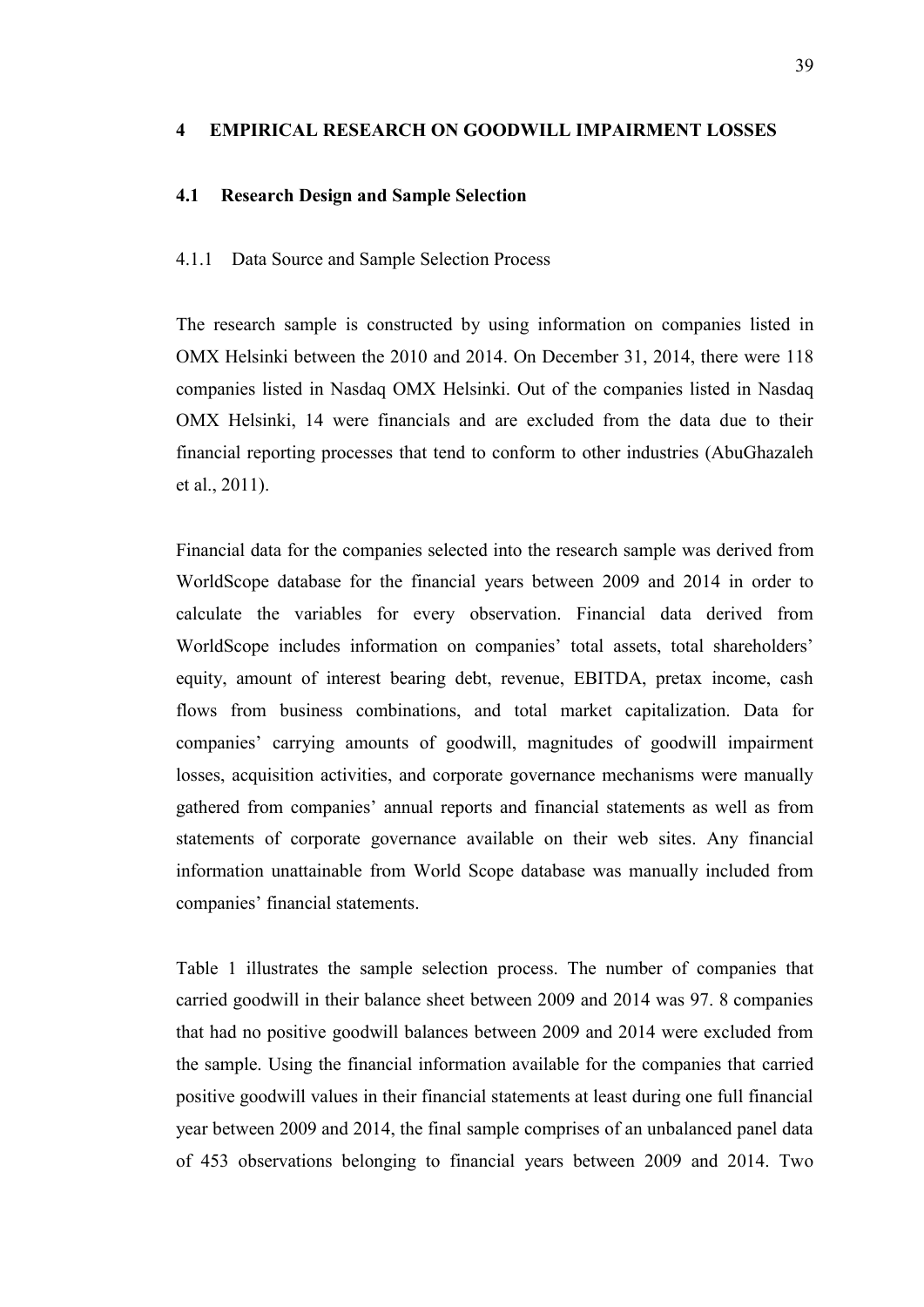# 4 EMPIRICAL RESEARCH ON GOODWILL IMPAIRMENT LOSSES

## 4.1 Research Design and Sample Selection

### 4.1.1 Data Source and Sample Selection Process

The research sample is constructed by using information on companies listed in OMX Helsinki between the 2010 and 2014. On December 31, 2014, there were 118 companies listed in Nasdaq OMX Helsinki. Out of the companies listed in Nasdaq OMX Helsinki, 14 were financials and are excluded from the data due to their financial reporting processes that tend to conform to other industries (AbuGhazaleh et al., 2011).

Financial data for the companies selected into the research sample was derived from WorldScope database for the financial years between 2009 and 2014 in order to calculate the variables for every observation. Financial data derived from WorldScope includes information on companies' total assets, total shareholders' equity, amount of interest bearing debt, revenue, EBITDA, pretax income, cash flows from business combinations, and total market capitalization. Data for companies' carrying amounts of goodwill, magnitudes of goodwill impairment losses, acquisition activities, and corporate governance mechanisms were manually gathered from companies' annual reports and financial statements as well as from statements of corporate governance available on their web sites. Any financial information unattainable from World Scope database was manually included from companies' financial statements.

Table 1 illustrates the sample selection process. The number of companies that carried goodwill in their balance sheet between 2009 and 2014 was 97. 8 companies that had no positive goodwill balances between 2009 and 2014 were excluded from the sample. Using the financial information available for the companies that carried positive goodwill values in their financial statements at least during one full financial year between 2009 and 2014, the final sample comprises of an unbalanced panel data of 453 observations belonging to financial years between 2009 and 2014. Two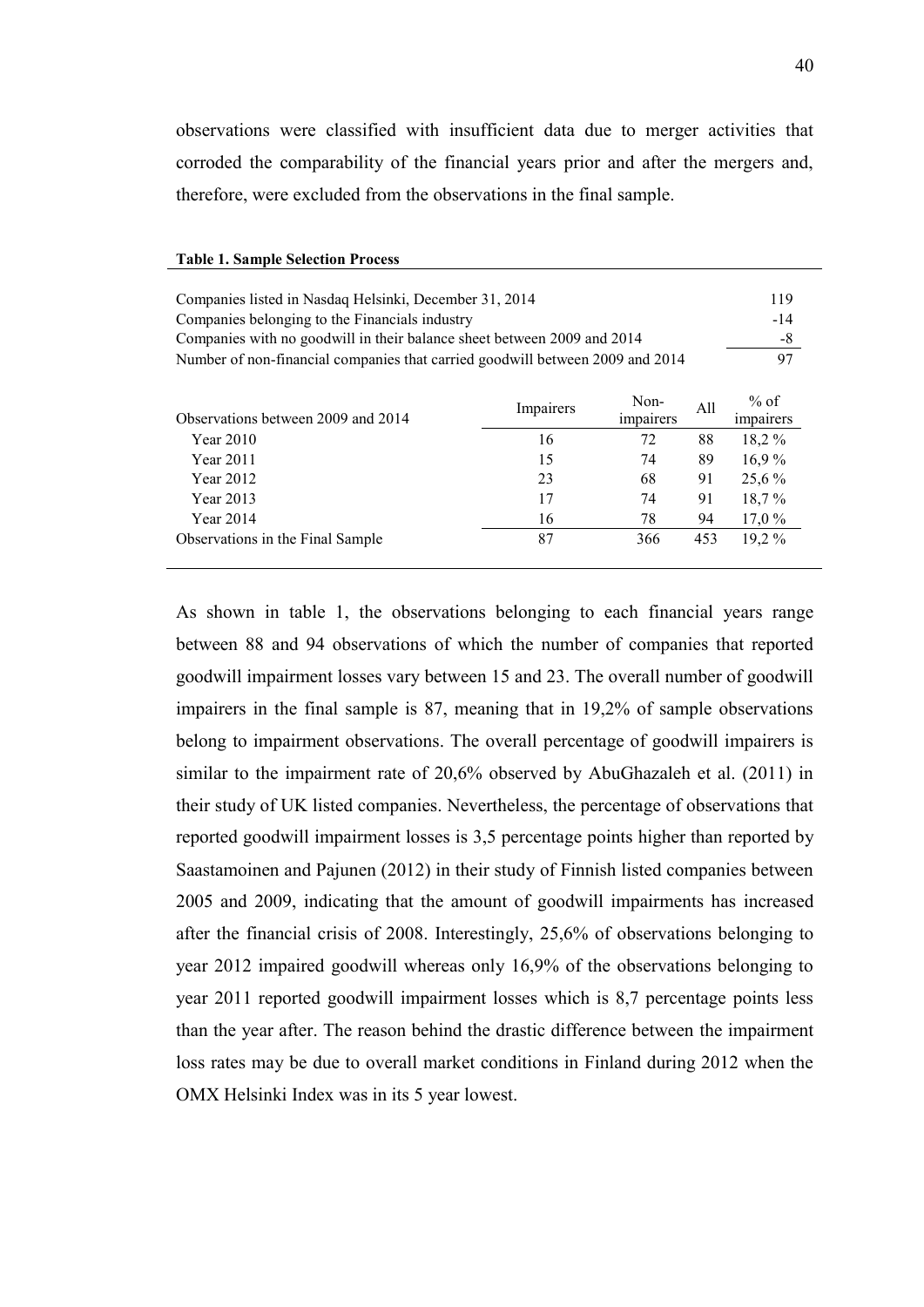observations were classified with insufficient data due to merger activities that corroded the comparability of the financial years prior and after the mergers and, therefore, were excluded from the observations in the final sample.

**Table 1. Sample Selection Process**

| | | | | |
|---|---|---|---|---|
| Companies listed in Nasdaq Helsinki, December 31, 2014 | | | | 119 |
| Companies belonging to the Financials industry | | | | -14 |
| Companies with no goodwill in their balance sheet between 2009 and 2014 | | | | -8 |
| Number of non-financial companies that carried goodwill between 2009 and 2014 | | | | 97 |
| | | | | |
| Observations between 2009 and 2014 | Impairers | Non-impairers | All | % of impairers |
| Year 2010 | 16 | 72 | 88 | 18,2 % |
| Year 2011 | 15 | 74 | 89 | 16,9 % |
| Year 2012 | 23 | 68 | 91 | 25,6 % |
| Year 2013 | 17 | 74 | 91 | 18,7 % |
| Year 2014 | 16 | 78 | 94 | 17,0 % |
| Observations in the Final Sample | 87 | 366 | 453 | 19,2 % |

As shown in table 1, the observations belonging to each financial years range between 88 and 94 observations of which the number of companies that reported goodwill impairment losses vary between 15 and 23. The overall number of goodwill impairers in the final sample is 87, meaning that in 19,2% of sample observations belong to impairment observations. The overall percentage of goodwill impairers is similar to the impairment rate of 20,6% observed by AbuGhazaleh et al. (2011) in their study of UK listed companies. Nevertheless, the percentage of observations that reported goodwill impairment losses is 3,5 percentage points higher than reported by Saastamoinen and Pajunen (2012) in their study of Finnish listed companies between 2005 and 2009, indicating that the amount of goodwill impairments has increased after the financial crisis of 2008. Interestingly, 25,6% of observations belonging to year 2012 impaired goodwill whereas only 16,9% of the observations belonging to year 2011 reported goodwill impairment losses which is 8,7 percentage points less than the year after. The reason behind the drastic difference between the impairment loss rates may be due to overall market conditions in Finland during 2012 when the OMX Helsinki Index was in its 5 year lowest.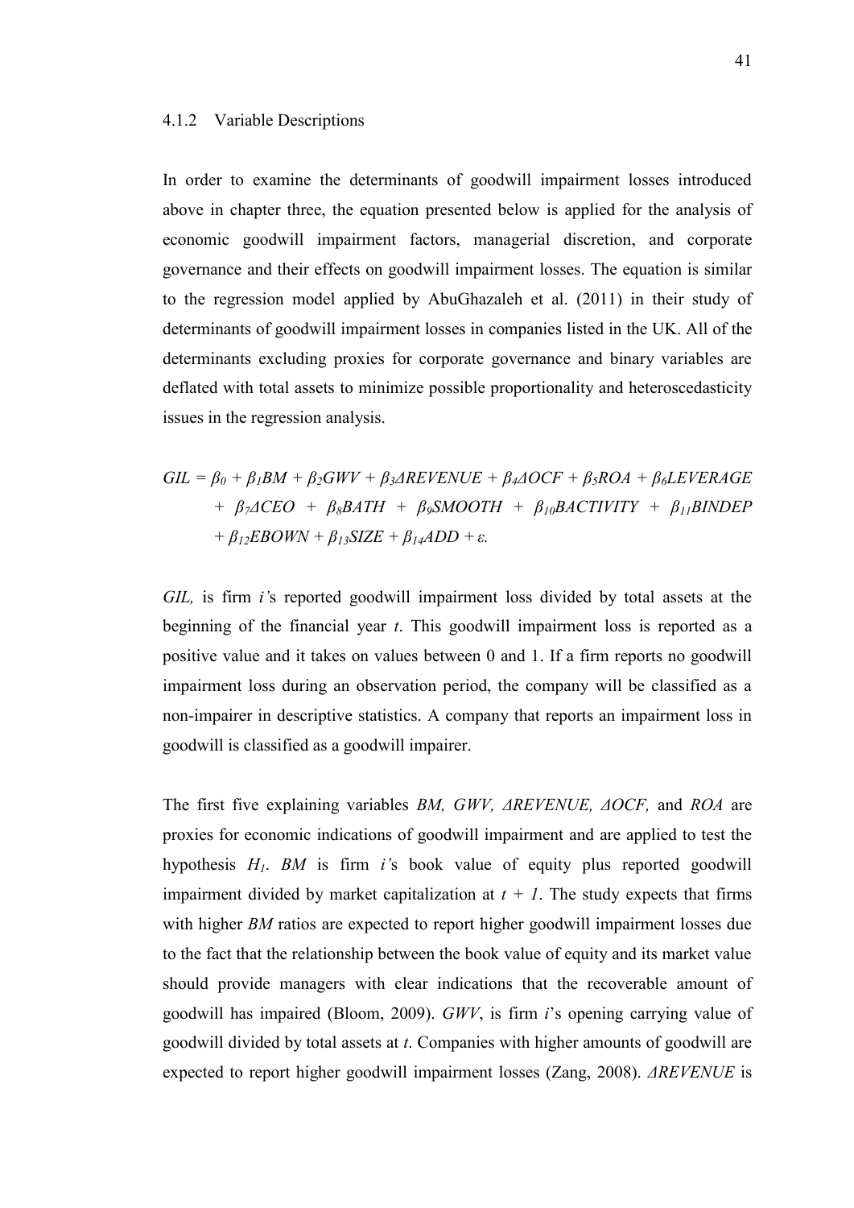### 4.1.2 Variable Descriptions

In order to examine the determinants of goodwill impairment losses introduced above in chapter three, the equation presented below is applied for the analysis of economic goodwill impairment factors, managerial discretion, and corporate governance and their effects on goodwill impairment losses. The equation is similar to the regression model applied by AbuGhazaleh et al. (2011) in their study of determinants of goodwill impairment losses in companies listed in the UK. All of the determinants excluding proxies for corporate governance and binary variables are deflated with total assets to minimize possible proportionality and heteroscedasticity issues in the regression analysis.

$$GIL = \beta_0 + \beta_1 BM + \beta_2 GWV + \beta_3 \Delta REVENUE + \beta_4 \Delta OCF + \beta_5 ROA + \beta_6 LEVERAGE + \beta_7 \Delta CEO + \beta_8 BATH + \beta_9 SMOOTH + \beta_{10} BACTIVITY + \beta_{11} BINDEP + \beta_{12} EBOWN + \beta_{13} SIZE + \beta_{14} ADD + \varepsilon.$$

*GIL,* is firm *i'*s reported goodwill impairment loss divided by total assets at the beginning of the financial year *t*. This goodwill impairment loss is reported as a positive value and it takes on values between 0 and 1. If a firm reports no goodwill impairment loss during an observation period, the company will be classified as a non-impairer in descriptive statistics. A company that reports an impairment loss in goodwill is classified as a goodwill impairer.

The first five explaining variables *BM, GWV, ΔREVENUE, ΔOCF,* and *ROA* are proxies for economic indications of goodwill impairment and are applied to test the hypothesis $H_1$. *BM* is firm *i'*s book value of equity plus reported goodwill impairment divided by market capitalization at $t + 1$. The study expects that firms with higher *BM* ratios are expected to report higher goodwill impairment losses due to the fact that the relationship between the book value of equity and its market value should provide managers with clear indications that the recoverable amount of goodwill has impaired (Bloom, 2009). *GWV*, is firm *i*'s opening carrying value of goodwill divided by total assets at *t*. Companies with higher amounts of goodwill are expected to report higher goodwill impairment losses (Zang, 2008). *ΔREVENUE* is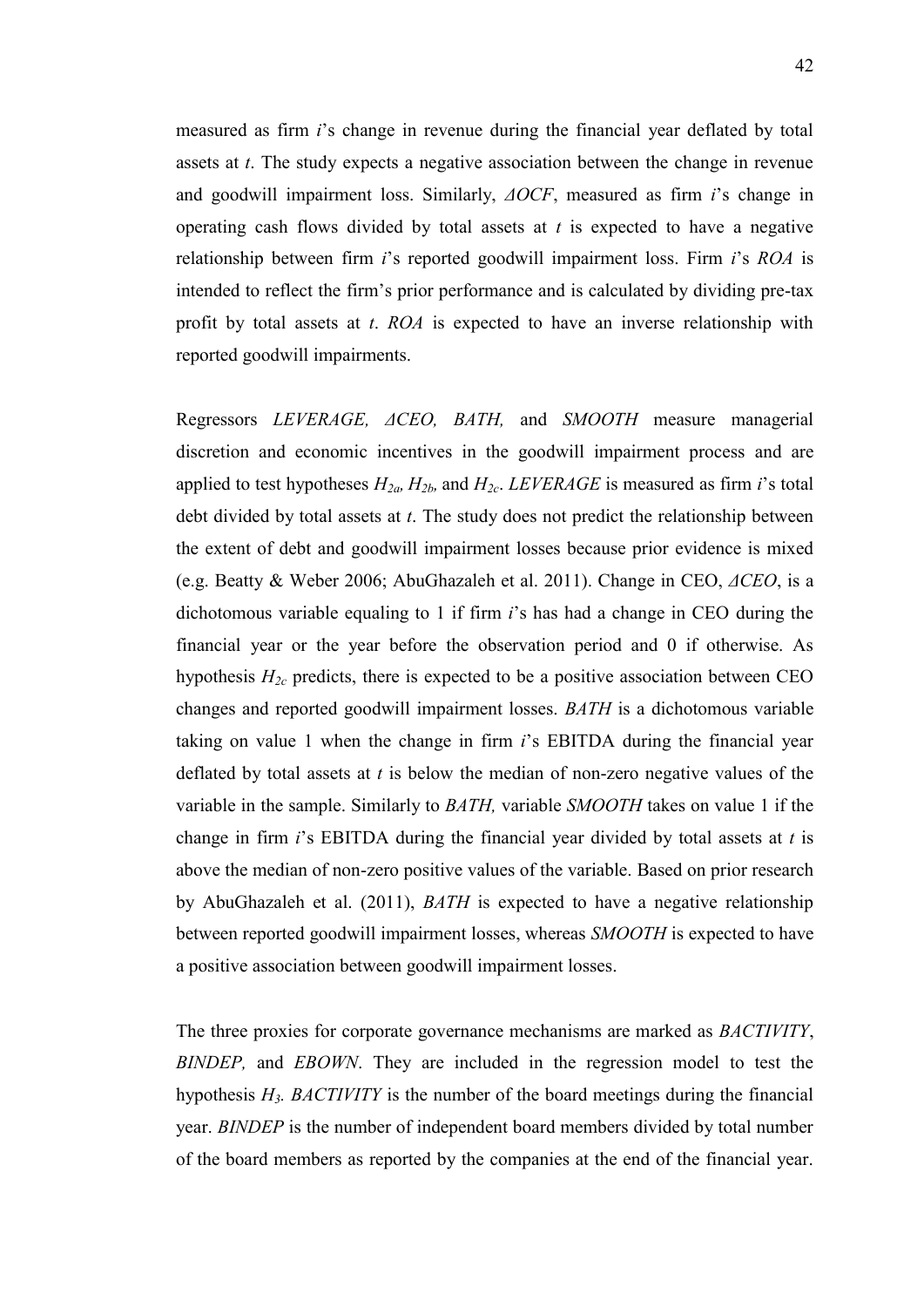measured as firm *i*'s change in revenue during the financial year deflated by total assets at *t*. The study expects a negative association between the change in revenue and goodwill impairment loss. Similarly, *ΔOCF*, measured as firm *i*'s change in operating cash flows divided by total assets at *t* is expected to have a negative relationship between firm *i*'s reported goodwill impairment loss. Firm *i*'s *ROA* is intended to reflect the firm's prior performance and is calculated by dividing pre-tax profit by total assets at *t*. *ROA* is expected to have an inverse relationship with reported goodwill impairments.

Regressors *LEVERAGE, ΔCEO, BATH,* and *SMOOTH* measure managerial discretion and economic incentives in the goodwill impairment process and are applied to test hypotheses $H_{2a}$, $H_{2b}$, and $H_{2c}$. *LEVERAGE* is measured as firm *i*'s total debt divided by total assets at *t*. The study does not predict the relationship between the extent of debt and goodwill impairment losses because prior evidence is mixed (e.g. Beatty & Weber 2006; AbuGhazaleh et al. 2011). Change in CEO, *ΔCEO*, is a dichotomous variable equaling to 1 if firm *i*'s has had a change in CEO during the financial year or the year before the observation period and 0 if otherwise. As hypothesis $H_{2c}$ predicts, there is expected to be a positive association between CEO changes and reported goodwill impairment losses. *BATH* is a dichotomous variable taking on value 1 when the change in firm *i*'s EBITDA during the financial year deflated by total assets at *t* is below the median of non-zero negative values of the variable in the sample. Similarly to *BATH,* variable *SMOOTH* takes on value 1 if the change in firm *i*'s EBITDA during the financial year divided by total assets at *t* is above the median of non-zero positive values of the variable. Based on prior research by AbuGhazaleh et al. (2011), *BATH* is expected to have a negative relationship between reported goodwill impairment losses, whereas *SMOOTH* is expected to have a positive association between goodwill impairment losses.

The three proxies for corporate governance mechanisms are marked as *BACTIVITY*, *BINDEP,* and *EBOWN*. They are included in the regression model to test the hypothesis $H_3$. *BACTIVITY* is the number of the board meetings during the financial year. *BINDEP* is the number of independent board members divided by total number of the board members as reported by the companies at the end of the financial year.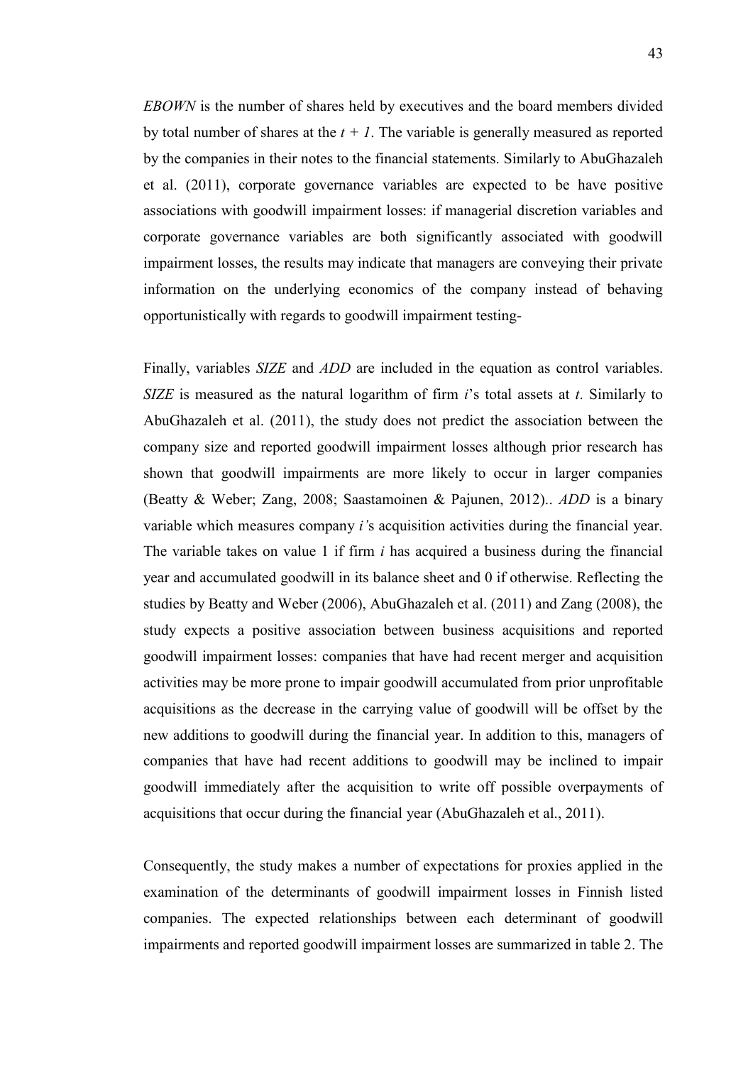*EBOWN* is the number of shares held by executives and the board members divided by total number of shares at the $t + 1$. The variable is generally measured as reported by the companies in their notes to the financial statements. Similarly to AbuGhazaleh et al. (2011), corporate governance variables are expected to be have positive associations with goodwill impairment losses: if managerial discretion variables and corporate governance variables are both significantly associated with goodwill impairment losses, the results may indicate that managers are conveying their private information on the underlying economics of the company instead of behaving opportunistically with regards to goodwill impairment testing-

Finally, variables *SIZE* and *ADD* are included in the equation as control variables. *SIZE* is measured as the natural logarithm of firm *i*'s total assets at *t*. Similarly to AbuGhazaleh et al. (2011), the study does not predict the association between the company size and reported goodwill impairment losses although prior research has shown that goodwill impairments are more likely to occur in larger companies (Beatty & Weber; Zang, 2008; Saastamoinen & Pajunen, 2012).. *ADD* is a binary variable which measures company *i'*s acquisition activities during the financial year. The variable takes on value 1 if firm *i* has acquired a business during the financial year and accumulated goodwill in its balance sheet and 0 if otherwise. Reflecting the studies by Beatty and Weber (2006), AbuGhazaleh et al. (2011) and Zang (2008), the study expects a positive association between business acquisitions and reported goodwill impairment losses: companies that have had recent merger and acquisition activities may be more prone to impair goodwill accumulated from prior unprofitable acquisitions as the decrease in the carrying value of goodwill will be offset by the new additions to goodwill during the financial year. In addition to this, managers of companies that have had recent additions to goodwill may be inclined to impair goodwill immediately after the acquisition to write off possible overpayments of acquisitions that occur during the financial year (AbuGhazaleh et al., 2011).

Consequently, the study makes a number of expectations for proxies applied in the examination of the determinants of goodwill impairment losses in Finnish listed companies. The expected relationships between each determinant of goodwill impairments and reported goodwill impairment losses are summarized in table 2. The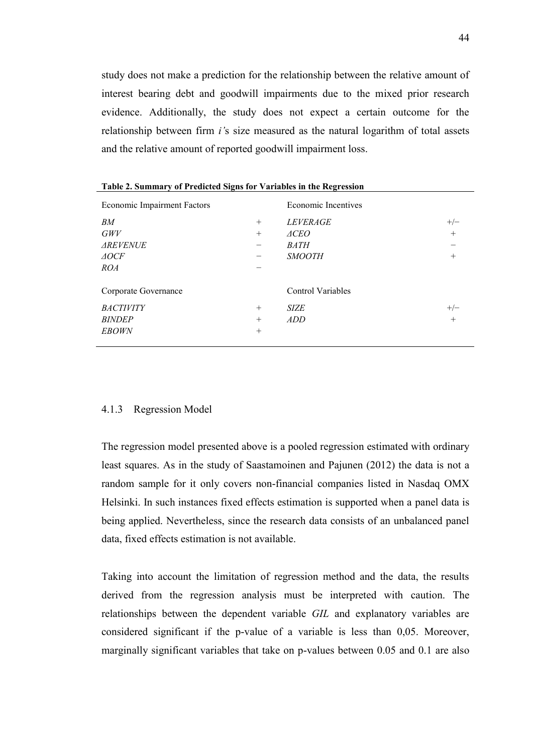study does not make a prediction for the relationship between the relative amount of interest bearing debt and goodwill impairments due to the mixed prior research evidence. Additionally, the study does not expect a certain outcome for the relationship between firm *i'*s size measured as the natural logarithm of total assets and the relative amount of reported goodwill impairment loss.

**Table 2. Summary of Predicted Signs for Variables in the Regression**

| Economic Impairment Factors | | Economic Incentives | |
|---|---|---|---|
| *BM* | + | *LEVERAGE* | +/− |
| *GWV* | + | *ΔCEO* | + |
| *ΔREVENUE* | − | *BATH* | − |
| *ΔOCF* | − | *SMOOTH* | + |
| *ROA* | − | | |
| Corporate Governance | | Control Variables | |
| *BACTIVITY* | + | *SIZE* | +/− |
| *BINDEP* | + | *ADD* | + |
| *EBOWN* | + | | |

### 4.1.3 Regression Model

The regression model presented above is a pooled regression estimated with ordinary least squares. As in the study of Saastamoinen and Pajunen (2012) the data is not a random sample for it only covers non-financial companies listed in Nasdaq OMX Helsinki. In such instances fixed effects estimation is supported when a panel data is being applied. Nevertheless, since the research data consists of an unbalanced panel data, fixed effects estimation is not available.

Taking into account the limitation of regression method and the data, the results derived from the regression analysis must be interpreted with caution. The relationships between the dependent variable *GIL* and explanatory variables are considered significant if the p-value of a variable is less than 0,05. Moreover, marginally significant variables that take on p-values between 0.05 and 0.1 are also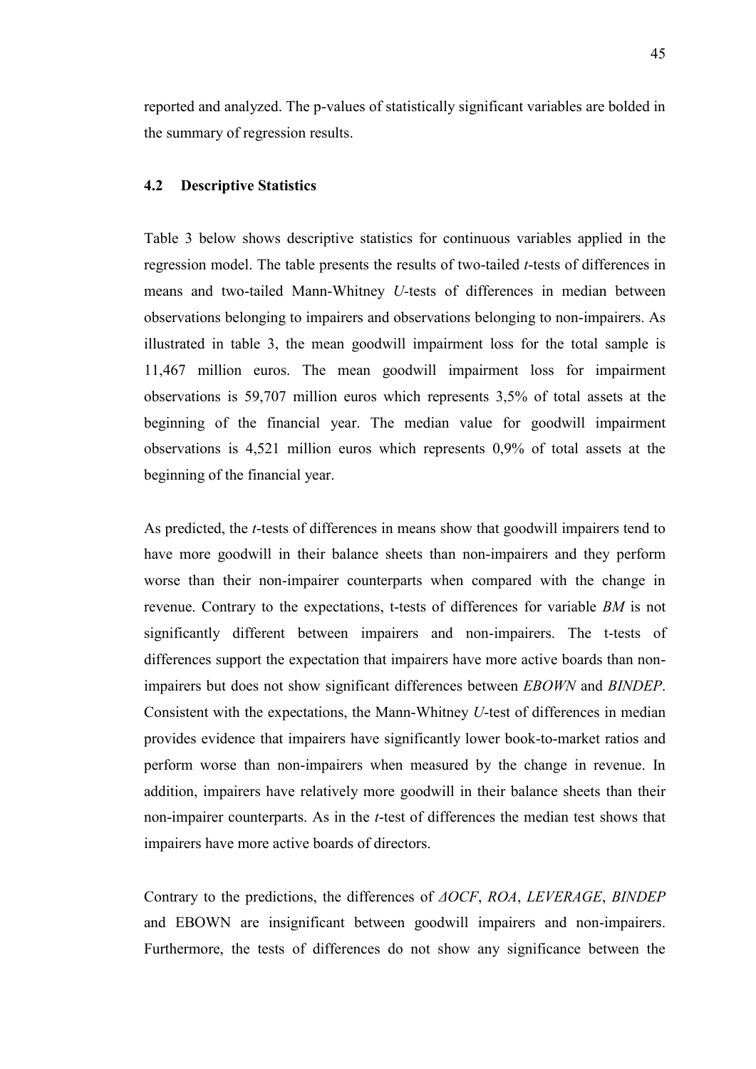reported and analyzed. The p-values of statistically significant variables are bolded in the summary of regression results.

### 4.2 Descriptive Statistics

Table 3 below shows descriptive statistics for continuous variables applied in the regression model. The table presents the results of two-tailed *t*-tests of differences in means and two-tailed Mann-Whitney *U*-tests of differences in median between observations belonging to impairers and observations belonging to non-impairers. As illustrated in table 3, the mean goodwill impairment loss for the total sample is 11,467 million euros. The mean goodwill impairment loss for impairment observations is 59,707 million euros which represents 3,5% of total assets at the beginning of the financial year. The median value for goodwill impairment observations is 4,521 million euros which represents 0,9% of total assets at the beginning of the financial year.

As predicted, the *t*-tests of differences in means show that goodwill impairers tend to have more goodwill in their balance sheets than non-impairers and they perform worse than their non-impairer counterparts when compared with the change in revenue. Contrary to the expectations, t-tests of differences for variable *BM* is not significantly different between impairers and non-impairers. The t-tests of differences support the expectation that impairers have more active boards than non-impairers but does not show significant differences between *EBOWN* and *BINDEP*. Consistent with the expectations, the Mann-Whitney *U*-test of differences in median provides evidence that impairers have significantly lower book-to-market ratios and perform worse than non-impairers when measured by the change in revenue. In addition, impairers have relatively more goodwill in their balance sheets than their non-impairer counterparts. As in the *t*-test of differences the median test shows that impairers have more active boards of directors.

Contrary to the predictions, the differences of *ΔOCF*, *ROA*, *LEVERAGE*, *BINDEP* and EBOWN are insignificant between goodwill impairers and non-impairers. Furthermore, the tests of differences do not show any significance between the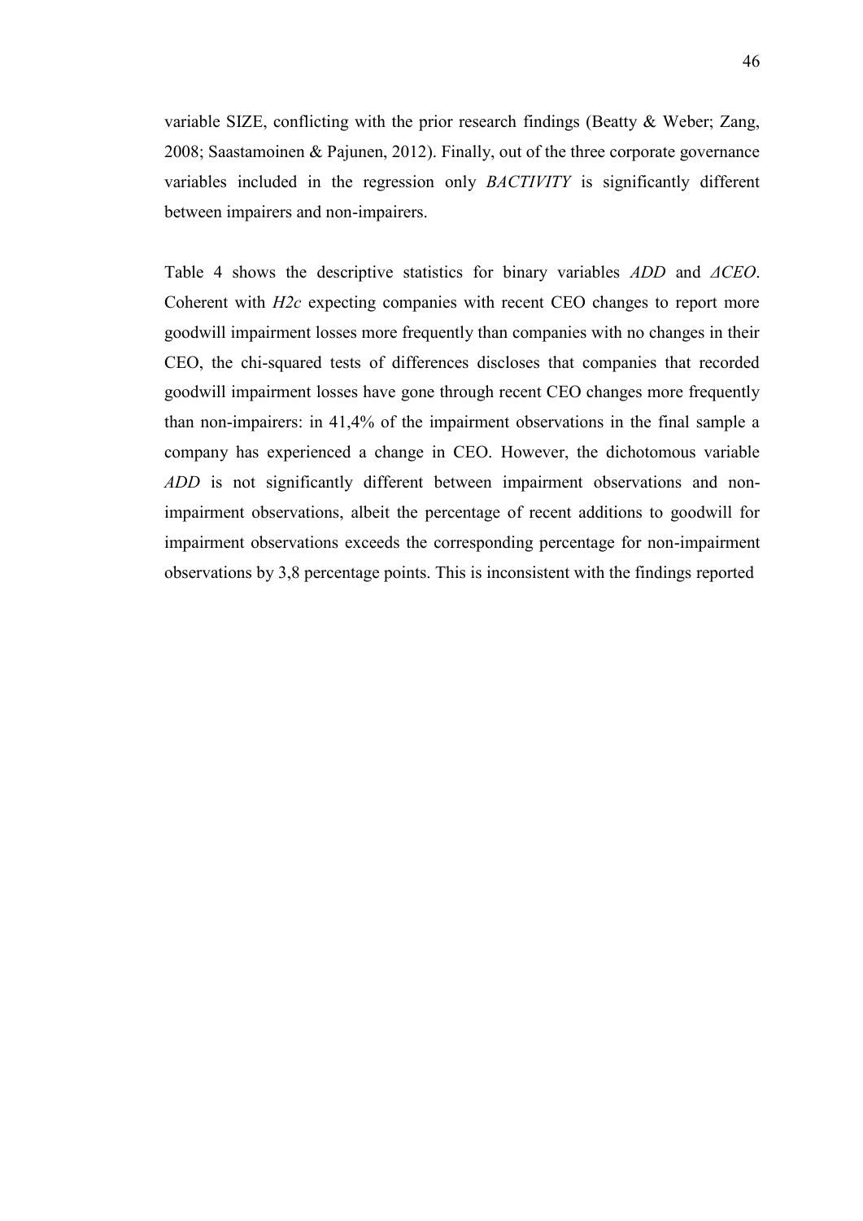variable SIZE, conflicting with the prior research findings (Beatty & Weber; Zang, 2008; Saastamoinen & Pajunen, 2012). Finally, out of the three corporate governance variables included in the regression only *BACTIVITY* is significantly different between impairers and non-impairers.

Table 4 shows the descriptive statistics for binary variables *ADD* and *ΔCEO*. Coherent with *H2c* expecting companies with recent CEO changes to report more goodwill impairment losses more frequently than companies with no changes in their CEO, the chi-squared tests of differences discloses that companies that recorded goodwill impairment losses have gone through recent CEO changes more frequently than non-impairers: in 41,4% of the impairment observations in the final sample a company has experienced a change in CEO. However, the dichotomous variable *ADD* is not significantly different between impairment observations and non-impairment observations, albeit the percentage of recent additions to goodwill for impairment observations exceeds the corresponding percentage for non-impairment observations by 3,8 percentage points. This is inconsistent with the findings reported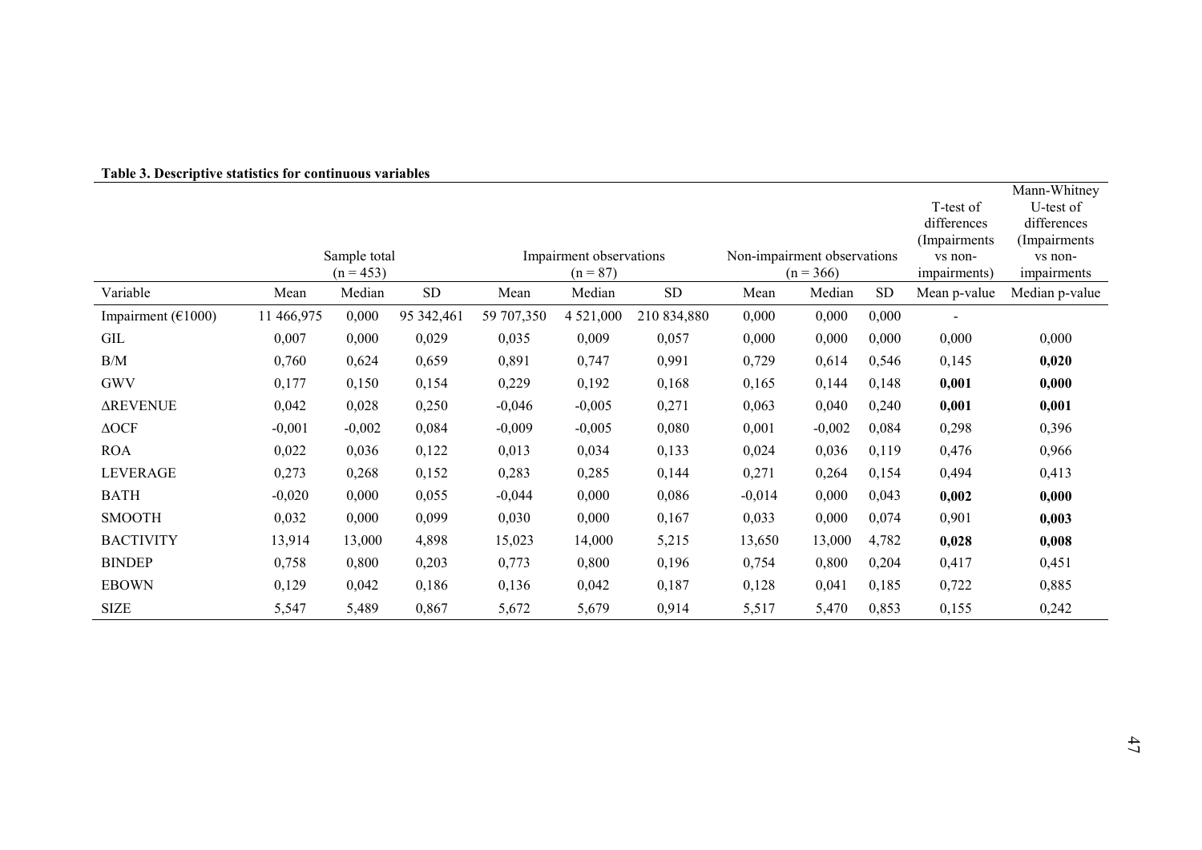**Table 3. Descriptive statistics for continuous variables**

| | Sample total (n = 453) | | | Impairment observations (n = 87) | | | Non-impairment observations (n = 366) | | | T-test of differences (Impairments vs non-impairments) | Mann-Whitney U-test of differences (Impairments vs non-impairments |
|---|---|---|---|---|---|---|---|---|---|---|---|
| Variable | Mean | Median | SD | Mean | Median | SD | Mean | Median | SD | Mean p-value | Median p-value |
| Impairment (€1000) | 11 466,975 | 0,000 | 95 342,461 | 59 707,350 | 4 521,000 | 210 834,880 | 0,000 | 0,000 | 0,000 | - | |
| GIL | 0,007 | 0,000 | 0,029 | 0,035 | 0,009 | 0,057 | 0,000 | 0,000 | 0,000 | 0,000 | 0,000 |
| B/M | 0,760 | 0,624 | 0,659 | 0,891 | 0,747 | 0,991 | 0,729 | 0,614 | 0,546 | 0,145 | **0,020** |
| GWV | 0,177 | 0,150 | 0,154 | 0,229 | 0,192 | 0,168 | 0,165 | 0,144 | 0,148 | **0,001** | **0,000** |
| ΔREVENUE | 0,042 | 0,028 | 0,250 | -0,046 | -0,005 | 0,271 | 0,063 | 0,040 | 0,240 | **0,001** | **0,001** |
| ΔOCF | -0,001 | -0,002 | 0,084 | -0,009 | -0,005 | 0,080 | 0,001 | -0,002 | 0,084 | 0,298 | 0,396 |
| ROA | 0,022 | 0,036 | 0,122 | 0,013 | 0,034 | 0,133 | 0,024 | 0,036 | 0,119 | 0,476 | 0,966 |
| LEVERAGE | 0,273 | 0,268 | 0,152 | 0,283 | 0,285 | 0,144 | 0,271 | 0,264 | 0,154 | 0,494 | 0,413 |
| BATH | -0,020 | 0,000 | 0,055 | -0,044 | 0,000 | 0,086 | -0,014 | 0,000 | 0,043 | **0,002** | **0,000** |
| SMOOTH | 0,032 | 0,000 | 0,099 | 0,030 | 0,000 | 0,167 | 0,033 | 0,000 | 0,074 | 0,901 | **0,003** |
| BACTIVITY | 13,914 | 13,000 | 4,898 | 15,023 | 14,000 | 5,215 | 13,650 | 13,000 | 4,782 | **0,028** | **0,008** |
| BINDEP | 0,758 | 0,800 | 0,203 | 0,773 | 0,800 | 0,196 | 0,754 | 0,800 | 0,204 | 0,417 | 0,451 |
| EBOWN | 0,129 | 0,042 | 0,186 | 0,136 | 0,042 | 0,187 | 0,128 | 0,041 | 0,185 | 0,722 | 0,885 |
| SIZE | 5,547 | 5,489 | 0,867 | 5,672 | 5,679 | 0,914 | 5,517 | 5,470 | 0,853 | 0,155 | 0,242 |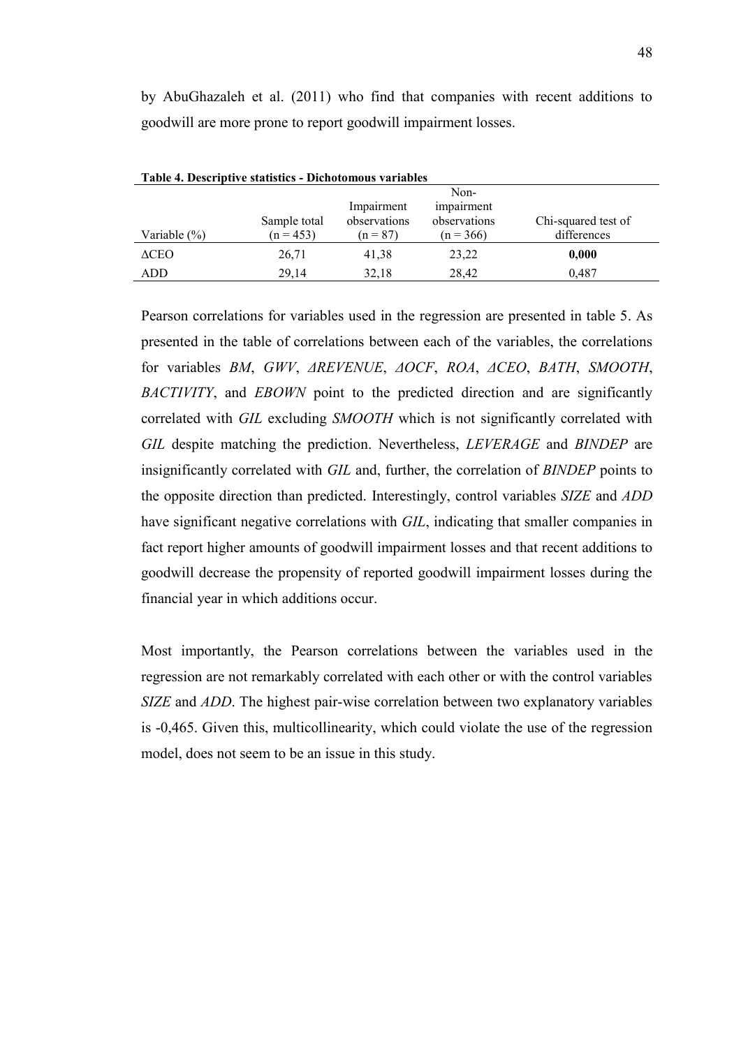by AbuGhazaleh et al. (2011) who find that companies with recent additions to goodwill are more prone to report goodwill impairment losses.

**Table 4. Descriptive statistics - Dichotomous variables**

| Variable (%) | Sample total (n = 453) | Impairment observations (n = 87) | Non-impairment observations (n = 366) | Chi-squared test of differences |
|---|---|---|---|---|
| ΔCEO | 26,71 | 41,38 | 23,22 | **0,000** |
| ADD | 29,14 | 32,18 | 28,42 | 0,487 |

Pearson correlations for variables used in the regression are presented in table 5. As presented in the table of correlations between each of the variables, the correlations for variables *BM*, *GWV*, *ΔREVENUE*, *ΔOCF*, *ROA*, *ΔCEO*, *BATH*, *SMOOTH*, *BACTIVITY*, and *EBOWN* point to the predicted direction and are significantly correlated with *GIL* excluding *SMOOTH* which is not significantly correlated with *GIL* despite matching the prediction. Nevertheless, *LEVERAGE* and *BINDEP* are insignificantly correlated with *GIL* and, further, the correlation of *BINDEP* points to the opposite direction than predicted. Interestingly, control variables *SIZE* and *ADD* have significant negative correlations with *GIL*, indicating that smaller companies in fact report higher amounts of goodwill impairment losses and that recent additions to goodwill decrease the propensity of reported goodwill impairment losses during the financial year in which additions occur.

Most importantly, the Pearson correlations between the variables used in the regression are not remarkably correlated with each other or with the control variables *SIZE* and *ADD*. The highest pair-wise correlation between two explanatory variables is -0,465. Given this, multicollinearity, which could violate the use of the regression model, does not seem to be an issue in this study.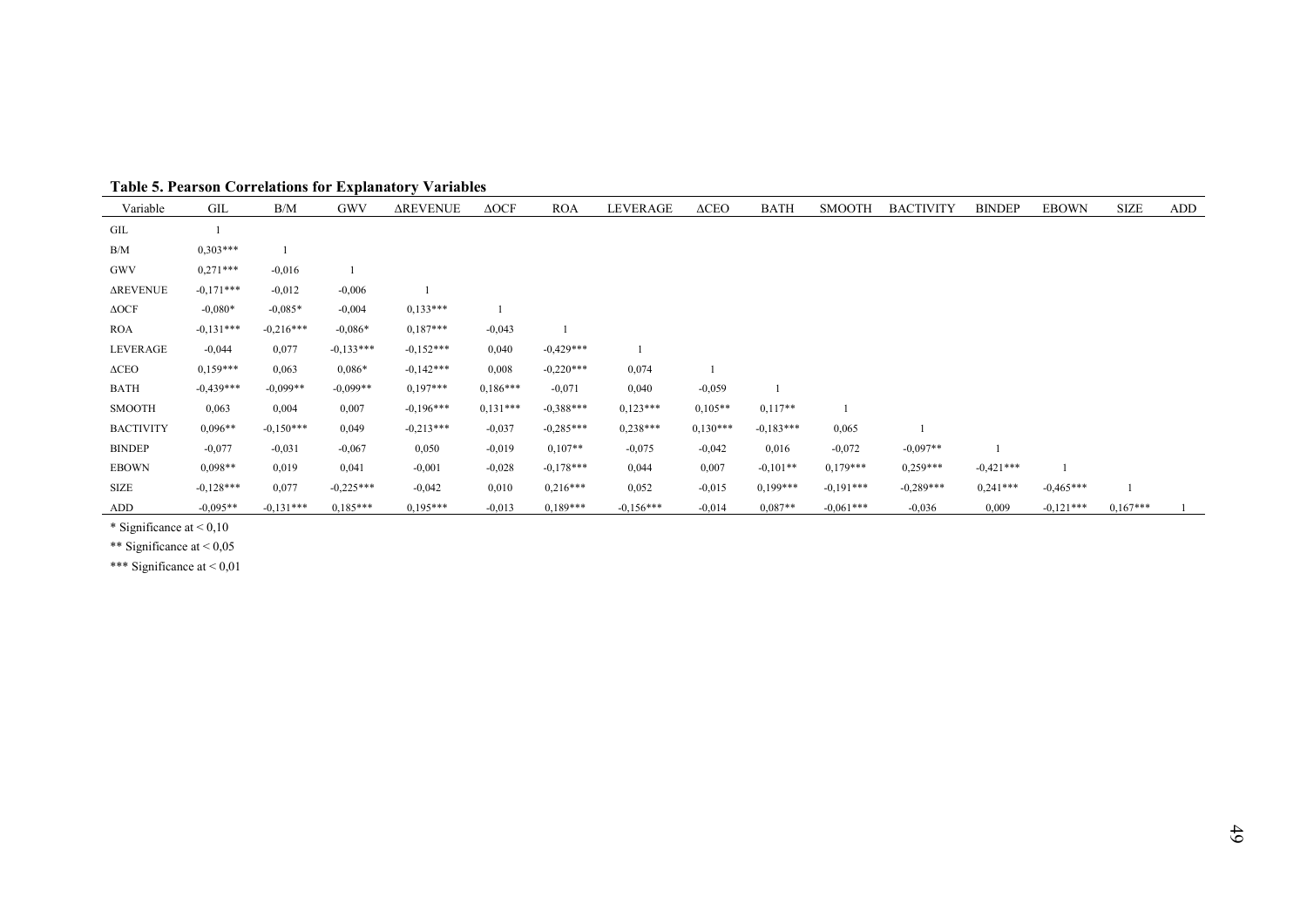**Table 5. Pearson Correlations for Explanatory Variables**

| Variable | GIL | B/M | GWV | ΔREVENUE | ΔOCF | ROA | LEVERAGE | ΔCEO | BATH | SMOOTH | BACTIVITY | BINDEP | EBOWN | SIZE | ADD |
|---|---|---|---|---|---|---|---|---|---|---|---|---|---|---|---|
| GIL | 1 | | | | | | | | | | | | | | |
| B/M | 0,303*** | 1 | | | | | | | | | | | | | |
| GWV | 0,271*** | -0,016 | 1 | | | | | | | | | | | | |
| ΔREVENUE | -0,171*** | -0,012 | -0,006 | 1 | | | | | | | | | | | |
| ΔOCF | -0,080* | -0,085* | -0,004 | 0,133*** | 1 | | | | | | | | | | |
| ROA | -0,131*** | -0,216*** | -0,086* | 0,187*** | -0,043 | 1 | | | | | | | | | |
| LEVERAGE | -0,044 | 0,077 | -0,133*** | -0,152*** | 0,040 | -0,429*** | 1 | | | | | | | | |
| ΔCEO | 0,159*** | 0,063 | 0,086* | -0,142*** | 0,008 | -0,220*** | 0,074 | 1 | | | | | | | |
| BATH | -0,439*** | -0,099** | -0,099** | 0,197*** | 0,186*** | -0,071 | 0,040 | -0,059 | 1 | | | | | | |
| SMOOTH | 0,063 | 0,004 | 0,007 | -0,196*** | 0,131*** | -0,388*** | 0,123*** | 0,105** | 0,117** | 1 | | | | | |
| BACTIVITY | 0,096** | -0,150*** | 0,049 | -0,213*** | -0,037 | -0,285*** | 0,238*** | 0,130*** | -0,183*** | 0,065 | 1 | | | | |
| BINDEP | -0,077 | -0,031 | -0,067 | 0,050 | -0,019 | 0,107** | -0,075 | -0,042 | 0,016 | -0,072 | -0,097** | 1 | | | |
| EBOWN | 0,098** | 0,019 | 0,041 | -0,001 | -0,028 | -0,178*** | 0,044 | 0,007 | -0,101** | 0,179*** | 0,259*** | -0,421*** | 1 | | |
| SIZE | -0,128*** | 0,077 | -0,225*** | -0,042 | 0,010 | 0,216*** | 0,052 | -0,015 | 0,199*** | -0,191*** | -0,289*** | 0,241*** | -0,465*** | 1 | |
| ADD | -0,095** | -0,131*** | 0,185*** | 0,195*** | -0,013 | 0,189*** | -0,156*** | -0,014 | 0,087** | -0,061*** | -0,036 | 0,009 | -0,121*** | 0,167*** | 1 |

* Significance at < 0,10

** Significance at < 0,05

*** Significance at < 0,01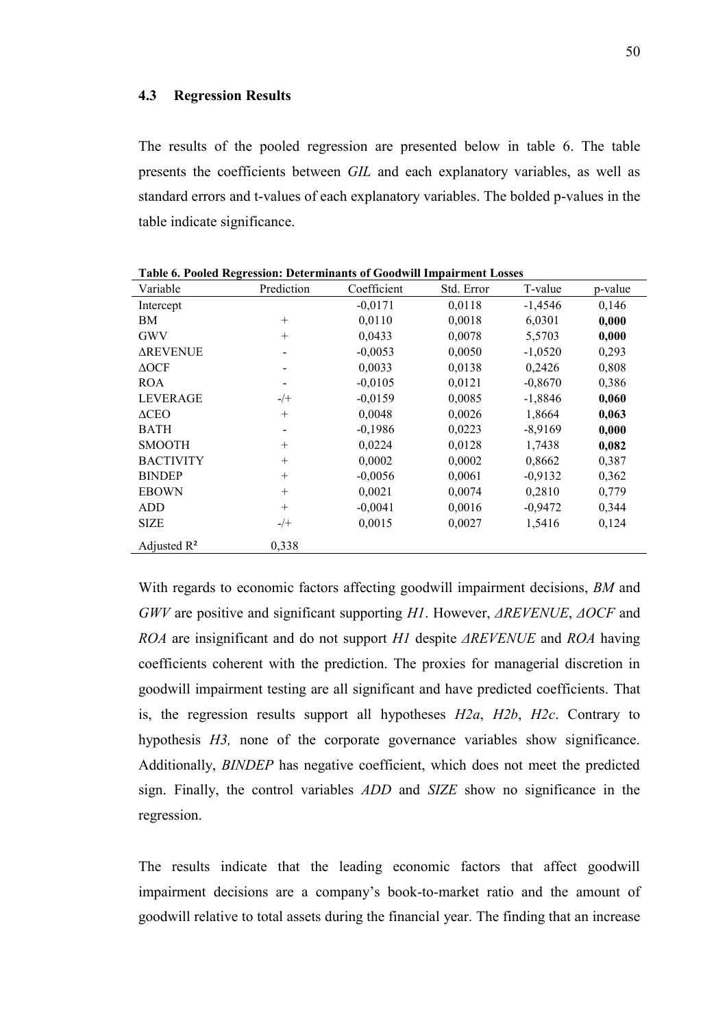### 4.3 Regression Results

The results of the pooled regression are presented below in table 6. The table presents the coefficients between *GIL* and each explanatory variables, as well as standard errors and t-values of each explanatory variables. The bolded p-values in the table indicate significance.

**Table 6. Pooled Regression: Determinants of Goodwill Impairment Losses**

| Variable | Prediction | Coefficient | Std. Error | T-value | p-value |
|---|---|---|---|---|---|
| Intercept | | -0,0171 | 0,0118 | -1,4546 | 0,146 |
| BM | + | 0,0110 | 0,0018 | 6,0301 | **0,000** |
| GWV | + | 0,0433 | 0,0078 | 5,5703 | **0,000** |
| ΔREVENUE | - | -0,0053 | 0,0050 | -1,0520 | 0,293 |
| ΔOCF | - | 0,0033 | 0,0138 | 0,2426 | 0,808 |
| ROA | - | -0,0105 | 0,0121 | -0,8670 | 0,386 |
| LEVERAGE | -/+ | -0,0159 | 0,0085 | -1,8846 | **0,060** |
| ΔCEO | + | 0,0048 | 0,0026 | 1,8664 | **0,063** |
| BATH | - | -0,1986 | 0,0223 | -8,9169 | **0,000** |
| SMOOTH | + | 0,0224 | 0,0128 | 1,7438 | **0,082** |
| BACTIVITY | + | 0,0002 | 0,0002 | 0,8662 | 0,387 |
| BINDEP | + | -0,0056 | 0,0061 | -0,9132 | 0,362 |
| EBOWN | + | 0,0021 | 0,0074 | 0,2810 | 0,779 |
| ADD | + | -0,0041 | 0,0016 | -0,9472 | 0,344 |
| SIZE | -/+ | 0,0015 | 0,0027 | 1,5416 | 0,124 |
| Adjusted $R^2$ | 0,338 | | | | |

With regards to economic factors affecting goodwill impairment decisions, *BM* and *GWV* are positive and significant supporting *H1*. However, *ΔREVENUE*, *ΔOCF* and *ROA* are insignificant and do not support *H1* despite *ΔREVENUE* and *ROA* having coefficients coherent with the prediction. The proxies for managerial discretion in goodwill impairment testing are all significant and have predicted coefficients. That is, the regression results support all hypotheses *H2a*, *H2b*, *H2c*. Contrary to hypothesis *H3,* none of the corporate governance variables show significance. Additionally, *BINDEP* has negative coefficient, which does not meet the predicted sign. Finally, the control variables *ADD* and *SIZE* show no significance in the regression.

The results indicate that the leading economic factors that affect goodwill impairment decisions are a company's book-to-market ratio and the amount of goodwill relative to total assets during the financial year. The finding that an increase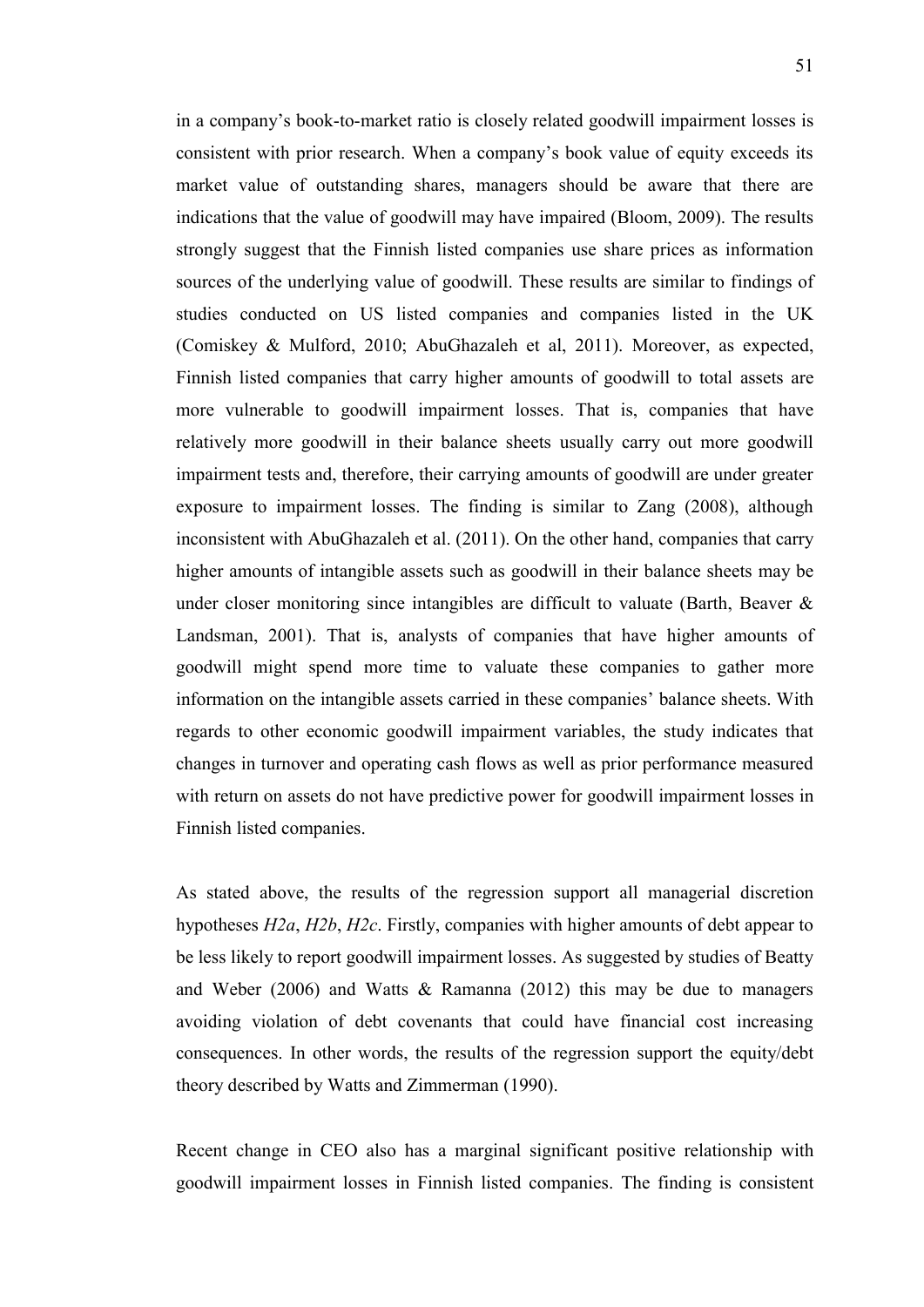in a company's book-to-market ratio is closely related goodwill impairment losses is consistent with prior research. When a company's book value of equity exceeds its market value of outstanding shares, managers should be aware that there are indications that the value of goodwill may have impaired (Bloom, 2009). The results strongly suggest that the Finnish listed companies use share prices as information sources of the underlying value of goodwill. These results are similar to findings of studies conducted on US listed companies and companies listed in the UK (Comiskey & Mulford, 2010; AbuGhazaleh et al, 2011). Moreover, as expected, Finnish listed companies that carry higher amounts of goodwill to total assets are more vulnerable to goodwill impairment losses. That is, companies that have relatively more goodwill in their balance sheets usually carry out more goodwill impairment tests and, therefore, their carrying amounts of goodwill are under greater exposure to impairment losses. The finding is similar to Zang (2008), although inconsistent with AbuGhazaleh et al. (2011). On the other hand, companies that carry higher amounts of intangible assets such as goodwill in their balance sheets may be under closer monitoring since intangibles are difficult to valuate (Barth, Beaver & Landsman, 2001). That is, analysts of companies that have higher amounts of goodwill might spend more time to valuate these companies to gather more information on the intangible assets carried in these companies' balance sheets. With regards to other economic goodwill impairment variables, the study indicates that changes in turnover and operating cash flows as well as prior performance measured with return on assets do not have predictive power for goodwill impairment losses in Finnish listed companies.

As stated above, the results of the regression support all managerial discretion hypotheses *H2a*, *H2b*, *H2c*. Firstly, companies with higher amounts of debt appear to be less likely to report goodwill impairment losses. As suggested by studies of Beatty and Weber (2006) and Watts & Ramanna (2012) this may be due to managers avoiding violation of debt covenants that could have financial cost increasing consequences. In other words, the results of the regression support the equity/debt theory described by Watts and Zimmerman (1990).

Recent change in CEO also has a marginal significant positive relationship with goodwill impairment losses in Finnish listed companies. The finding is consistent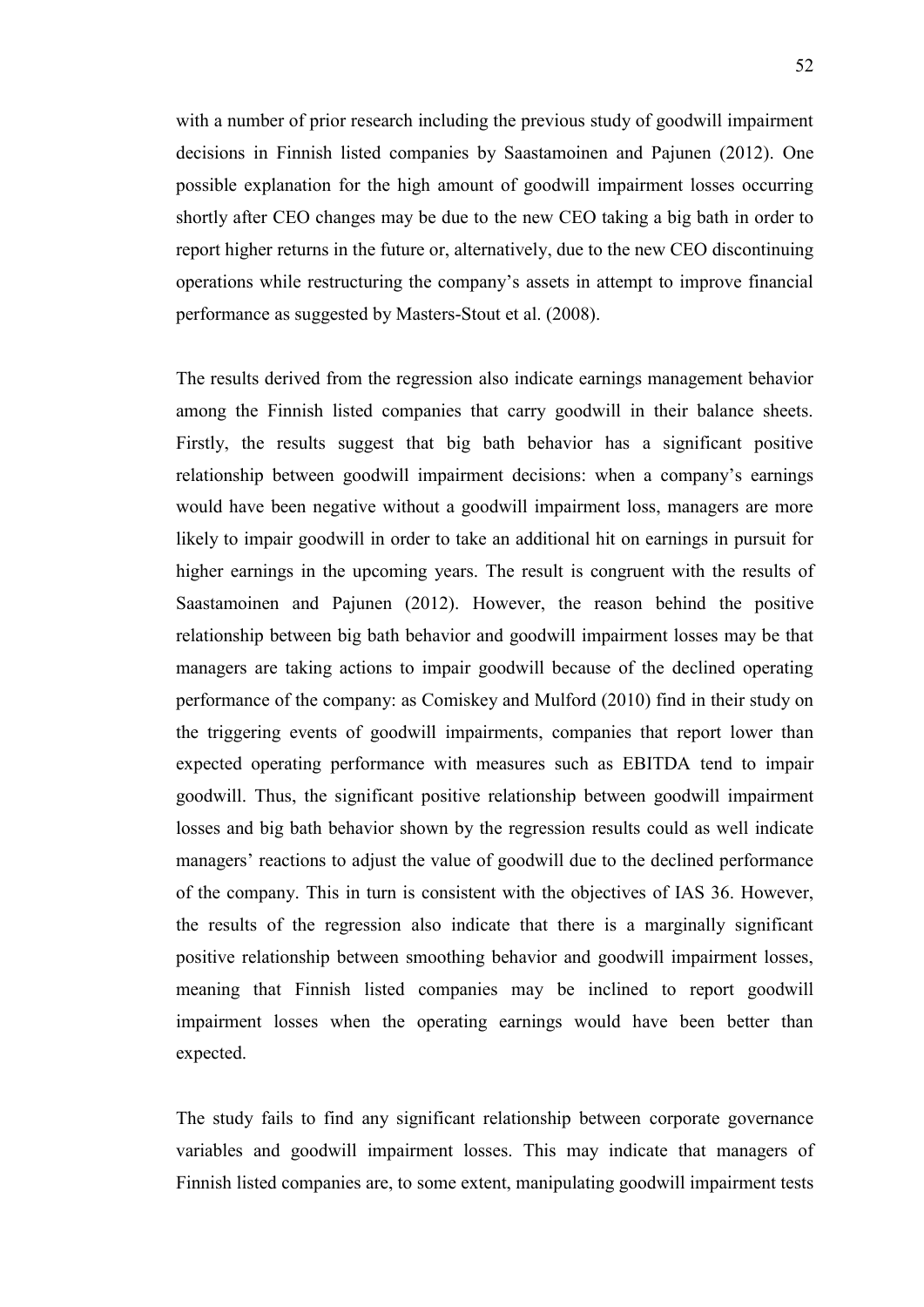with a number of prior research including the previous study of goodwill impairment decisions in Finnish listed companies by Saastamoinen and Pajunen (2012). One possible explanation for the high amount of goodwill impairment losses occurring shortly after CEO changes may be due to the new CEO taking a big bath in order to report higher returns in the future or, alternatively, due to the new CEO discontinuing operations while restructuring the company's assets in attempt to improve financial performance as suggested by Masters-Stout et al. (2008).

The results derived from the regression also indicate earnings management behavior among the Finnish listed companies that carry goodwill in their balance sheets. Firstly, the results suggest that big bath behavior has a significant positive relationship between goodwill impairment decisions: when a company's earnings would have been negative without a goodwill impairment loss, managers are more likely to impair goodwill in order to take an additional hit on earnings in pursuit for higher earnings in the upcoming years. The result is congruent with the results of Saastamoinen and Pajunen (2012). However, the reason behind the positive relationship between big bath behavior and goodwill impairment losses may be that managers are taking actions to impair goodwill because of the declined operating performance of the company: as Comiskey and Mulford (2010) find in their study on the triggering events of goodwill impairments, companies that report lower than expected operating performance with measures such as EBITDA tend to impair goodwill. Thus, the significant positive relationship between goodwill impairment losses and big bath behavior shown by the regression results could as well indicate managers' reactions to adjust the value of goodwill due to the declined performance of the company. This in turn is consistent with the objectives of IAS 36. However, the results of the regression also indicate that there is a marginally significant positive relationship between smoothing behavior and goodwill impairment losses, meaning that Finnish listed companies may be inclined to report goodwill impairment losses when the operating earnings would have been better than expected.

The study fails to find any significant relationship between corporate governance variables and goodwill impairment losses. This may indicate that managers of Finnish listed companies are, to some extent, manipulating goodwill impairment tests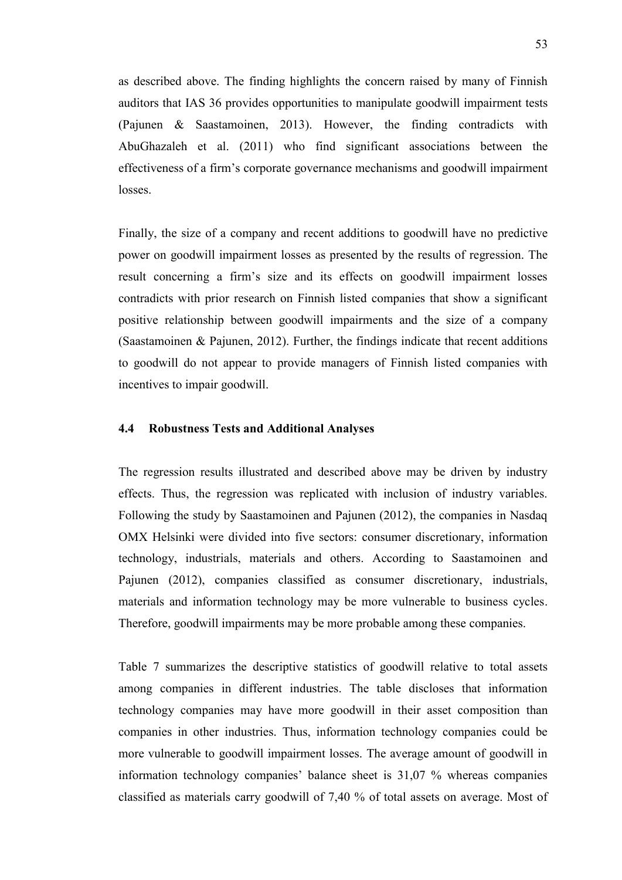as described above. The finding highlights the concern raised by many of Finnish auditors that IAS 36 provides opportunities to manipulate goodwill impairment tests (Pajunen & Saastamoinen, 2013). However, the finding contradicts with AbuGhazaleh et al. (2011) who find significant associations between the effectiveness of a firm's corporate governance mechanisms and goodwill impairment losses.

Finally, the size of a company and recent additions to goodwill have no predictive power on goodwill impairment losses as presented by the results of regression. The result concerning a firm's size and its effects on goodwill impairment losses contradicts with prior research on Finnish listed companies that show a significant positive relationship between goodwill impairments and the size of a company (Saastamoinen & Pajunen, 2012). Further, the findings indicate that recent additions to goodwill do not appear to provide managers of Finnish listed companies with incentives to impair goodwill.

### 4.4 Robustness Tests and Additional Analyses

The regression results illustrated and described above may be driven by industry effects. Thus, the regression was replicated with inclusion of industry variables. Following the study by Saastamoinen and Pajunen (2012), the companies in Nasdaq OMX Helsinki were divided into five sectors: consumer discretionary, information technology, industrials, materials and others. According to Saastamoinen and Pajunen (2012), companies classified as consumer discretionary, industrials, materials and information technology may be more vulnerable to business cycles. Therefore, goodwill impairments may be more probable among these companies.

Table 7 summarizes the descriptive statistics of goodwill relative to total assets among companies in different industries. The table discloses that information technology companies may have more goodwill in their asset composition than companies in other industries. Thus, information technology companies could be more vulnerable to goodwill impairment losses. The average amount of goodwill in information technology companies' balance sheet is 31,07 % whereas companies classified as materials carry goodwill of 7,40 % of total assets on average. Most of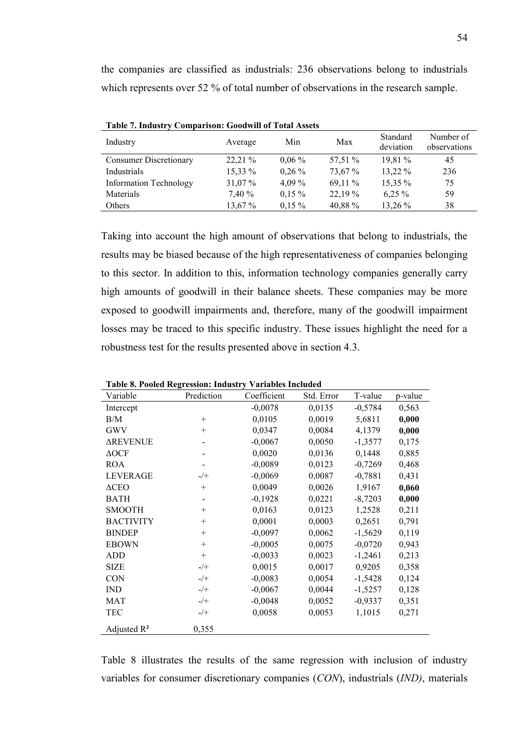the companies are classified as industrials: 236 observations belong to industrials which represents over 52 % of total number of observations in the research sample.

**Table 7. Industry Comparison: Goodwill of Total Assets**

| Industry | Average | Min | Max | Standard deviation | Number of observations |
|---|---|---|---|---|---|
| Consumer Discretionary | 22,21 % | 0,06 % | 57,51 % | 19,81 % | 45 |
| Industrials | 15,33 % | 0,26 % | 73,67 % | 13,22 % | 236 |
| Information Technology | 31,07 % | 4,09 % | 69,11 % | 15,35 % | 75 |
| Materials | 7,40 % | 0,15 % | 22,19 % | 6,25 % | 59 |
| Others | 13,67 % | 0,15 % | 40,88 % | 13,26 % | 38 |

Taking into account the high amount of observations that belong to industrials, the results may be biased because of the high representativeness of companies belonging to this sector. In addition to this, information technology companies generally carry high amounts of goodwill in their balance sheets. These companies may be more exposed to goodwill impairments and, therefore, many of the goodwill impairment losses may be traced to this specific industry. These issues highlight the need for a robustness test for the results presented above in section 4.3.

**Table 8. Pooled Regression: Industry Variables Included**

| Variable | Prediction | Coefficient | Std. Error | T-value | p-value |
|---|---|---|---|---|---|
| Intercept | | -0,0078 | 0,0135 | -0,5784 | 0,563 |
| B/M | + | 0,0105 | 0,0019 | 5,6811 | **0,000** |
| GWV | + | 0,0347 | 0,0084 | 4,1379 | **0,000** |
| ΔREVENUE | - | -0,0067 | 0,0050 | -1,3577 | 0,175 |
| ΔOCF | - | 0,0020 | 0,0136 | 0,1448 | 0,885 |
| ROA | - | -0,0089 | 0,0123 | -0,7269 | 0,468 |
| LEVERAGE | -/+ | -0,0069 | 0,0087 | -0,7881 | 0,431 |
| ΔCEO | + | 0,0049 | 0,0026 | 1,9167 | **0,060** |
| BATH | - | -0,1928 | 0,0221 | -8,7203 | **0,000** |
| SMOOTH | + | 0,0163 | 0,0123 | 1,2528 | 0,211 |
| BACTIVITY | + | 0,0001 | 0,0003 | 0,2651 | 0,791 |
| BINDEP | + | -0,0097 | 0,0062 | -1,5629 | 0,119 |
| EBOWN | + | -0,0005 | 0,0075 | -0,0720 | 0,943 |
| ADD | + | -0,0033 | 0,0023 | -1,2461 | 0,213 |
| SIZE | -/+ | 0,0015 | 0,0017 | 0,9205 | 0,358 |
| CON | -/+ | -0,0083 | 0,0054 | -1,5428 | 0,124 |
| IND | -/+ | -0,0067 | 0,0044 | -1,5257 | 0,128 |
| MAT | -/+ | -0,0048 | 0,0052 | -0,9337 | 0,351 |
| TEC | -/+ | 0,0058 | 0,0053 | 1,1015 | 0,271 |
| Adjusted $R^2$ | 0,355 | | | | |

Table 8 illustrates the results of the same regression with inclusion of industry variables for consumer discretionary companies (*CON*), industrials (*IND)*, materials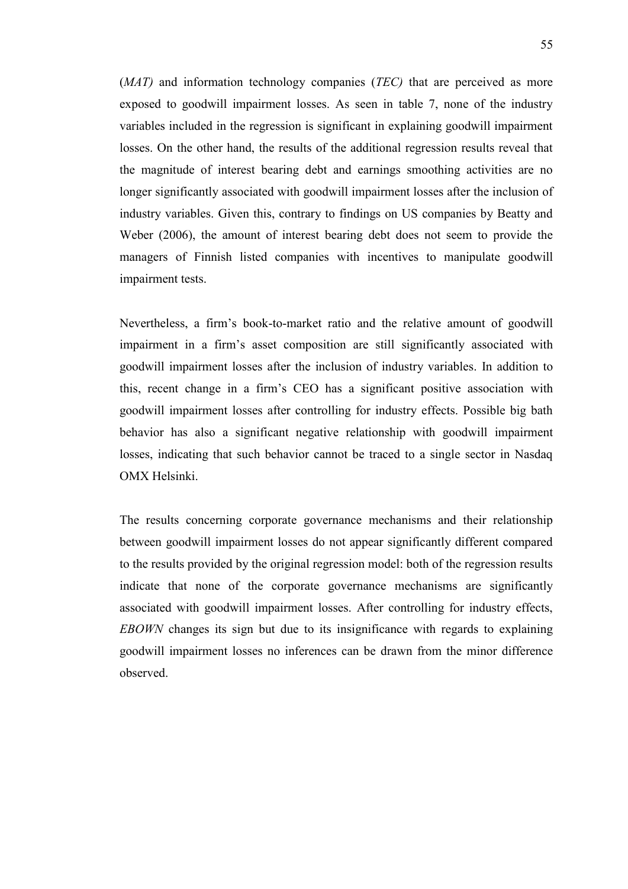(*MAT)* and information technology companies (*TEC)* that are perceived as more exposed to goodwill impairment losses. As seen in table 7, none of the industry variables included in the regression is significant in explaining goodwill impairment losses. On the other hand, the results of the additional regression results reveal that the magnitude of interest bearing debt and earnings smoothing activities are no longer significantly associated with goodwill impairment losses after the inclusion of industry variables. Given this, contrary to findings on US companies by Beatty and Weber (2006), the amount of interest bearing debt does not seem to provide the managers of Finnish listed companies with incentives to manipulate goodwill impairment tests.

Nevertheless, a firm's book-to-market ratio and the relative amount of goodwill impairment in a firm's asset composition are still significantly associated with goodwill impairment losses after the inclusion of industry variables. In addition to this, recent change in a firm's CEO has a significant positive association with goodwill impairment losses after controlling for industry effects. Possible big bath behavior has also a significant negative relationship with goodwill impairment losses, indicating that such behavior cannot be traced to a single sector in Nasdaq OMX Helsinki.

The results concerning corporate governance mechanisms and their relationship between goodwill impairment losses do not appear significantly different compared to the results provided by the original regression model: both of the regression results indicate that none of the corporate governance mechanisms are significantly associated with goodwill impairment losses. After controlling for industry effects, *EBOWN* changes its sign but due to its insignificance with regards to explaining goodwill impairment losses no inferences can be drawn from the minor difference observed.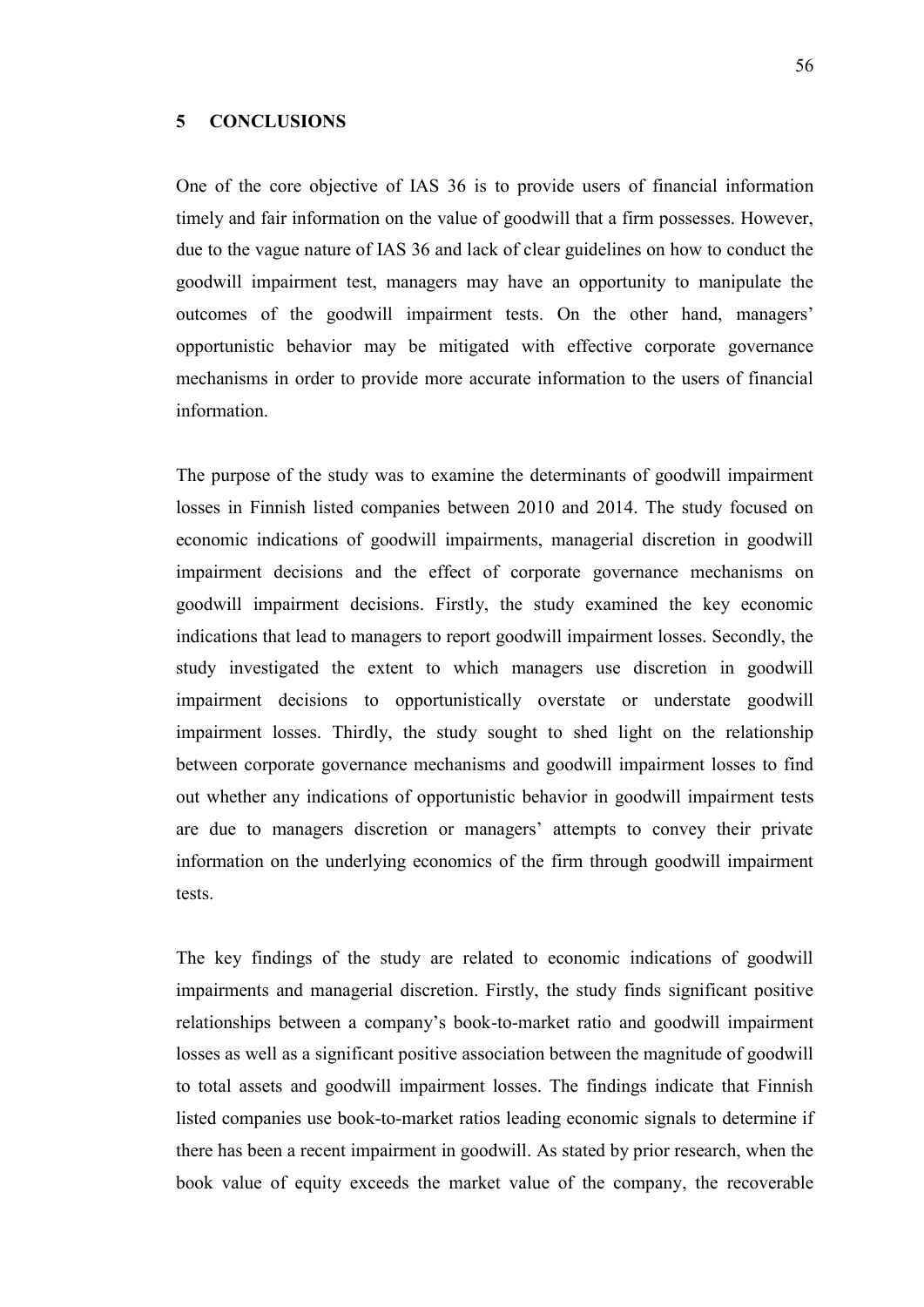# 5 CONCLUSIONS

One of the core objective of IAS 36 is to provide users of financial information timely and fair information on the value of goodwill that a firm possesses. However, due to the vague nature of IAS 36 and lack of clear guidelines on how to conduct the goodwill impairment test, managers may have an opportunity to manipulate the outcomes of the goodwill impairment tests. On the other hand, managers' opportunistic behavior may be mitigated with effective corporate governance mechanisms in order to provide more accurate information to the users of financial information.

The purpose of the study was to examine the determinants of goodwill impairment losses in Finnish listed companies between 2010 and 2014. The study focused on economic indications of goodwill impairments, managerial discretion in goodwill impairment decisions and the effect of corporate governance mechanisms on goodwill impairment decisions. Firstly, the study examined the key economic indications that lead to managers to report goodwill impairment losses. Secondly, the study investigated the extent to which managers use discretion in goodwill impairment decisions to opportunistically overstate or understate goodwill impairment losses. Thirdly, the study sought to shed light on the relationship between corporate governance mechanisms and goodwill impairment losses to find out whether any indications of opportunistic behavior in goodwill impairment tests are due to managers discretion or managers' attempts to convey their private information on the underlying economics of the firm through goodwill impairment tests.

The key findings of the study are related to economic indications of goodwill impairments and managerial discretion. Firstly, the study finds significant positive relationships between a company's book-to-market ratio and goodwill impairment losses as well as a significant positive association between the magnitude of goodwill to total assets and goodwill impairment losses. The findings indicate that Finnish listed companies use book-to-market ratios leading economic signals to determine if there has been a recent impairment in goodwill. As stated by prior research, when the book value of equity exceeds the market value of the company, the recoverable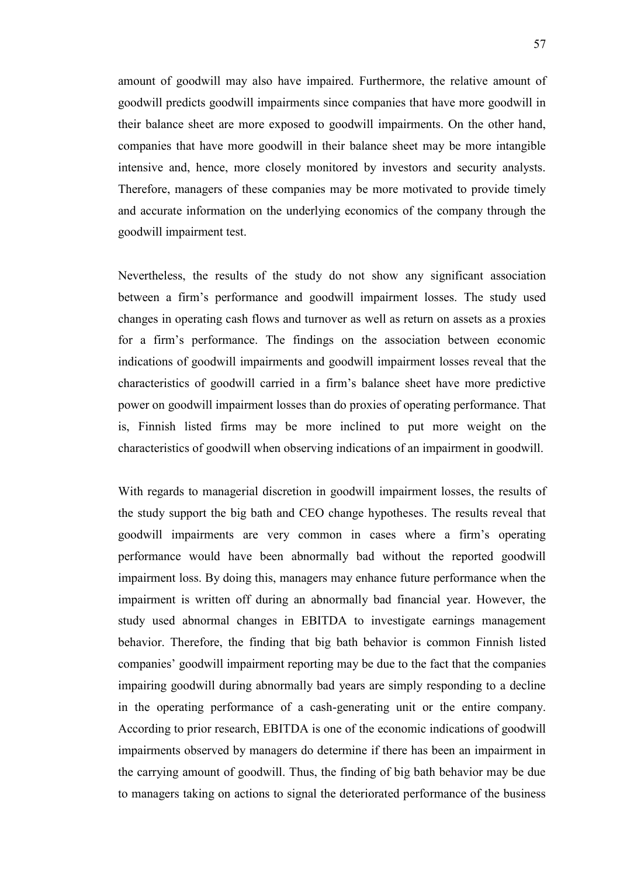amount of goodwill may also have impaired. Furthermore, the relative amount of goodwill predicts goodwill impairments since companies that have more goodwill in their balance sheet are more exposed to goodwill impairments. On the other hand, companies that have more goodwill in their balance sheet may be more intangible intensive and, hence, more closely monitored by investors and security analysts. Therefore, managers of these companies may be more motivated to provide timely and accurate information on the underlying economics of the company through the goodwill impairment test.

Nevertheless, the results of the study do not show any significant association between a firm's performance and goodwill impairment losses. The study used changes in operating cash flows and turnover as well as return on assets as a proxies for a firm's performance. The findings on the association between economic indications of goodwill impairments and goodwill impairment losses reveal that the characteristics of goodwill carried in a firm's balance sheet have more predictive power on goodwill impairment losses than do proxies of operating performance. That is, Finnish listed firms may be more inclined to put more weight on the characteristics of goodwill when observing indications of an impairment in goodwill.

With regards to managerial discretion in goodwill impairment losses, the results of the study support the big bath and CEO change hypotheses. The results reveal that goodwill impairments are very common in cases where a firm's operating performance would have been abnormally bad without the reported goodwill impairment loss. By doing this, managers may enhance future performance when the impairment is written off during an abnormally bad financial year. However, the study used abnormal changes in EBITDA to investigate earnings management behavior. Therefore, the finding that big bath behavior is common Finnish listed companies' goodwill impairment reporting may be due to the fact that the companies impairing goodwill during abnormally bad years are simply responding to a decline in the operating performance of a cash-generating unit or the entire company. According to prior research, EBITDA is one of the economic indications of goodwill impairments observed by managers do determine if there has been an impairment in the carrying amount of goodwill. Thus, the finding of big bath behavior may be due to managers taking on actions to signal the deteriorated performance of the business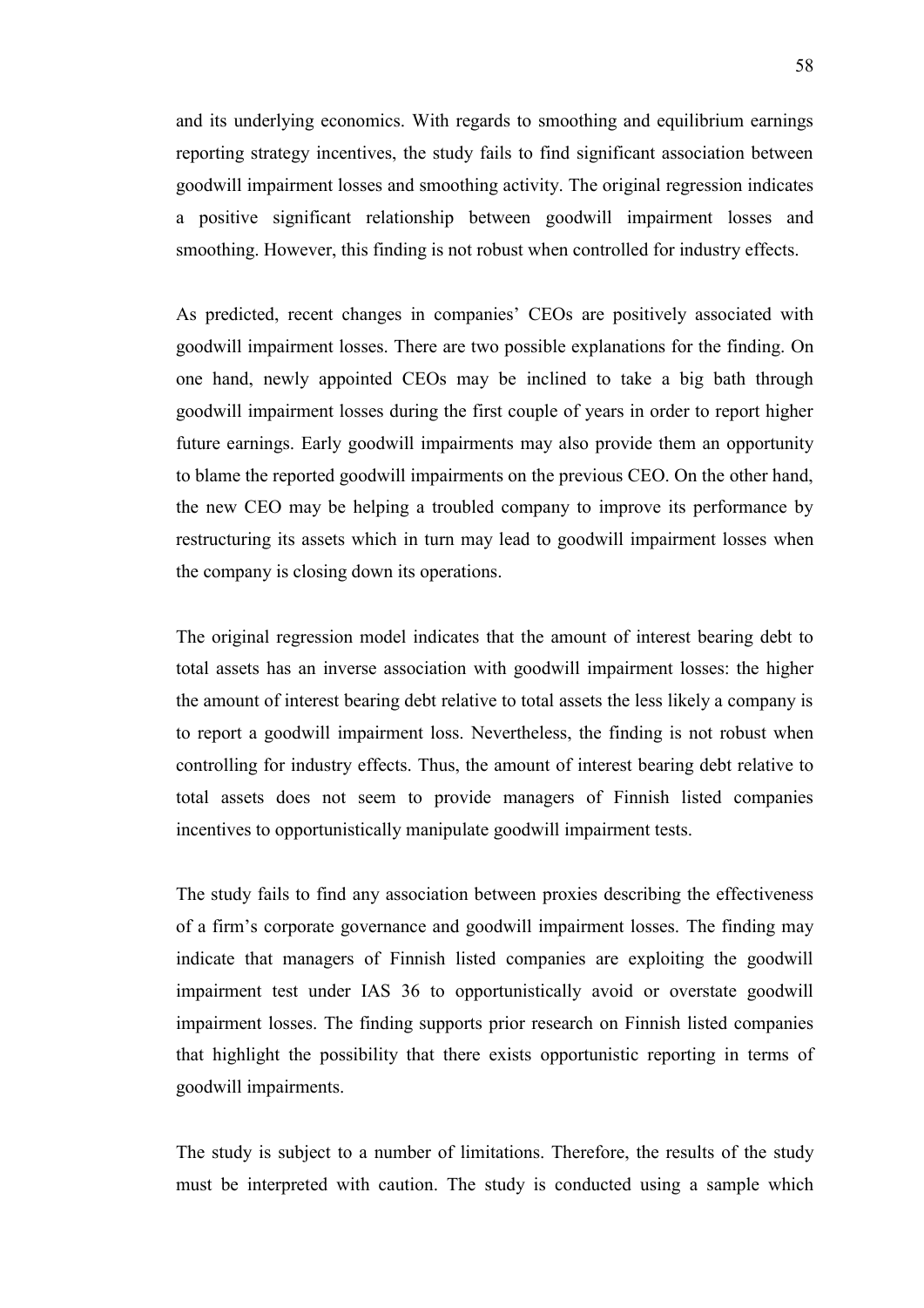and its underlying economics. With regards to smoothing and equilibrium earnings reporting strategy incentives, the study fails to find significant association between goodwill impairment losses and smoothing activity. The original regression indicates a positive significant relationship between goodwill impairment losses and smoothing. However, this finding is not robust when controlled for industry effects.

As predicted, recent changes in companies' CEOs are positively associated with goodwill impairment losses. There are two possible explanations for the finding. On one hand, newly appointed CEOs may be inclined to take a big bath through goodwill impairment losses during the first couple of years in order to report higher future earnings. Early goodwill impairments may also provide them an opportunity to blame the reported goodwill impairments on the previous CEO. On the other hand, the new CEO may be helping a troubled company to improve its performance by restructuring its assets which in turn may lead to goodwill impairment losses when the company is closing down its operations.

The original regression model indicates that the amount of interest bearing debt to total assets has an inverse association with goodwill impairment losses: the higher the amount of interest bearing debt relative to total assets the less likely a company is to report a goodwill impairment loss. Nevertheless, the finding is not robust when controlling for industry effects. Thus, the amount of interest bearing debt relative to total assets does not seem to provide managers of Finnish listed companies incentives to opportunistically manipulate goodwill impairment tests.

The study fails to find any association between proxies describing the effectiveness of a firm's corporate governance and goodwill impairment losses. The finding may indicate that managers of Finnish listed companies are exploiting the goodwill impairment test under IAS 36 to opportunistically avoid or overstate goodwill impairment losses. The finding supports prior research on Finnish listed companies that highlight the possibility that there exists opportunistic reporting in terms of goodwill impairments.

The study is subject to a number of limitations. Therefore, the results of the study must be interpreted with caution. The study is conducted using a sample which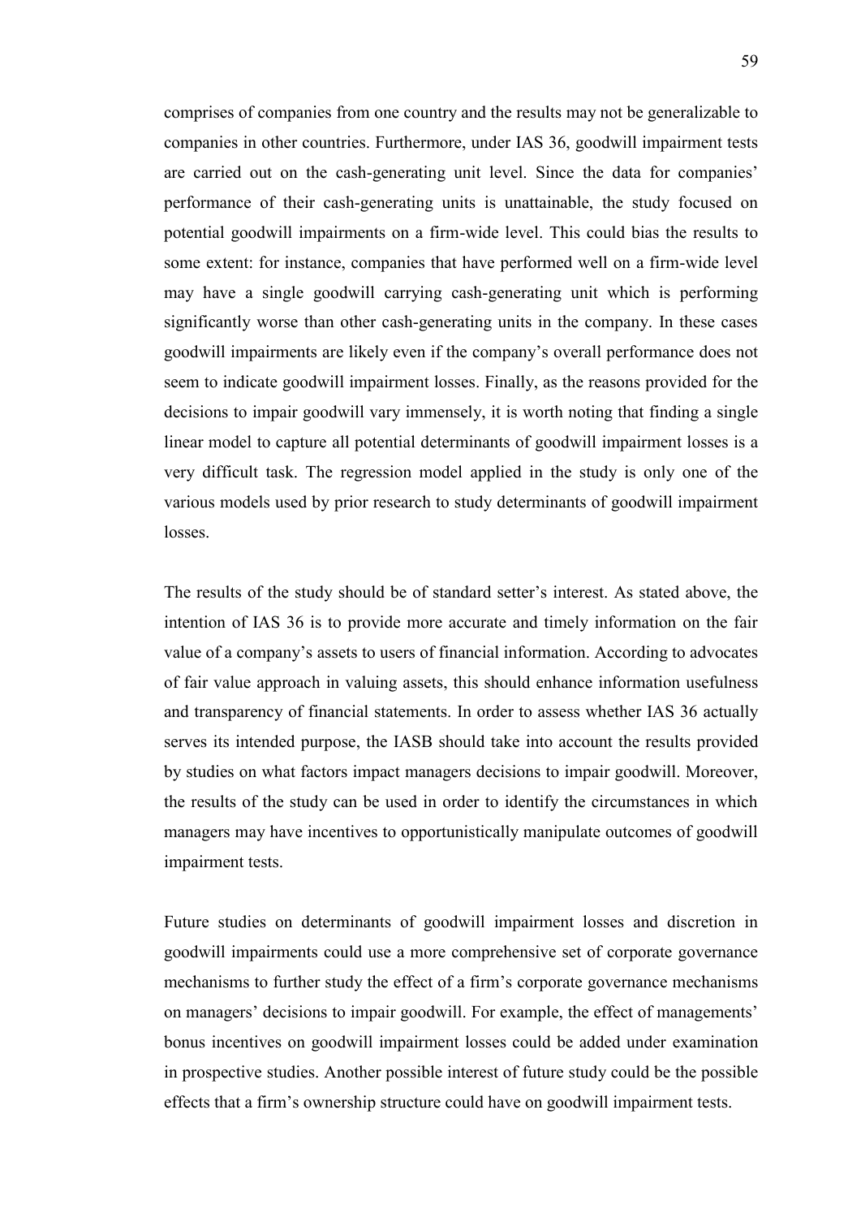comprises of companies from one country and the results may not be generalizable to companies in other countries. Furthermore, under IAS 36, goodwill impairment tests are carried out on the cash-generating unit level. Since the data for companies' performance of their cash-generating units is unattainable, the study focused on potential goodwill impairments on a firm-wide level. This could bias the results to some extent: for instance, companies that have performed well on a firm-wide level may have a single goodwill carrying cash-generating unit which is performing significantly worse than other cash-generating units in the company. In these cases goodwill impairments are likely even if the company's overall performance does not seem to indicate goodwill impairment losses. Finally, as the reasons provided for the decisions to impair goodwill vary immensely, it is worth noting that finding a single linear model to capture all potential determinants of goodwill impairment losses is a very difficult task. The regression model applied in the study is only one of the various models used by prior research to study determinants of goodwill impairment losses.

The results of the study should be of standard setter's interest. As stated above, the intention of IAS 36 is to provide more accurate and timely information on the fair value of a company's assets to users of financial information. According to advocates of fair value approach in valuing assets, this should enhance information usefulness and transparency of financial statements. In order to assess whether IAS 36 actually serves its intended purpose, the IASB should take into account the results provided by studies on what factors impact managers decisions to impair goodwill. Moreover, the results of the study can be used in order to identify the circumstances in which managers may have incentives to opportunistically manipulate outcomes of goodwill impairment tests.

Future studies on determinants of goodwill impairment losses and discretion in goodwill impairments could use a more comprehensive set of corporate governance mechanisms to further study the effect of a firm's corporate governance mechanisms on managers' decisions to impair goodwill. For example, the effect of managements' bonus incentives on goodwill impairment losses could be added under examination in prospective studies. Another possible interest of future study could be the possible effects that a firm's ownership structure could have on goodwill impairment tests.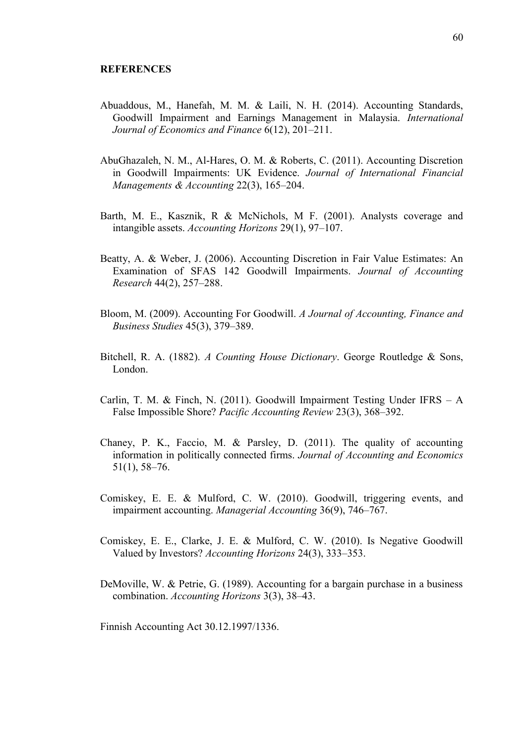**REFERENCES**

Abuaddous, M., Hanefah, M. M. & Laili, N. H. (2014). Accounting Standards, Goodwill Impairment and Earnings Management in Malaysia. *International Journal of Economics and Finance* 6(12), 201–211.

AbuGhazaleh, N. M., Al-Hares, O. M. & Roberts, C. (2011). Accounting Discretion in Goodwill Impairments: UK Evidence. *Journal of International Financial Managements & Accounting* 22(3), 165–204.

Barth, M. E., Kasznik, R & McNichols, M F. (2001). Analysts coverage and intangible assets. *Accounting Horizons* 29(1), 97–107.

Beatty, A. & Weber, J. (2006). Accounting Discretion in Fair Value Estimates: An Examination of SFAS 142 Goodwill Impairments. *Journal of Accounting Research* 44(2), 257–288.

Bloom, M. (2009). Accounting For Goodwill. *A Journal of Accounting, Finance and Business Studies* 45(3), 379–389.

Bitchell, R. A. (1882). *A Counting House Dictionary*. George Routledge & Sons, London.

Carlin, T. M. & Finch, N. (2011). Goodwill Impairment Testing Under IFRS – A False Impossible Shore? *Pacific Accounting Review* 23(3), 368–392.

Chaney, P. K., Faccio, M. & Parsley, D. (2011). The quality of accounting information in politically connected firms. *Journal of Accounting and Economics* 51(1), 58–76.

Comiskey, E. E. & Mulford, C. W. (2010). Goodwill, triggering events, and impairment accounting. *Managerial Accounting* 36(9), 746–767.

Comiskey, E. E., Clarke, J. E. & Mulford, C. W. (2010). Is Negative Goodwill Valued by Investors? *Accounting Horizons* 24(3), 333–353.

DeMoville, W. & Petrie, G. (1989). Accounting for a bargain purchase in a business combination. *Accounting Horizons* 3(3), 38–43.

Finnish Accounting Act 30.12.1997/1336.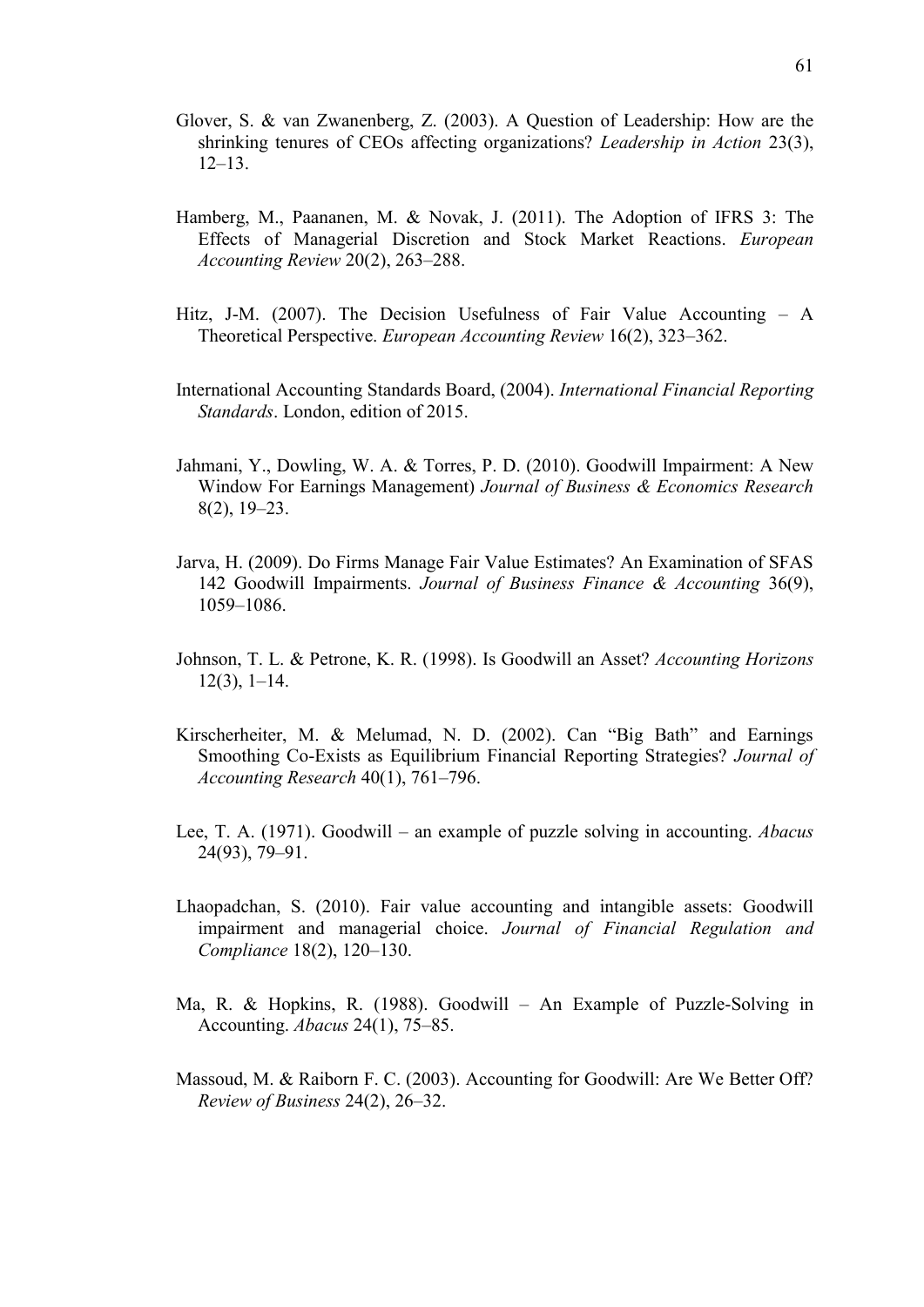Glover, S. & van Zwanenberg, Z. (2003). A Question of Leadership: How are the shrinking tenures of CEOs affecting organizations? *Leadership in Action* 23(3), 12–13.

Hamberg, M., Paananen, M. & Novak, J. (2011). The Adoption of IFRS 3: The Effects of Managerial Discretion and Stock Market Reactions. *European Accounting Review* 20(2), 263–288.

Hitz, J-M. (2007). The Decision Usefulness of Fair Value Accounting – A Theoretical Perspective. *European Accounting Review* 16(2), 323–362.

International Accounting Standards Board, (2004). *International Financial Reporting Standards*. London, edition of 2015.

Jahmani, Y., Dowling, W. A. & Torres, P. D. (2010). Goodwill Impairment: A New Window For Earnings Management) *Journal of Business & Economics Research* 8(2), 19–23.

Jarva, H. (2009). Do Firms Manage Fair Value Estimates? An Examination of SFAS 142 Goodwill Impairments. *Journal of Business Finance & Accounting* 36(9), 1059–1086.

Johnson, T. L. & Petrone, K. R. (1998). Is Goodwill an Asset? *Accounting Horizons* 12(3), 1–14.

Kirscherheiter, M. & Melumad, N. D. (2002). Can "Big Bath" and Earnings Smoothing Co-Exists as Equilibrium Financial Reporting Strategies? *Journal of Accounting Research* 40(1), 761–796.

Lee, T. A. (1971). Goodwill – an example of puzzle solving in accounting. *Abacus* 24(93), 79–91.

Lhaopadchan, S. (2010). Fair value accounting and intangible assets: Goodwill impairment and managerial choice. *Journal of Financial Regulation and Compliance* 18(2), 120–130.

Ma, R. & Hopkins, R. (1988). Goodwill – An Example of Puzzle-Solving in Accounting. *Abacus* 24(1), 75–85.

Massoud, M. & Raiborn F. C. (2003). Accounting for Goodwill: Are We Better Off? *Review of Business* 24(2), 26–32.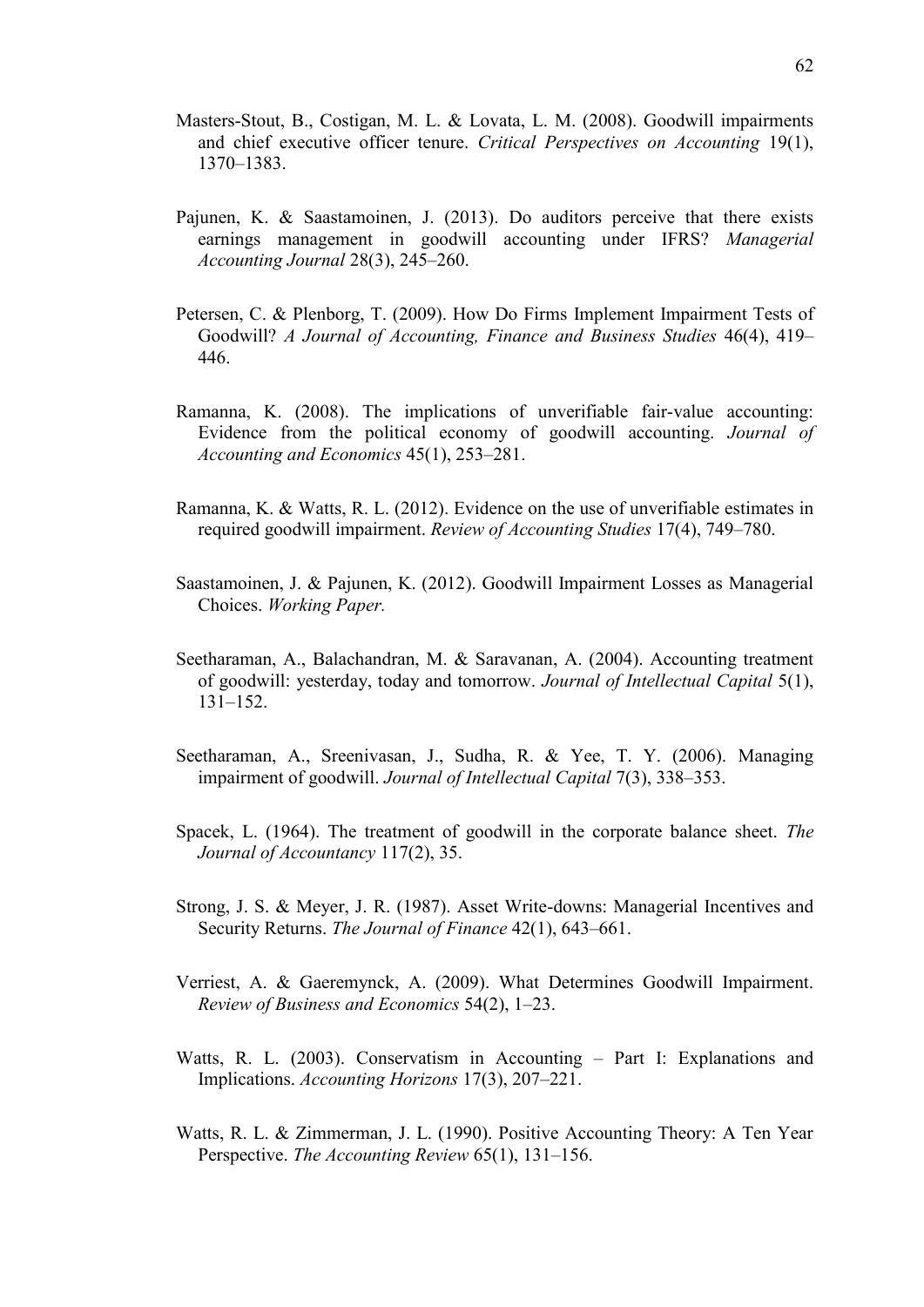Masters-Stout, B., Costigan, M. L. & Lovata, L. M. (2008). Goodwill impairments and chief executive officer tenure. *Critical Perspectives on Accounting* 19(1), 1370–1383.

Pajunen, K. & Saastamoinen, J. (2013). Do auditors perceive that there exists earnings management in goodwill accounting under IFRS? *Managerial Accounting Journal* 28(3), 245–260.

Petersen, C. & Plenborg, T. (2009). How Do Firms Implement Impairment Tests of Goodwill? *A Journal of Accounting, Finance and Business Studies* 46(4), 419–446.

Ramanna, K. (2008). The implications of unverifiable fair-value accounting: Evidence from the political economy of goodwill accounting. *Journal of Accounting and Economics* 45(1), 253–281.

Ramanna, K. & Watts, R. L. (2012). Evidence on the use of unverifiable estimates in required goodwill impairment. *Review of Accounting Studies* 17(4), 749–780.

Saastamoinen, J. & Pajunen, K. (2012). Goodwill Impairment Losses as Managerial Choices. *Working Paper.*

Seetharaman, A., Balachandran, M. & Saravanan, A. (2004). Accounting treatment of goodwill: yesterday, today and tomorrow. *Journal of Intellectual Capital* 5(1), 131–152.

Seetharaman, A., Sreenivasan, J., Sudha, R. & Yee, T. Y. (2006). Managing impairment of goodwill. *Journal of Intellectual Capital* 7(3), 338–353.

Spacek, L. (1964). The treatment of goodwill in the corporate balance sheet. *The Journal of Accountancy* 117(2), 35.

Strong, J. S. & Meyer, J. R. (1987). Asset Write-downs: Managerial Incentives and Security Returns. *The Journal of Finance* 42(1), 643–661.

Verriest, A. & Gaeremynck, A. (2009). What Determines Goodwill Impairment. *Review of Business and Economics* 54(2), 1–23.

Watts, R. L. (2003). Conservatism in Accounting – Part I: Explanations and Implications. *Accounting Horizons* 17(3), 207–221.

Watts, R. L. & Zimmerman, J. L. (1990). Positive Accounting Theory: A Ten Year Perspective. *The Accounting Review* 65(1), 131–156.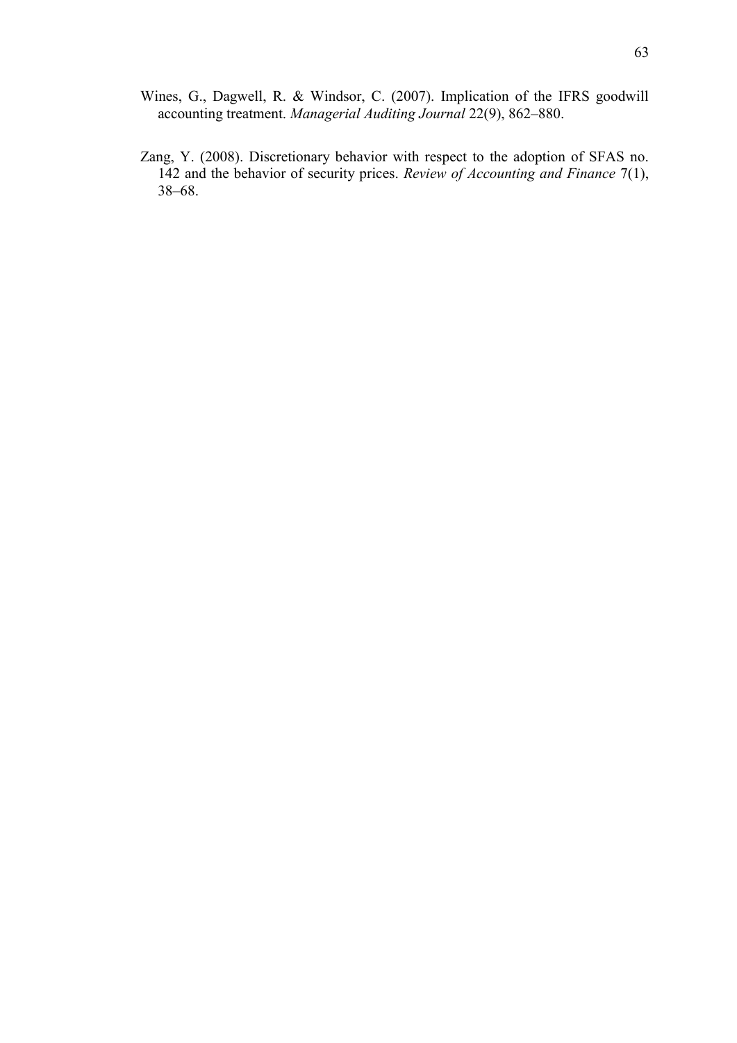Wines, G., Dagwell, R. & Windsor, C. (2007). Implication of the IFRS goodwill accounting treatment. *Managerial Auditing Journal* 22(9), 862–880.

Zang, Y. (2008). Discretionary behavior with respect to the adoption of SFAS no. 142 and the behavior of security prices. *Review of Accounting and Finance* 7(1), 38–68.